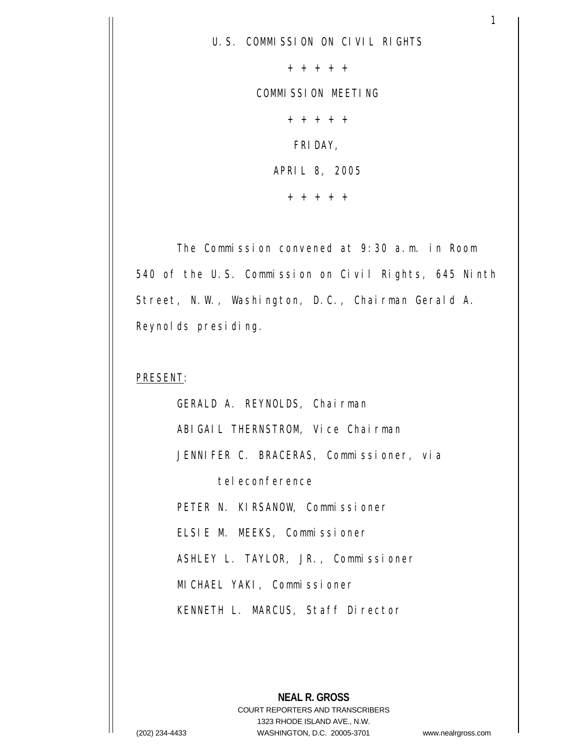U.S. COMMISSION ON CIVIL RIGHTS

+ + + + +

COMMISSION MEETING

+ + + + +

FRIDAY,

APRIL 8, 2005

+ + + + +

The Commission convened at 9:30 a.m. in Room 540 of the U.S. Commission on Civil Rights, 645 Ninth Street, N.W., Washington, D.C., Chairman Gerald A. Reynolds presiding.

PRESENT:

GERALD A. REYNOLDS, Chairman

ABIGAIL THERNSTROM, Vice Chairman

JENNIFER C. BRACERAS, Commissioner, via teleconference

PETER N. KIRSANOW, Commissioner

ELSIE M. MEEKS, Commissioner

ASHLEY L. TAYLOR, JR., Commissioner

MICHAEL YAKI, Commissioner

KENNETH L. MARCUS, Staff Director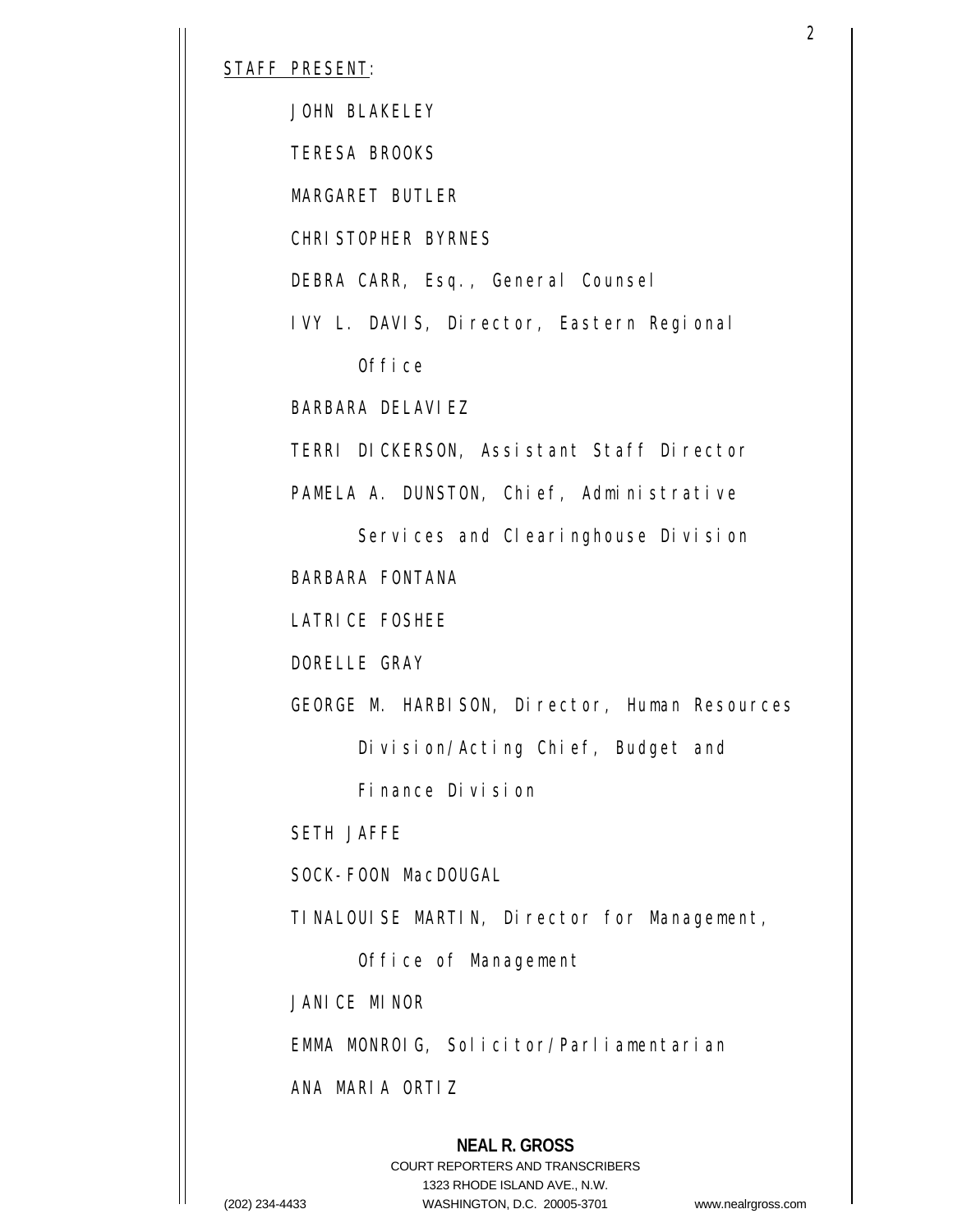STAFF PRESENT:

JOHN BLAKELEY

TERESA BROOKS

MARGARET BUTLER

CHRISTOPHER BYRNES

DEBRA CARR, Esq., General Counsel

IVY L. DAVIS, Director, Eastern Regional Office

BARBARA DELAVIEZ

TERRI DICKERSON, Assistant Staff Director

PAMELA A. DUNSTON, Chief, Administrative Services and Clearinghouse Division

BARBARA FONTANA

LATRICE FOSHEE

DORELLE GRAY

GEORGE M. HARBISON, Director, Human Resources Division/Acting Chief, Budget and Finance Division

SETH JAFFE

SOCK-FOON MacDOUGAL

TINALOUISE MARTIN, Director for Management, Office of Management

JANICE MINOR

EMMA MONROIG, Solicitor/Parliamentarian

ANA MARIA ORTIZ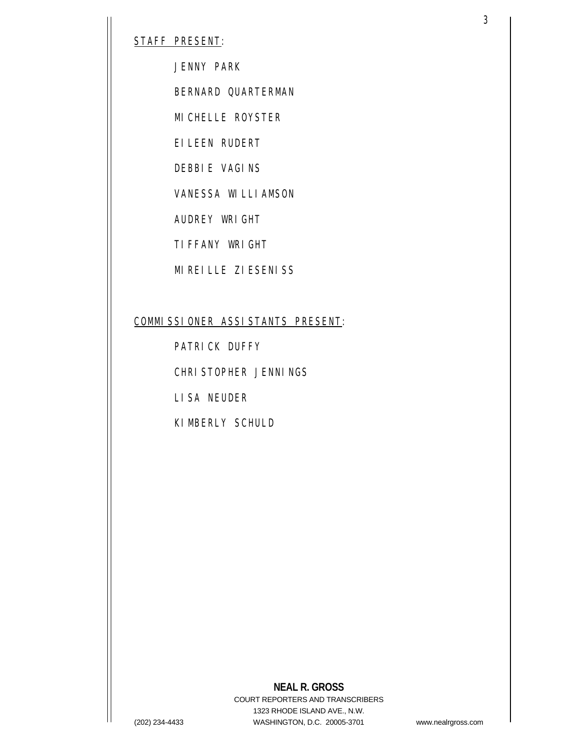STAFF PRESENT:

JENNY PARK

BERNARD QUARTERMAN

MICHELLE ROYSTER

EILEEN RUDERT

DEBBIE VAGINS

VANESSA WILLIAMSON

AUDREY WRIGHT

TIFFANY WRIGHT

MIREILLE ZIESENISS

COMMISSIONER ASSISTANTS PRESENT:

PATRICK DUFFY

CHRISTOPHER JENNINGS

LISA NEUDER

KIMBERLY SCHULD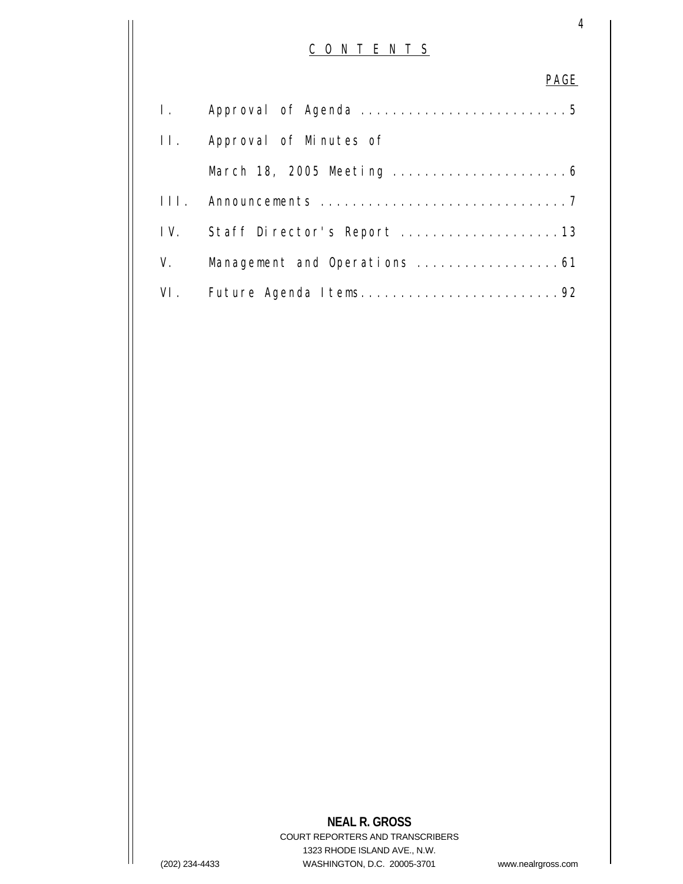# C O N T E N T S

| | | PAGE |
|---|---|---|
| I. | Approval of Agenda | 5 |
| II. | Approval of Minutes of March 18, 2005 Meeting | 6 |
| III. | Announcements | 7 |
| IV. | Staff Director's Report | 13 |
| V. | Management and Operations | 61 |
| VI. | Future Agenda Items | 92 |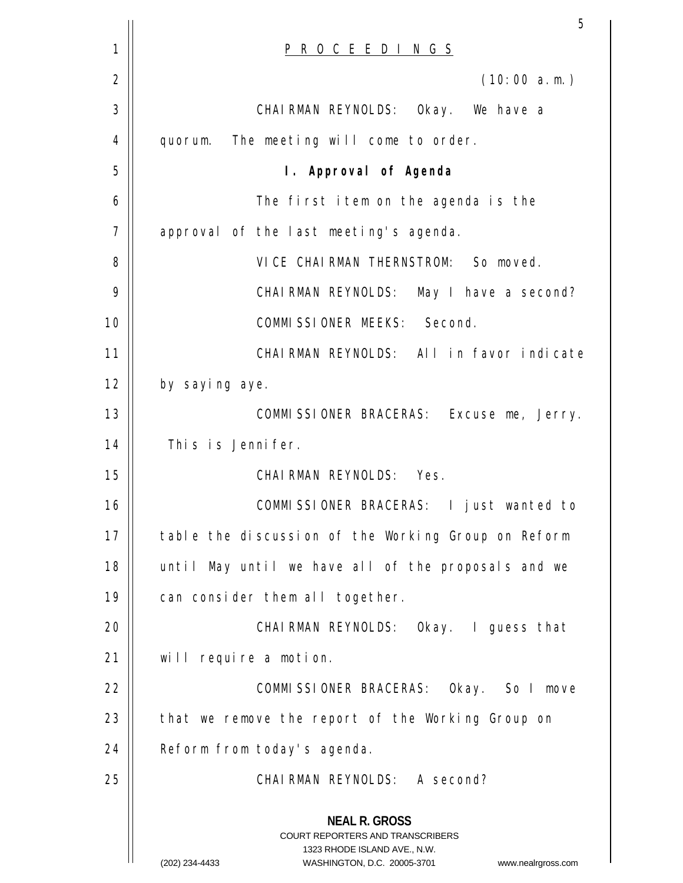P R O C E E D I N G S

(10:00 a.m.)

CHAIRMAN REYNOLDS: Okay. We have a quorum. The meeting will come to order.

**I. Approval of Agenda**

The first item on the agenda is the approval of the last meeting's agenda.

VICE CHAIRMAN THERNSTROM: So moved.

CHAIRMAN REYNOLDS: May I have a second?

COMMISSIONER MEEKS: Second.

CHAIRMAN REYNOLDS: All in favor indicate by saying aye.

COMMISSIONER BRACERAS: Excuse me, Jerry. This is Jennifer.

CHAIRMAN REYNOLDS: Yes.

COMMISSIONER BRACERAS: I just wanted to table the discussion of the Working Group on Reform until May until we have all of the proposals and we can consider them all together.

CHAIRMAN REYNOLDS: Okay. I guess that will require a motion.

COMMISSIONER BRACERAS: Okay. So I move that we remove the report of the Working Group on Reform from today's agenda.

CHAIRMAN REYNOLDS: A second?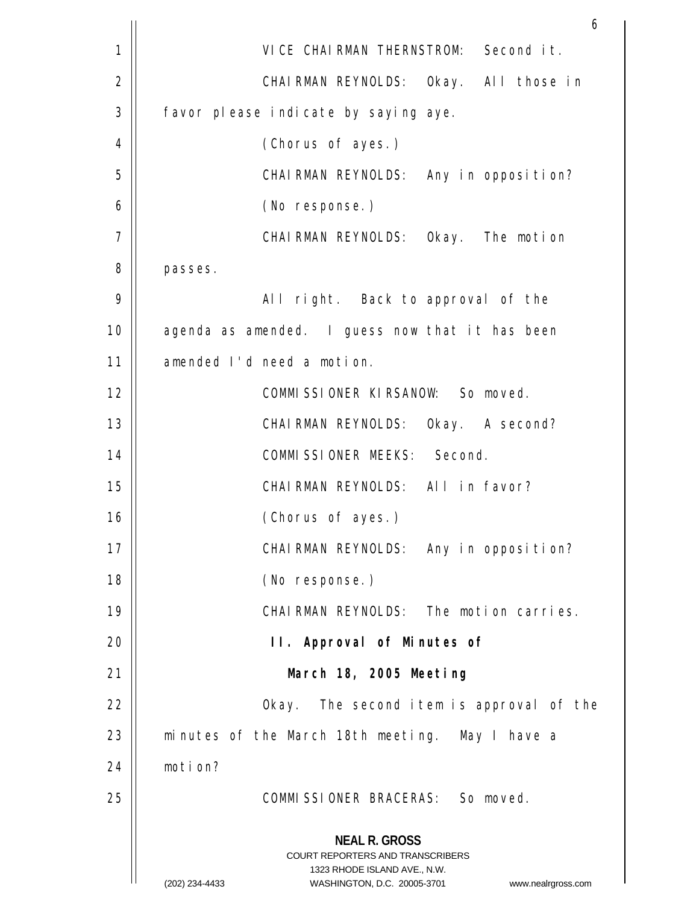VICE CHAIRMAN THERNSTROM: Second it.

CHAIRMAN REYNOLDS: Okay. All those in favor please indicate by saying aye.

(Chorus of ayes.)

CHAIRMAN REYNOLDS: Any in opposition?

(No response.)

CHAIRMAN REYNOLDS: Okay. The motion passes.

All right. Back to approval of the agenda as amended. I guess now that it has been amended I'd need a motion.

COMMISSIONER KIRSANOW: So moved.

CHAIRMAN REYNOLDS: Okay. A second?

COMMISSIONER MEEKS: Second.

CHAIRMAN REYNOLDS: All in favor?

(Chorus of ayes.)

CHAIRMAN REYNOLDS: Any in opposition?

(No response.)

CHAIRMAN REYNOLDS: The motion carries.

## II. Approval of Minutes of March 18, 2005 Meeting

Okay. The second item is approval of the minutes of the March 18th meeting. May I have a motion?

COMMISSIONER BRACERAS: So moved.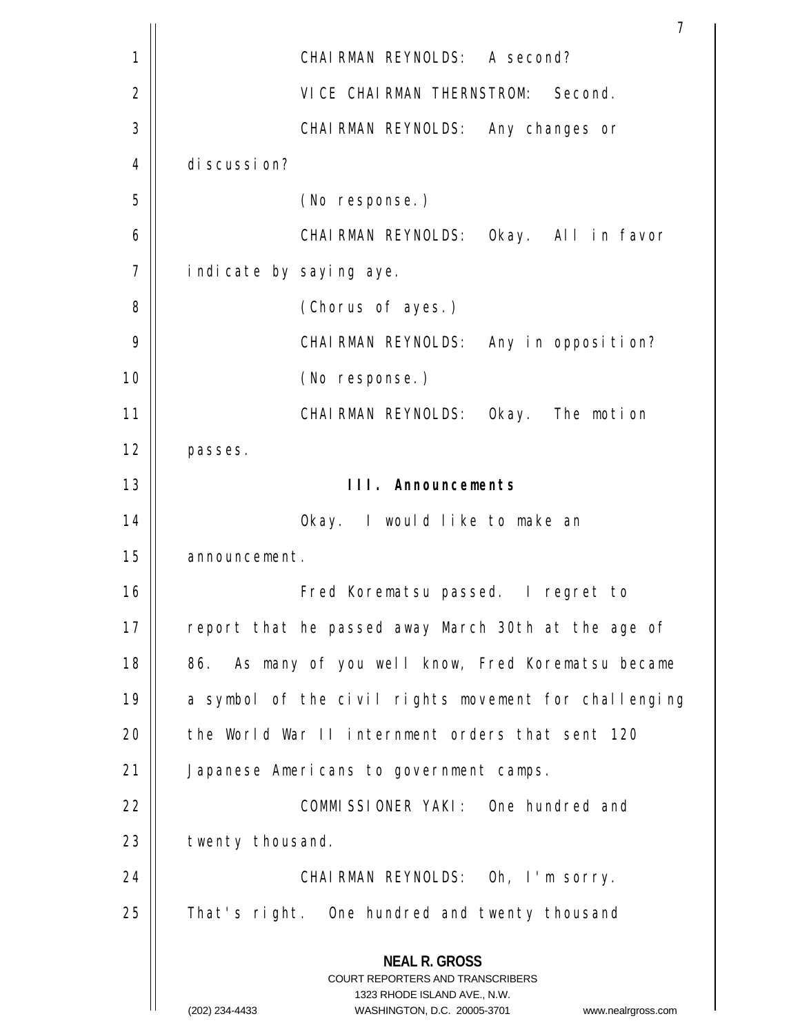CHAIRMAN REYNOLDS: A second?

VICE CHAIRMAN THERNSTROM: Second.

CHAIRMAN REYNOLDS: Any changes or discussion?

(No response.)

CHAIRMAN REYNOLDS: Okay. All in favor indicate by saying aye.

(Chorus of ayes.)

CHAIRMAN REYNOLDS: Any in opposition?

(No response.)

CHAIRMAN REYNOLDS: Okay. The motion passes.

## III. Announcements

Okay. I would like to make an announcement.

Fred Korematsu passed. I regret to report that he passed away March 30th at the age of 86. As many of you well know, Fred Korematsu became a symbol of the civil rights movement for challenging the World War II internment orders that sent 120 Japanese Americans to government camps.

COMMISSIONER YAKI: One hundred and twenty thousand.

CHAIRMAN REYNOLDS: Oh, I'm sorry. That's right. One hundred and twenty thousand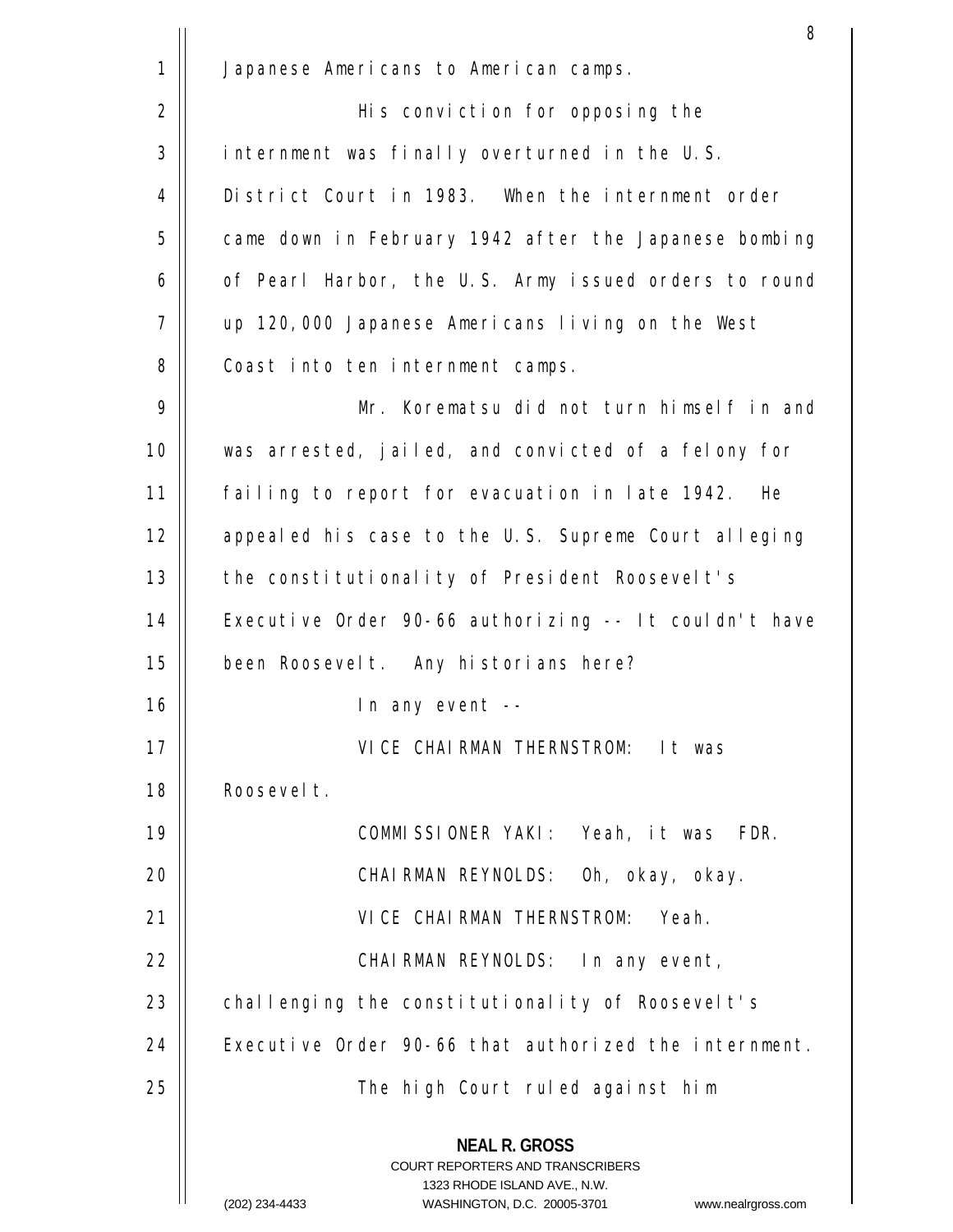Japanese Americans to American camps.

His conviction for opposing the internment was finally overturned in the U.S. District Court in 1983. When the internment order came down in February 1942 after the Japanese bombing of Pearl Harbor, the U.S. Army issued orders to round up 120,000 Japanese Americans living on the West Coast into ten internment camps.

Mr. Korematsu did not turn himself in and was arrested, jailed, and convicted of a felony for failing to report for evacuation in late 1942. He appealed his case to the U.S. Supreme Court alleging the constitutionality of President Roosevelt's Executive Order 90-66 authorizing -- It couldn't have been Roosevelt. Any historians here?

In any event --

VICE CHAIRMAN THERNSTROM: It was Roosevelt.

COMMISSIONER YAKI: Yeah, it was FDR.

CHAIRMAN REYNOLDS: Oh, okay, okay.

VICE CHAIRMAN THERNSTROM: Yeah.

CHAIRMAN REYNOLDS: In any event, challenging the constitutionality of Roosevelt's Executive Order 90-66 that authorized the internment.

The high Court ruled against him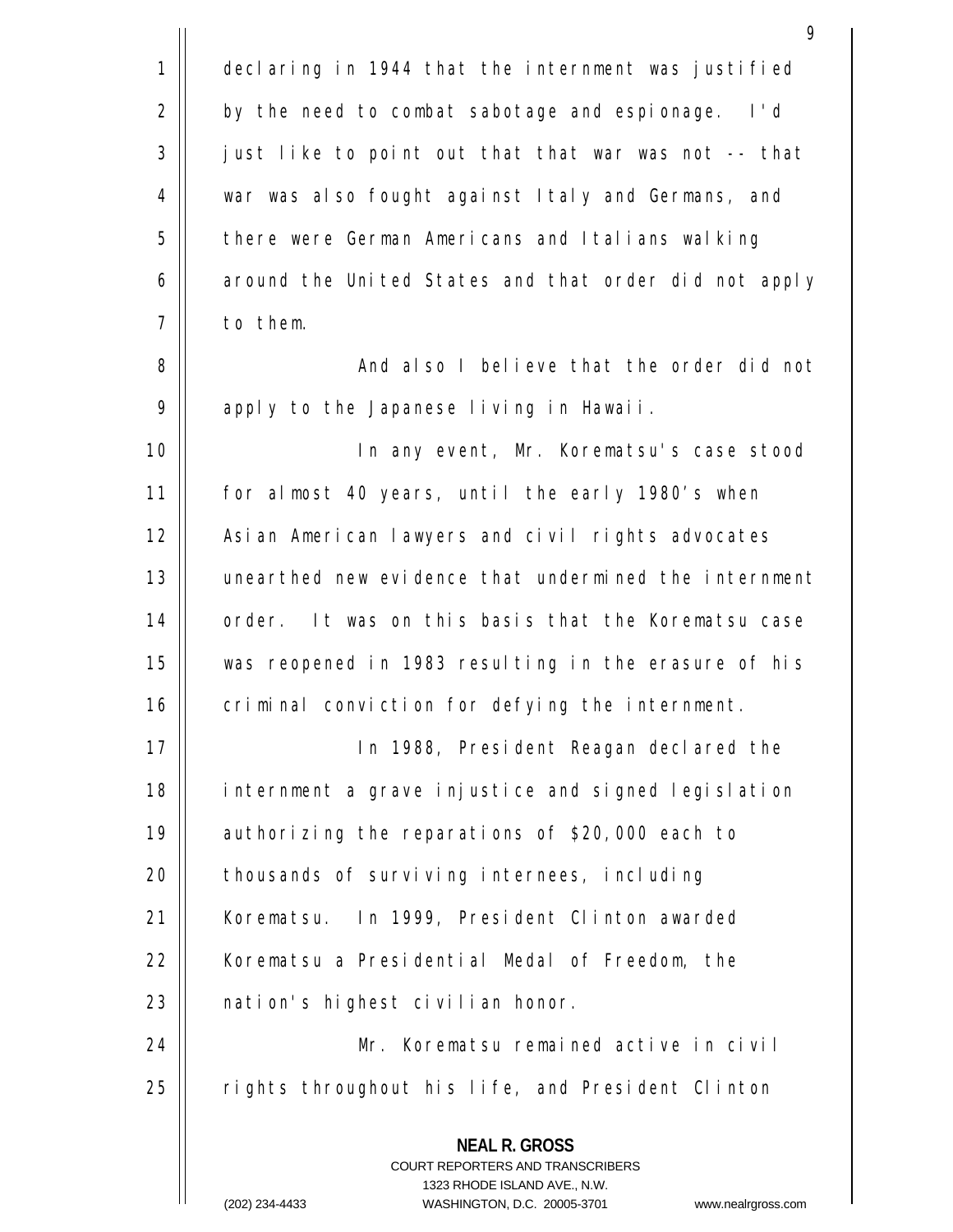declaring in 1944 that the internment was justified by the need to combat sabotage and espionage. I'd just like to point out that that war was not -- that war was also fought against Italy and Germans, and there were German Americans and Italians walking around the United States and that order did not apply to them.

And also I believe that the order did not apply to the Japanese living in Hawaii.

In any event, Mr. Korematsu's case stood for almost 40 years, until the early 1980's when Asian American lawyers and civil rights advocates unearthed new evidence that undermined the internment order. It was on this basis that the Korematsu case was reopened in 1983 resulting in the erasure of his criminal conviction for defying the internment.

In 1988, President Reagan declared the internment a grave injustice and signed legislation authorizing the reparations of $20,000 each to thousands of surviving internees, including Korematsu. In 1999, President Clinton awarded Korematsu a Presidential Medal of Freedom, the nation's highest civilian honor.

Mr. Korematsu remained active in civil rights throughout his life, and President Clinton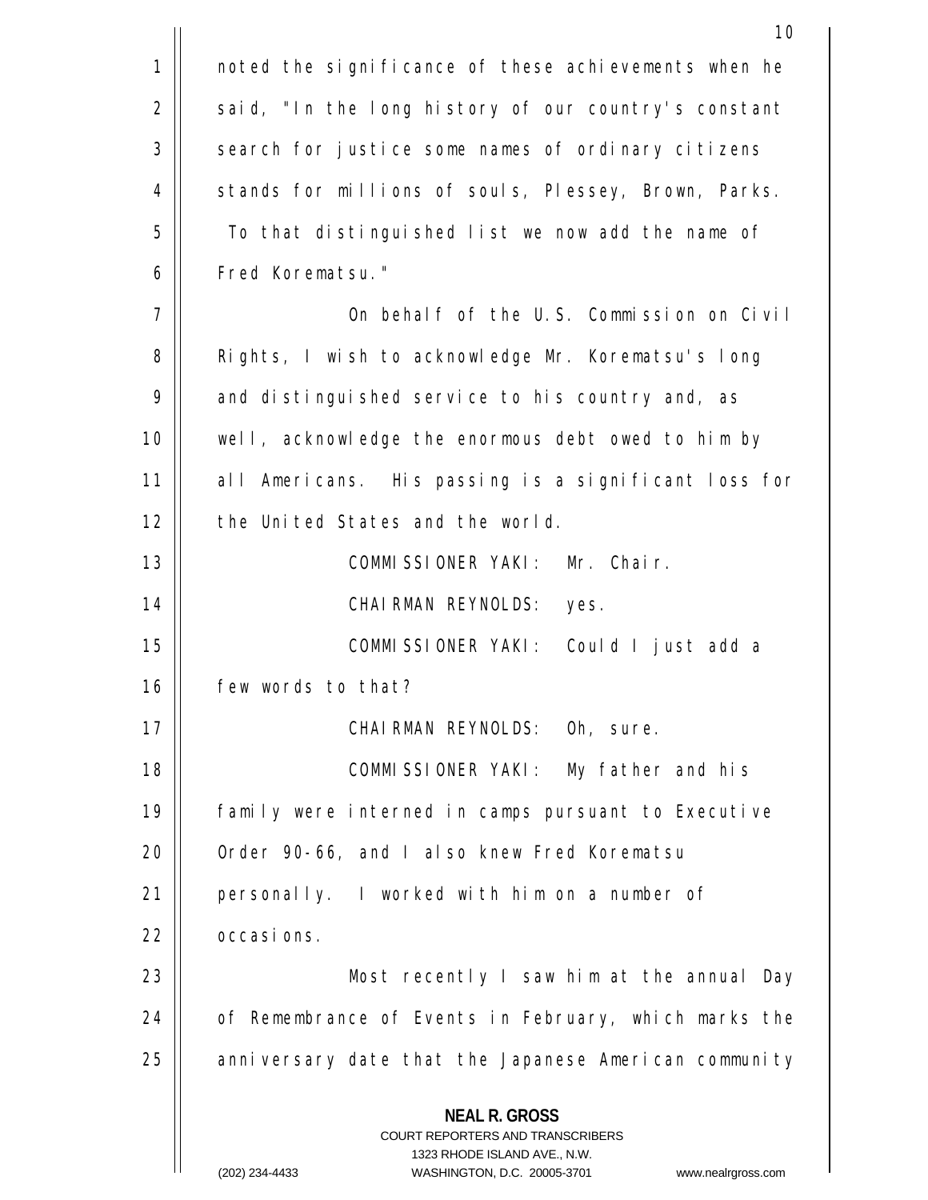noted the significance of these achievements when he said, "In the long history of our country's constant search for justice some names of ordinary citizens stands for millions of souls, Plessey, Brown, Parks. To that distinguished list we now add the name of Fred Korematsu."

On behalf of the U.S. Commission on Civil Rights, I wish to acknowledge Mr. Korematsu's long and distinguished service to his country and, as well, acknowledge the enormous debt owed to him by all Americans. His passing is a significant loss for the United States and the world.

COMMISSIONER YAKI: Mr. Chair.

CHAIRMAN REYNOLDS: yes.

COMMISSIONER YAKI: Could I just add a few words to that?

CHAIRMAN REYNOLDS: Oh, sure.

COMMISSIONER YAKI: My father and his family were interned in camps pursuant to Executive Order 90-66, and I also knew Fred Korematsu personally. I worked with him on a number of occasions.

Most recently I saw him at the annual Day of Remembrance of Events in February, which marks the anniversary date that the Japanese American community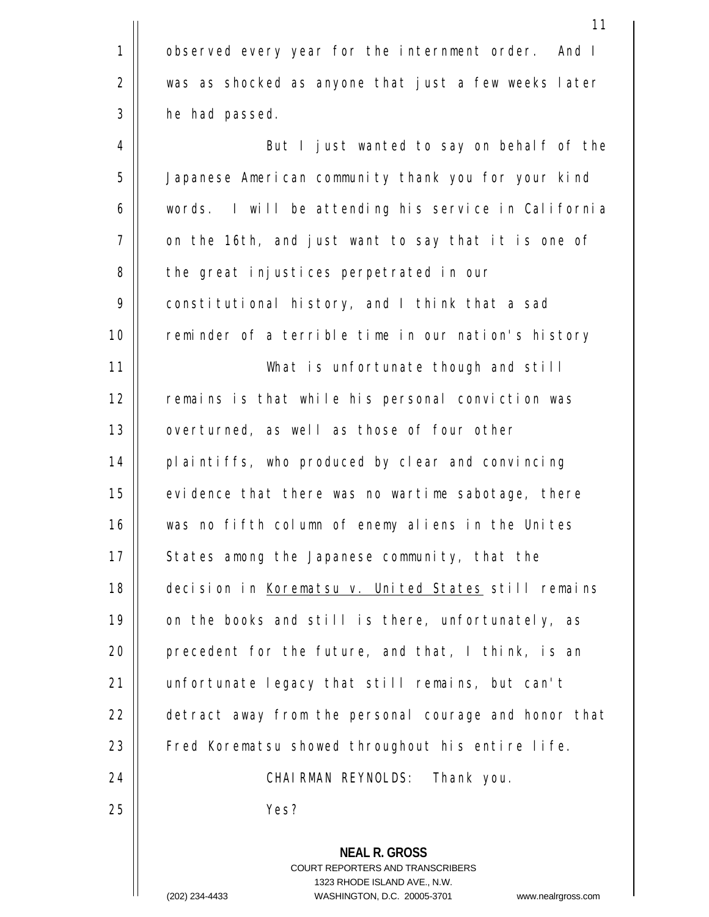observed every year for the internment order. And I was as shocked as anyone that just a few weeks later he had passed.

But I just wanted to say on behalf of the Japanese American community thank you for your kind words. I will be attending his service in California on the 16th, and just want to say that it is one of the great injustices perpetrated in our constitutional history, and I think that a sad reminder of a terrible time in our nation's history

What is unfortunate though and still remains is that while his personal conviction was overturned, as well as those of four other plaintiffs, who produced by clear and convincing evidence that there was no wartime sabotage, there was no fifth column of enemy aliens in the Unites States among the Japanese community, that the decision in Korematsu v. United States still remains on the books and still is there, unfortunately, as precedent for the future, and that, I think, is an unfortunate legacy that still remains, but can't detract away from the personal courage and honor that Fred Korematsu showed throughout his entire life.

CHAIRMAN REYNOLDS: Thank you.

Yes?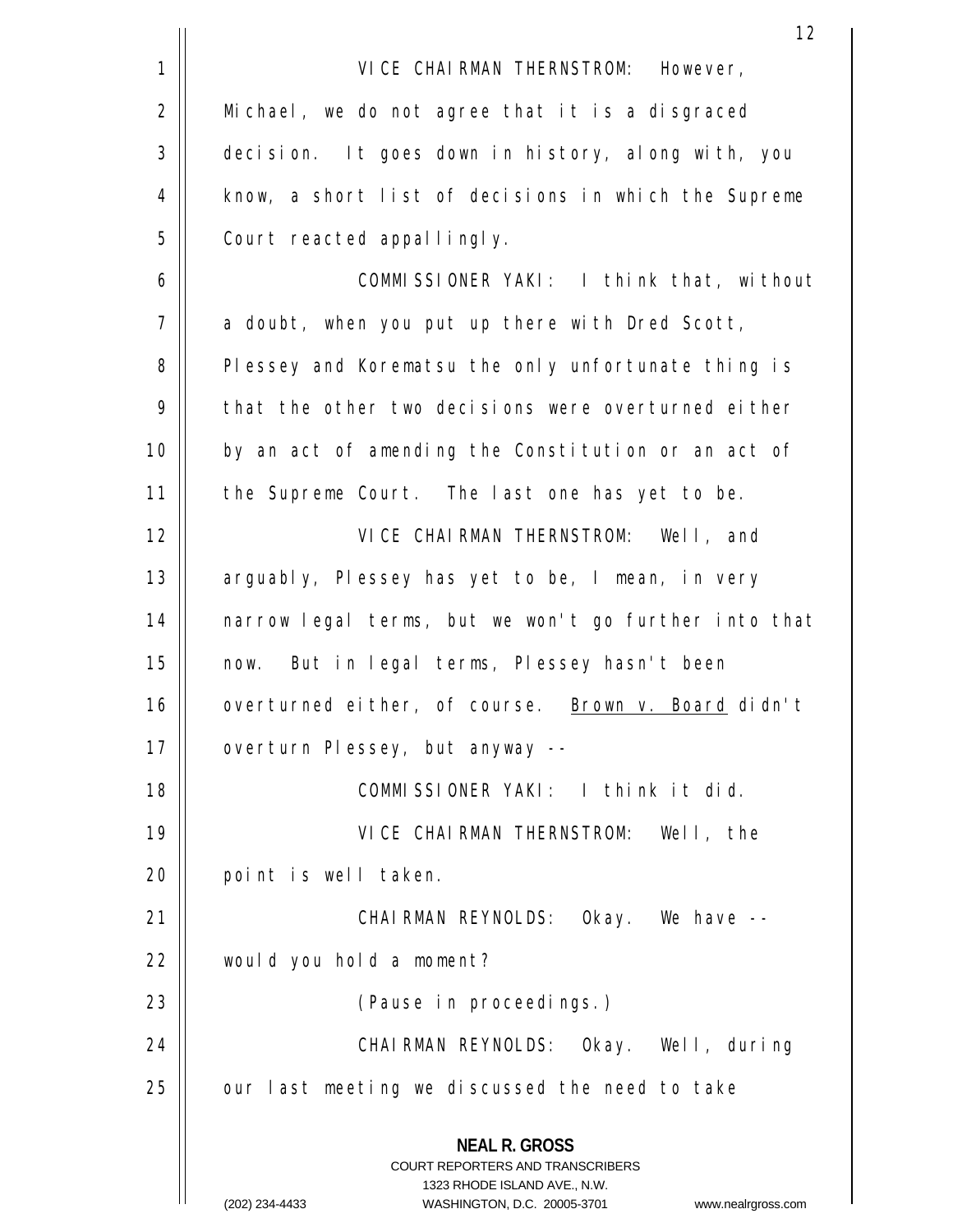VICE CHAIRMAN THERNSTROM: However, Michael, we do not agree that it is a disgraced decision. It goes down in history, along with, you know, a short list of decisions in which the Supreme Court reacted appallingly.

COMMISSIONER YAKI: I think that, without a doubt, when you put up there with Dred Scott, Plessey and Korematsu the only unfortunate thing is that the other two decisions were overturned either by an act of amending the Constitution or an act of the Supreme Court. The last one has yet to be.

VICE CHAIRMAN THERNSTROM: Well, and arguably, Plessey has yet to be, I mean, in very narrow legal terms, but we won't go further into that now. But in legal terms, Plessey hasn't been overturned either, of course. Brown v. Board didn't overturn Plessey, but anyway --

COMMISSIONER YAKI: I think it did.

VICE CHAIRMAN THERNSTROM: Well, the point is well taken.

CHAIRMAN REYNOLDS: Okay. We have -- would you hold a moment?

(Pause in proceedings.)

CHAIRMAN REYNOLDS: Okay. Well, during our last meeting we discussed the need to take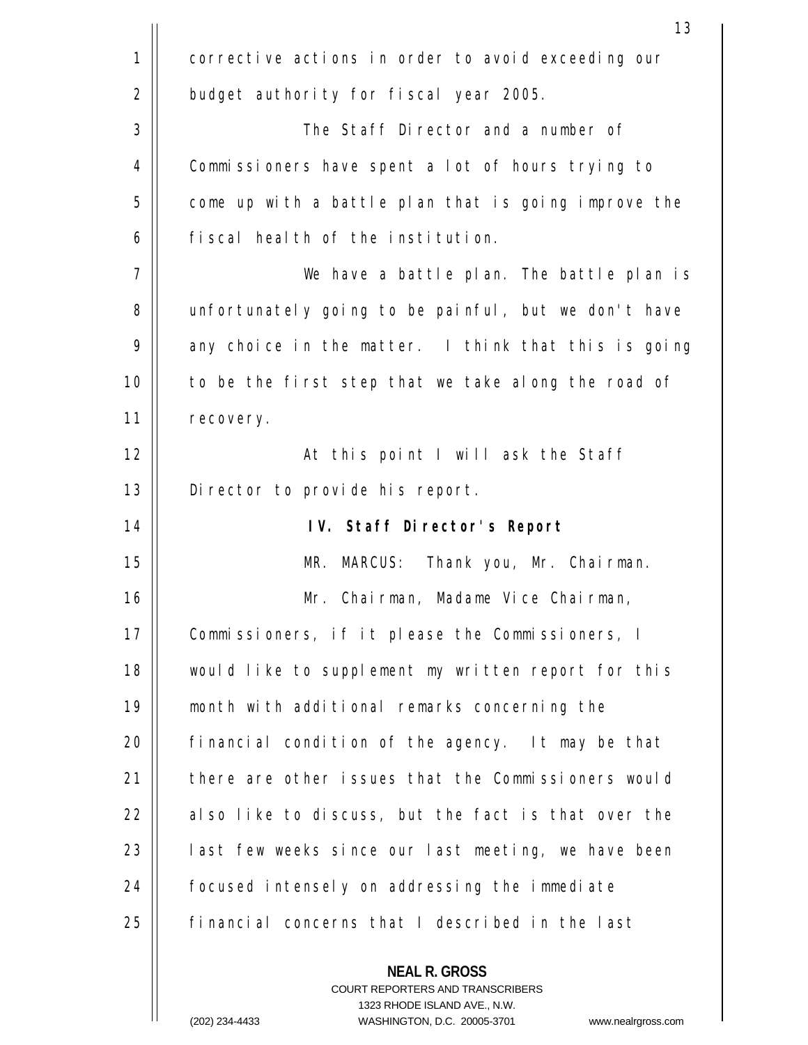corrective actions in order to avoid exceeding our budget authority for fiscal year 2005.

The Staff Director and a number of Commissioners have spent a lot of hours trying to come up with a battle plan that is going improve the fiscal health of the institution.

We have a battle plan. The battle plan is unfortunately going to be painful, but we don't have any choice in the matter. I think that this is going to be the first step that we take along the road of recovery.

At this point I will ask the Staff Director to provide his report.

## IV. Staff Director's Report

MR. MARCUS: Thank you, Mr. Chairman.

Mr. Chairman, Madame Vice Chairman, Commissioners, if it please the Commissioners, I would like to supplement my written report for this month with additional remarks concerning the financial condition of the agency. It may be that there are other issues that the Commissioners would also like to discuss, but the fact is that over the last few weeks since our last meeting, we have been focused intensely on addressing the immediate financial concerns that I described in the last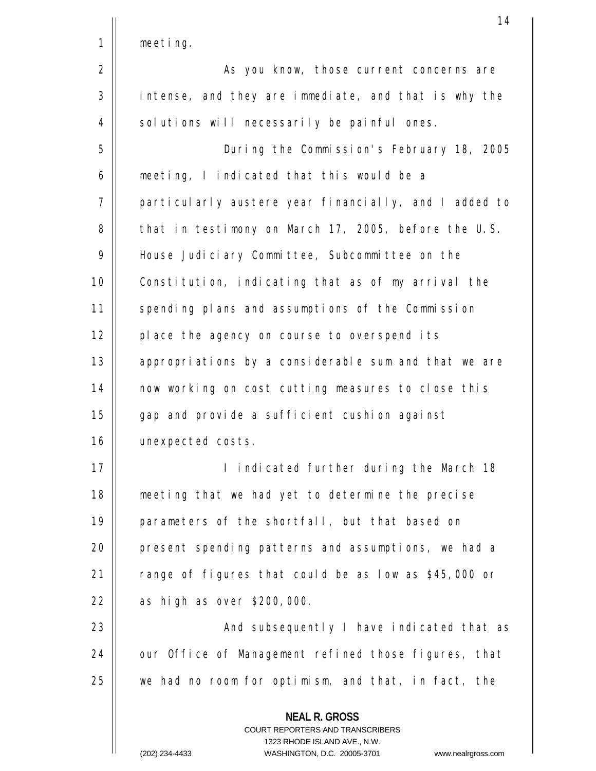meeting.

As you know, those current concerns are intense, and they are immediate, and that is why the solutions will necessarily be painful ones.

During the Commission's February 18, 2005 meeting, I indicated that this would be a particularly austere year financially, and I added to that in testimony on March 17, 2005, before the U.S. House Judiciary Committee, Subcommittee on the Constitution, indicating that as of my arrival the spending plans and assumptions of the Commission place the agency on course to overspend its appropriations by a considerable sum and that we are now working on cost cutting measures to close this gap and provide a sufficient cushion against unexpected costs.

I indicated further during the March 18 meeting that we had yet to determine the precise parameters of the shortfall, but that based on present spending patterns and assumptions, we had a range of figures that could be as low as $45,000 or as high as over $200,000.

And subsequently I have indicated that as our Office of Management refined those figures, that we had no room for optimism, and that, in fact, the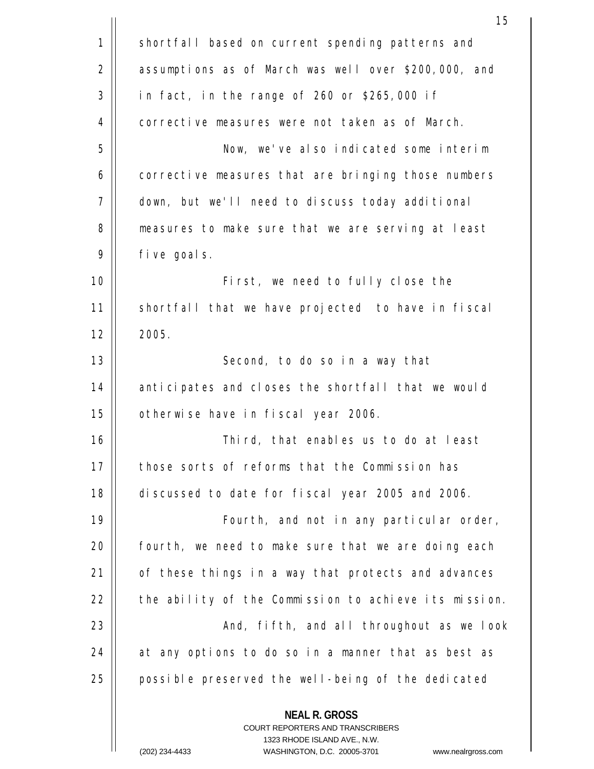shortfall based on current spending patterns and assumptions as of March was well over $200,000, and in fact, in the range of 260 or $265,000 if corrective measures were not taken as of March.

Now, we've also indicated some interim corrective measures that are bringing those numbers down, but we'll need to discuss today additional measures to make sure that we are serving at least five goals.

First, we need to fully close the shortfall that we have projected to have in fiscal 2005.

Second, to do so in a way that anticipates and closes the shortfall that we would otherwise have in fiscal year 2006.

Third, that enables us to do at least those sorts of reforms that the Commission has discussed to date for fiscal year 2005 and 2006.

Fourth, and not in any particular order, fourth, we need to make sure that we are doing each of these things in a way that protects and advances the ability of the Commission to achieve its mission.

And, fifth, and all throughout as we look at any options to do so in a manner that as best as possible preserved the well-being of the dedicated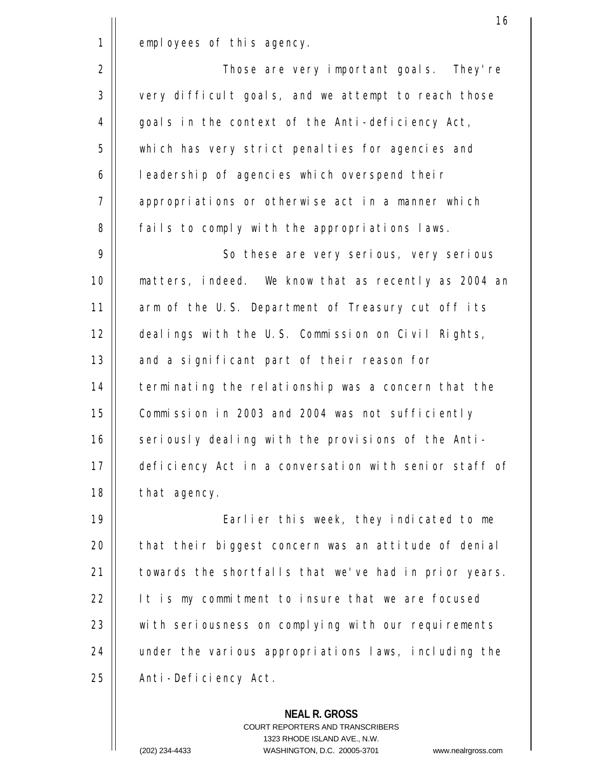employees of this agency.

Those are very important goals. They're very difficult goals, and we attempt to reach those goals in the context of the Anti-deficiency Act, which has very strict penalties for agencies and leadership of agencies which overspend their appropriations or otherwise act in a manner which fails to comply with the appropriations laws.

So these are very serious, very serious matters, indeed. We know that as recently as 2004 an arm of the U.S. Department of Treasury cut off its dealings with the U.S. Commission on Civil Rights, and a significant part of their reason for terminating the relationship was a concern that the Commission in 2003 and 2004 was not sufficiently seriously dealing with the provisions of the Anti-deficiency Act in a conversation with senior staff of that agency.

Earlier this week, they indicated to me that their biggest concern was an attitude of denial towards the shortfalls that we've had in prior years. It is my commitment to insure that we are focused with seriousness on complying with our requirements under the various appropriations laws, including the Anti-Deficiency Act.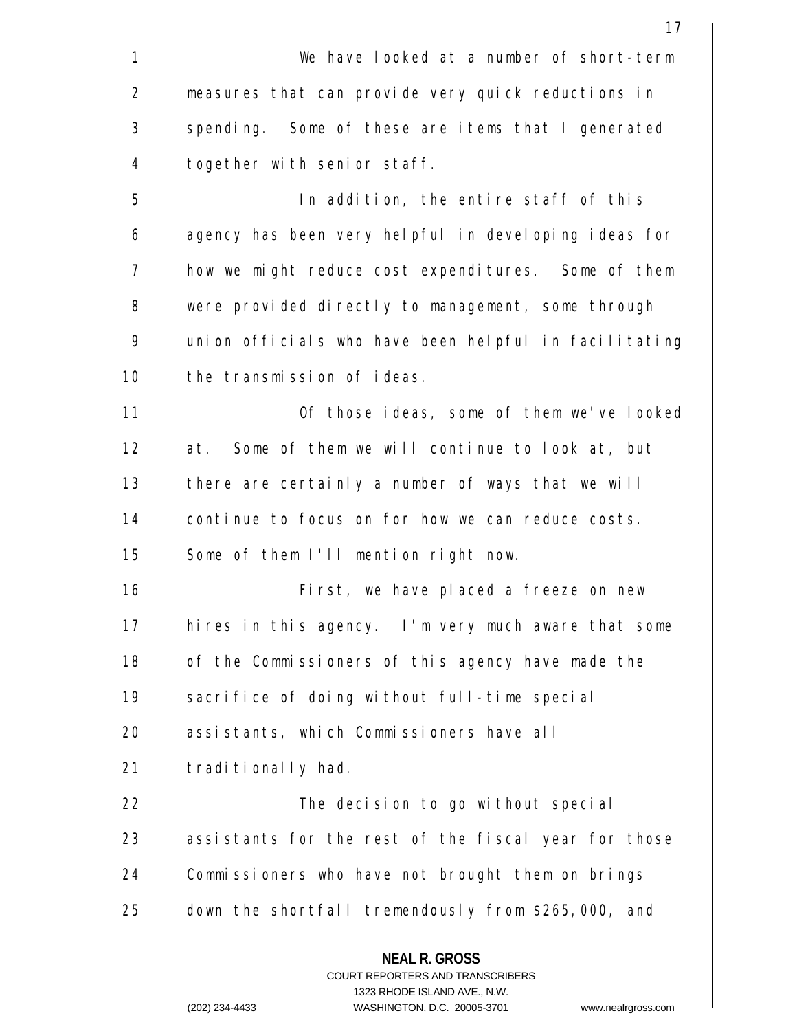We have looked at a number of short-term measures that can provide very quick reductions in spending. Some of these are items that I generated together with senior staff.

In addition, the entire staff of this agency has been very helpful in developing ideas for how we might reduce cost expenditures. Some of them were provided directly to management, some through union officials who have been helpful in facilitating the transmission of ideas.

Of those ideas, some of them we've looked at. Some of them we will continue to look at, but there are certainly a number of ways that we will continue to focus on for how we can reduce costs. Some of them I'll mention right now.

First, we have placed a freeze on new hires in this agency. I'm very much aware that some of the Commissioners of this agency have made the sacrifice of doing without full-time special assistants, which Commissioners have all traditionally had.

The decision to go without special assistants for the rest of the fiscal year for those Commissioners who have not brought them on brings down the shortfall tremendously from $265,000, and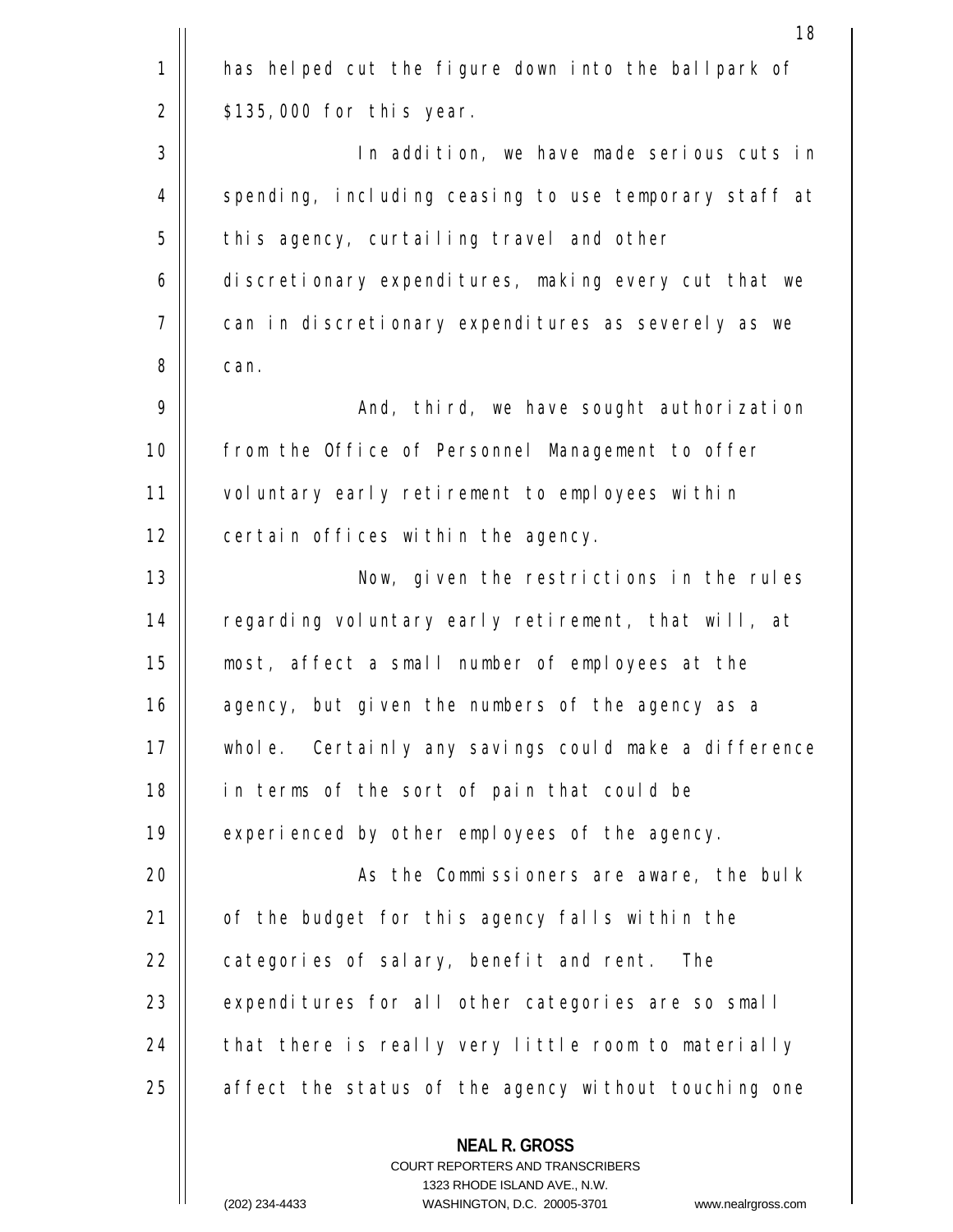has helped cut the figure down into the ballpark of $135,000 for this year.

In addition, we have made serious cuts in spending, including ceasing to use temporary staff at this agency, curtailing travel and other discretionary expenditures, making every cut that we can in discretionary expenditures as severely as we can.

And, third, we have sought authorization from the Office of Personnel Management to offer voluntary early retirement to employees within certain offices within the agency.

Now, given the restrictions in the rules regarding voluntary early retirement, that will, at most, affect a small number of employees at the agency, but given the numbers of the agency as a whole. Certainly any savings could make a difference in terms of the sort of pain that could be experienced by other employees of the agency.

As the Commissioners are aware, the bulk of the budget for this agency falls within the categories of salary, benefit and rent. The expenditures for all other categories are so small that there is really very little room to materially affect the status of the agency without touching one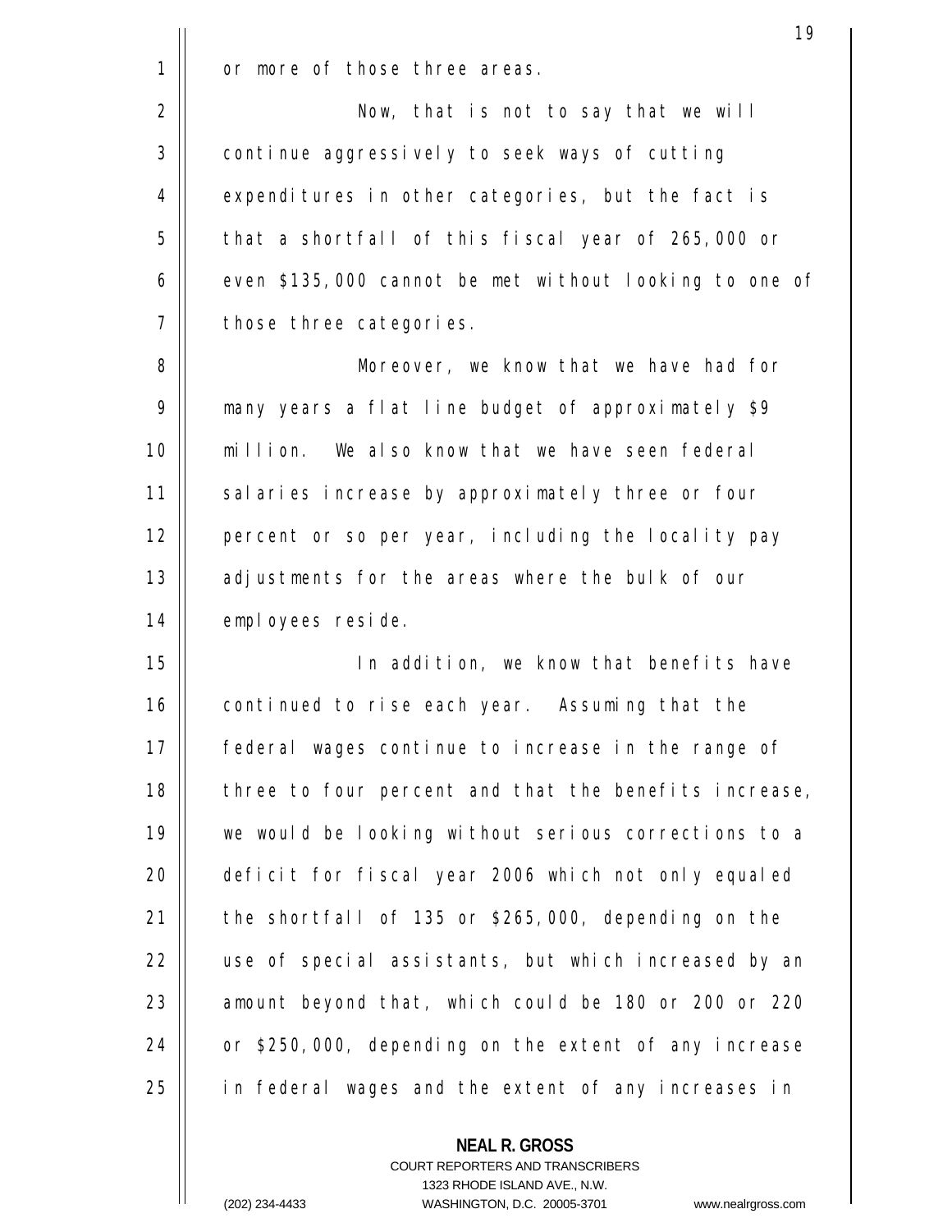or more of those three areas.

Now, that is not to say that we will continue aggressively to seek ways of cutting expenditures in other categories, but the fact is that a shortfall of this fiscal year of 265,000 or even $135,000 cannot be met without looking to one of those three categories.

Moreover, we know that we have had for many years a flat line budget of approximately $9 million. We also know that we have seen federal salaries increase by approximately three or four percent or so per year, including the locality pay adjustments for the areas where the bulk of our employees reside.

In addition, we know that benefits have continued to rise each year. Assuming that the federal wages continue to increase in the range of three to four percent and that the benefits increase, we would be looking without serious corrections to a deficit for fiscal year 2006 which not only equaled the shortfall of 135 or $265,000, depending on the use of special assistants, but which increased by an amount beyond that, which could be 180 or 200 or 220 or $250,000, depending on the extent of any increase in federal wages and the extent of any increases in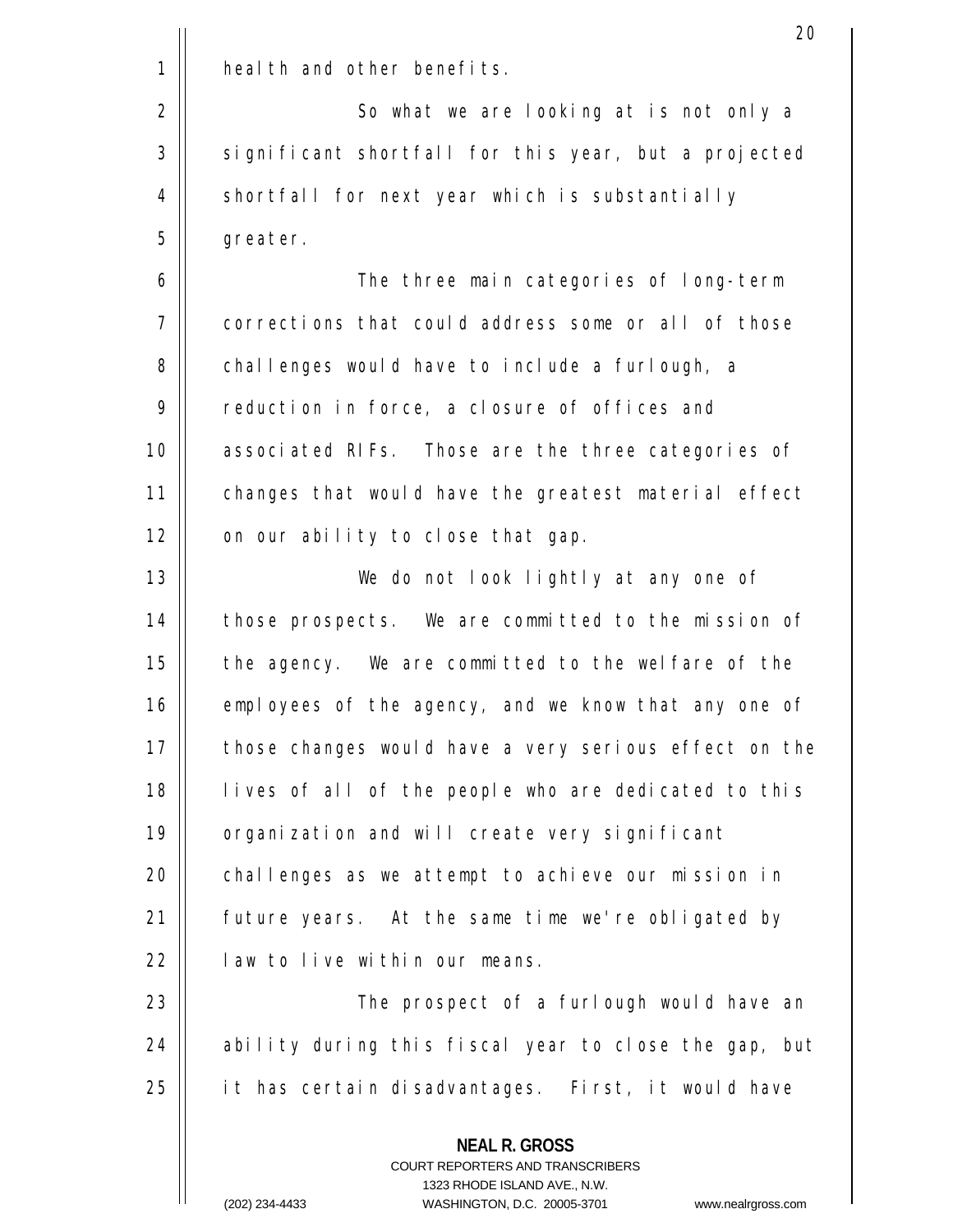health and other benefits.

So what we are looking at is not only a significant shortfall for this year, but a projected shortfall for next year which is substantially greater.

The three main categories of long-term corrections that could address some or all of those challenges would have to include a furlough, a reduction in force, a closure of offices and associated RIFs. Those are the three categories of changes that would have the greatest material effect on our ability to close that gap.

We do not look lightly at any one of those prospects. We are committed to the mission of the agency. We are committed to the welfare of the employees of the agency, and we know that any one of those changes would have a very serious effect on the lives of all of the people who are dedicated to this organization and will create very significant challenges as we attempt to achieve our mission in future years. At the same time we're obligated by law to live within our means.

The prospect of a furlough would have an ability during this fiscal year to close the gap, but it has certain disadvantages. First, it would have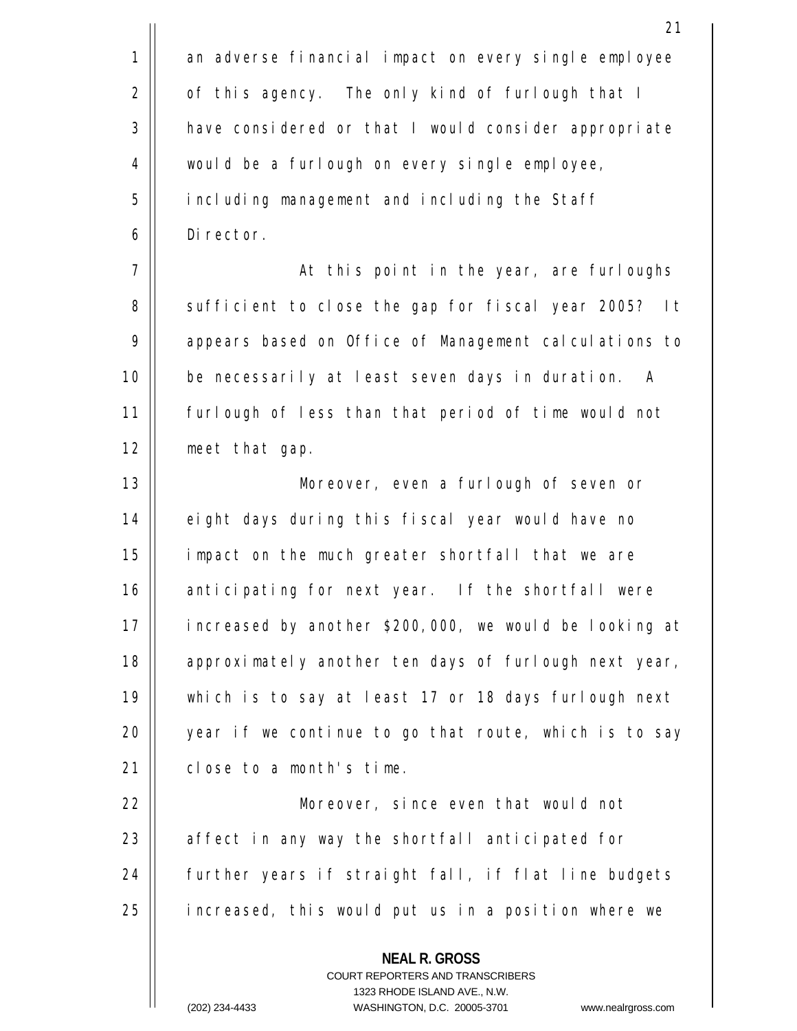an adverse financial impact on every single employee of this agency. The only kind of furlough that I have considered or that I would consider appropriate would be a furlough on every single employee, including management and including the Staff Director.

At this point in the year, are furloughs sufficient to close the gap for fiscal year 2005? It appears based on Office of Management calculations to be necessarily at least seven days in duration. A furlough of less than that period of time would not meet that gap.

Moreover, even a furlough of seven or eight days during this fiscal year would have no impact on the much greater shortfall that we are anticipating for next year. If the shortfall were increased by another $200,000, we would be looking at approximately another ten days of furlough next year, which is to say at least 17 or 18 days furlough next year if we continue to go that route, which is to say close to a month's time.

Moreover, since even that would not affect in any way the shortfall anticipated for further years if straight fall, if flat line budgets increased, this would put us in a position where we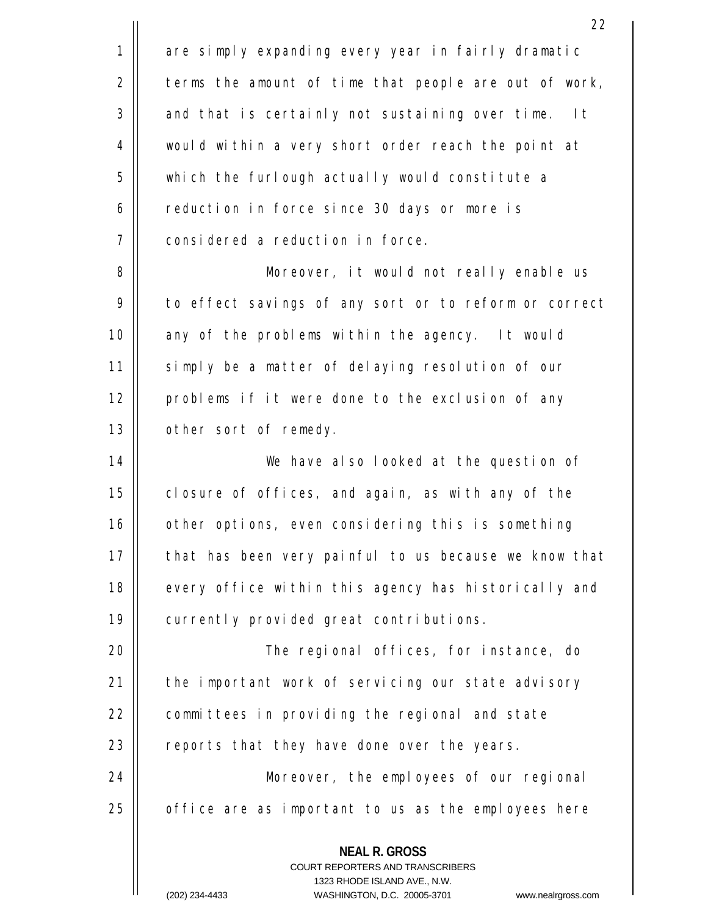are simply expanding every year in fairly dramatic terms the amount of time that people are out of work, and that is certainly not sustaining over time. It would within a very short order reach the point at which the furlough actually would constitute a reduction in force since 30 days or more is considered a reduction in force.

Moreover, it would not really enable us to effect savings of any sort or to reform or correct any of the problems within the agency. It would simply be a matter of delaying resolution of our problems if it were done to the exclusion of any other sort of remedy.

We have also looked at the question of closure of offices, and again, as with any of the other options, even considering this is something that has been very painful to us because we know that every office within this agency has historically and currently provided great contributions.

The regional offices, for instance, do the important work of servicing our state advisory committees in providing the regional and state reports that they have done over the years.

Moreover, the employees of our regional office are as important to us as the employees here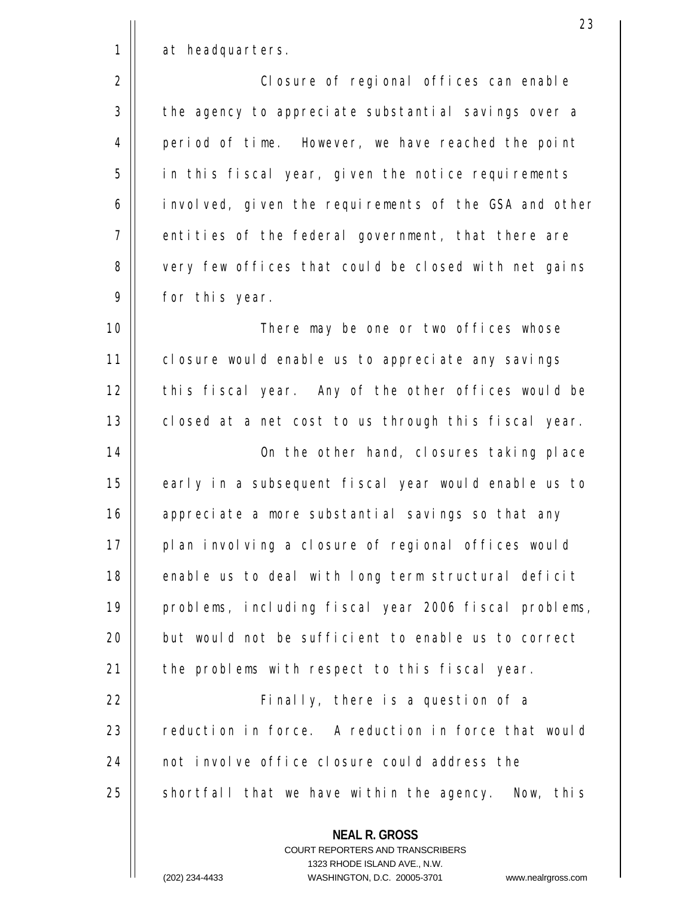at headquarters.

Closure of regional offices can enable the agency to appreciate substantial savings over a period of time. However, we have reached the point in this fiscal year, given the notice requirements involved, given the requirements of the GSA and other entities of the federal government, that there are very few offices that could be closed with net gains for this year.

There may be one or two offices whose closure would enable us to appreciate any savings this fiscal year. Any of the other offices would be closed at a net cost to us through this fiscal year.

On the other hand, closures taking place early in a subsequent fiscal year would enable us to appreciate a more substantial savings so that any plan involving a closure of regional offices would enable us to deal with long term structural deficit problems, including fiscal year 2006 fiscal problems, but would not be sufficient to enable us to correct the problems with respect to this fiscal year.

Finally, there is a question of a reduction in force. A reduction in force that would not involve office closure could address the shortfall that we have within the agency. Now, this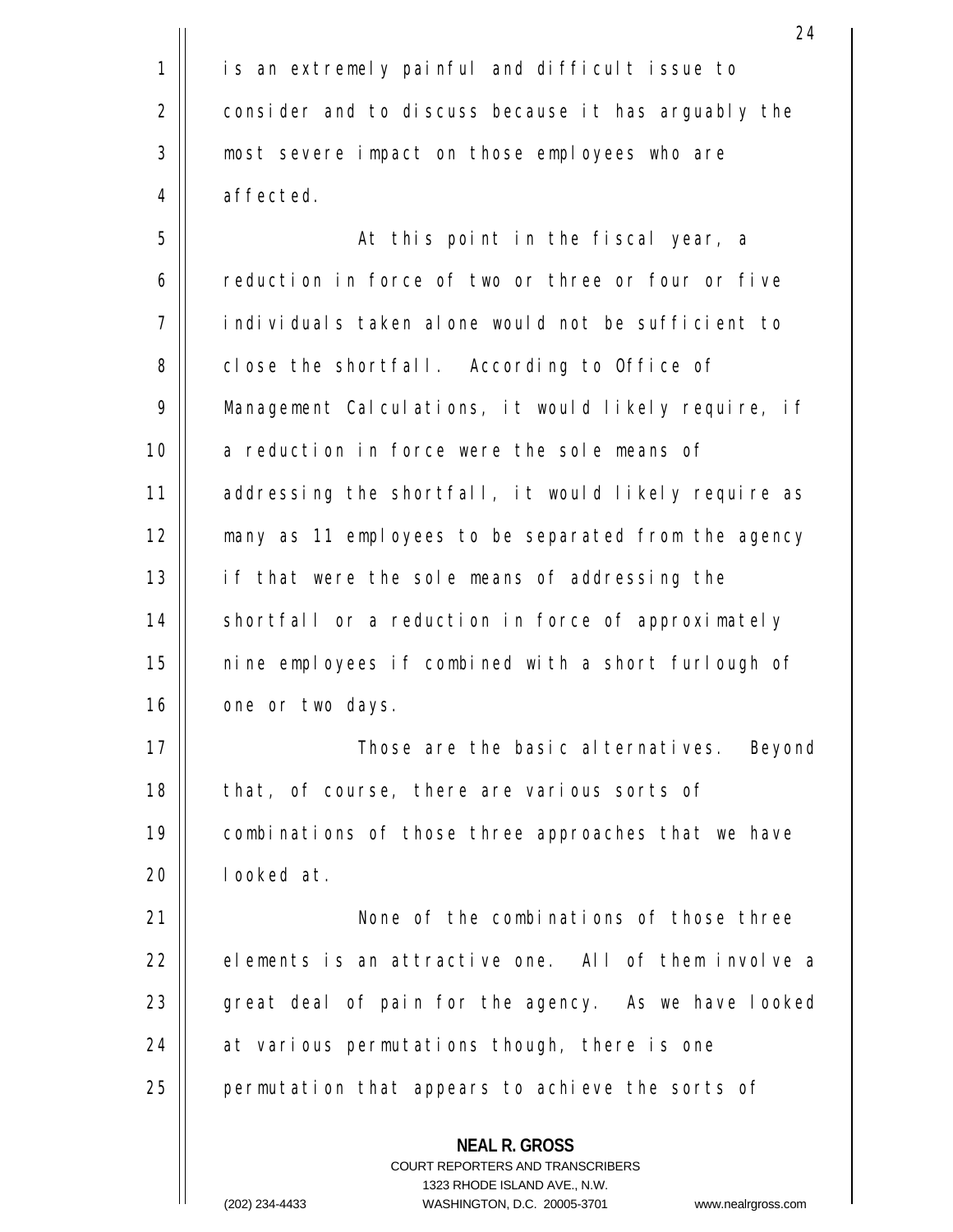is an extremely painful and difficult issue to consider and to discuss because it has arguably the most severe impact on those employees who are affected.

At this point in the fiscal year, a reduction in force of two or three or four or five individuals taken alone would not be sufficient to close the shortfall. According to Office of Management Calculations, it would likely require, if a reduction in force were the sole means of addressing the shortfall, it would likely require as many as 11 employees to be separated from the agency if that were the sole means of addressing the shortfall or a reduction in force of approximately nine employees if combined with a short furlough of one or two days.

Those are the basic alternatives. Beyond that, of course, there are various sorts of combinations of those three approaches that we have looked at.

None of the combinations of those three elements is an attractive one. All of them involve a great deal of pain for the agency. As we have looked at various permutations though, there is one permutation that appears to achieve the sorts of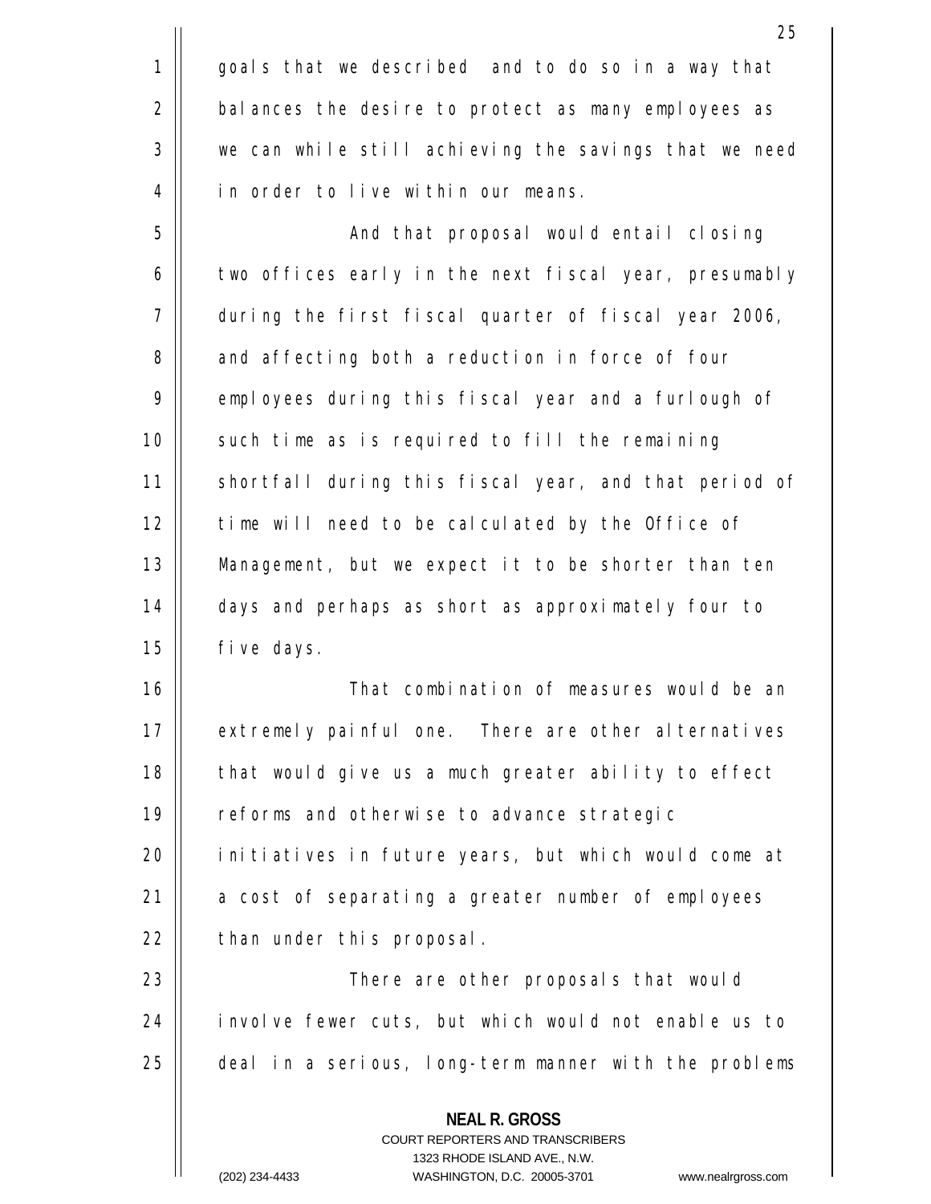goals that we described and to do so in a way that balances the desire to protect as many employees as we can while still achieving the savings that we need in order to live within our means.

And that proposal would entail closing two offices early in the next fiscal year, presumably during the first fiscal quarter of fiscal year 2006, and affecting both a reduction in force of four employees during this fiscal year and a furlough of such time as is required to fill the remaining shortfall during this fiscal year, and that period of time will need to be calculated by the Office of Management, but we expect it to be shorter than ten days and perhaps as short as approximately four to five days.

That combination of measures would be an extremely painful one. There are other alternatives that would give us a much greater ability to effect reforms and otherwise to advance strategic initiatives in future years, but which would come at a cost of separating a greater number of employees than under this proposal.

There are other proposals that would involve fewer cuts, but which would not enable us to deal in a serious, long-term manner with the problems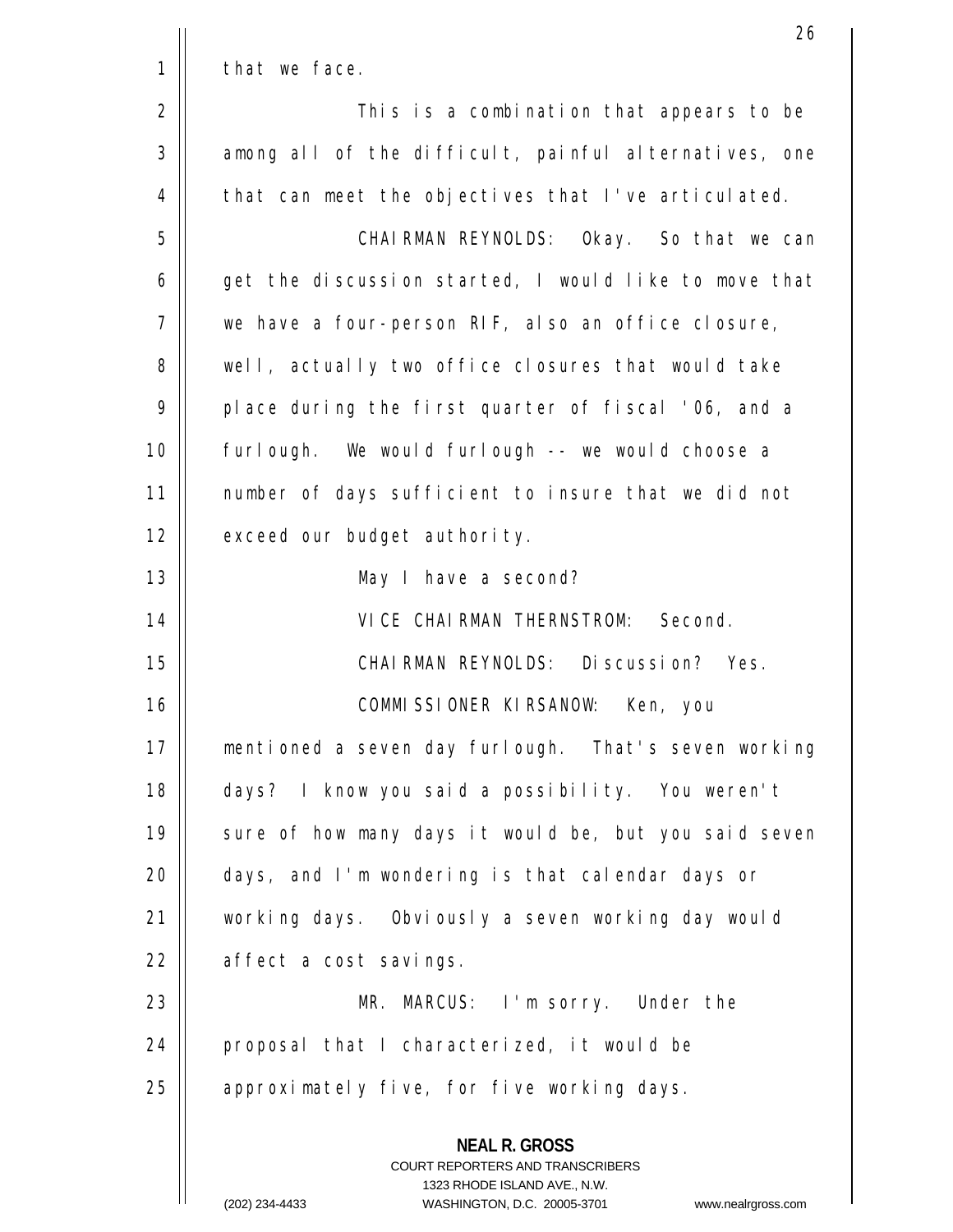that we face.

This is a combination that appears to be among all of the difficult, painful alternatives, one that can meet the objectives that I've articulated.

CHAIRMAN REYNOLDS: Okay. So that we can get the discussion started, I would like to move that we have a four-person RIF, also an office closure, well, actually two office closures that would take place during the first quarter of fiscal '06, and a furlough. We would furlough -- we would choose a number of days sufficient to insure that we did not exceed our budget authority.

May I have a second?

VICE CHAIRMAN THERNSTROM: Second.

CHAIRMAN REYNOLDS: Discussion? Yes.

COMMISSIONER KIRSANOW: Ken, you mentioned a seven day furlough. That's seven working days? I know you said a possibility. You weren't sure of how many days it would be, but you said seven days, and I'm wondering is that calendar days or working days. Obviously a seven working day would affect a cost savings.

MR. MARCUS: I'm sorry. Under the proposal that I characterized, it would be approximately five, for five working days.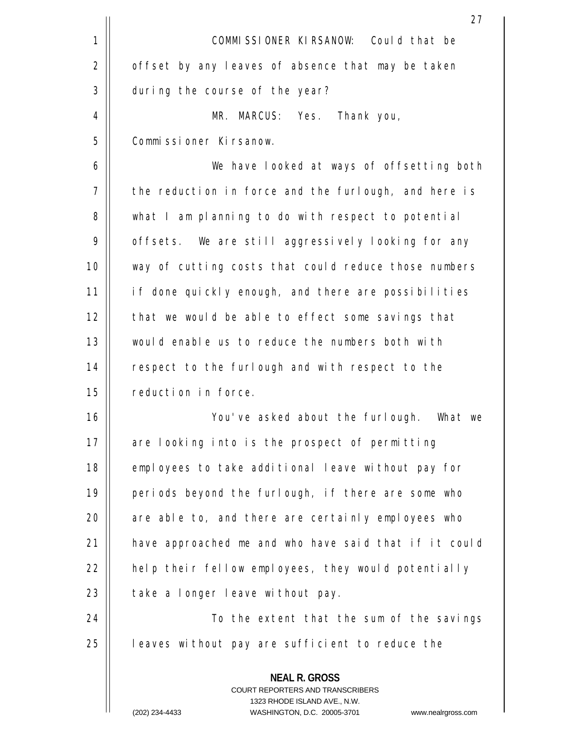COMMISSIONER KIRSANOW: Could that be offset by any leaves of absence that may be taken during the course of the year?

MR. MARCUS: Yes. Thank you, Commissioner Kirsanow.

We have looked at ways of offsetting both the reduction in force and the furlough, and here is what I am planning to do with respect to potential offsets. We are still aggressively looking for any way of cutting costs that could reduce those numbers if done quickly enough, and there are possibilities that we would be able to effect some savings that would enable us to reduce the numbers both with respect to the furlough and with respect to the reduction in force.

You've asked about the furlough. What we are looking into is the prospect of permitting employees to take additional leave without pay for periods beyond the furlough, if there are some who are able to, and there are certainly employees who have approached me and who have said that if it could help their fellow employees, they would potentially take a longer leave without pay.

To the extent that the sum of the savings leaves without pay are sufficient to reduce the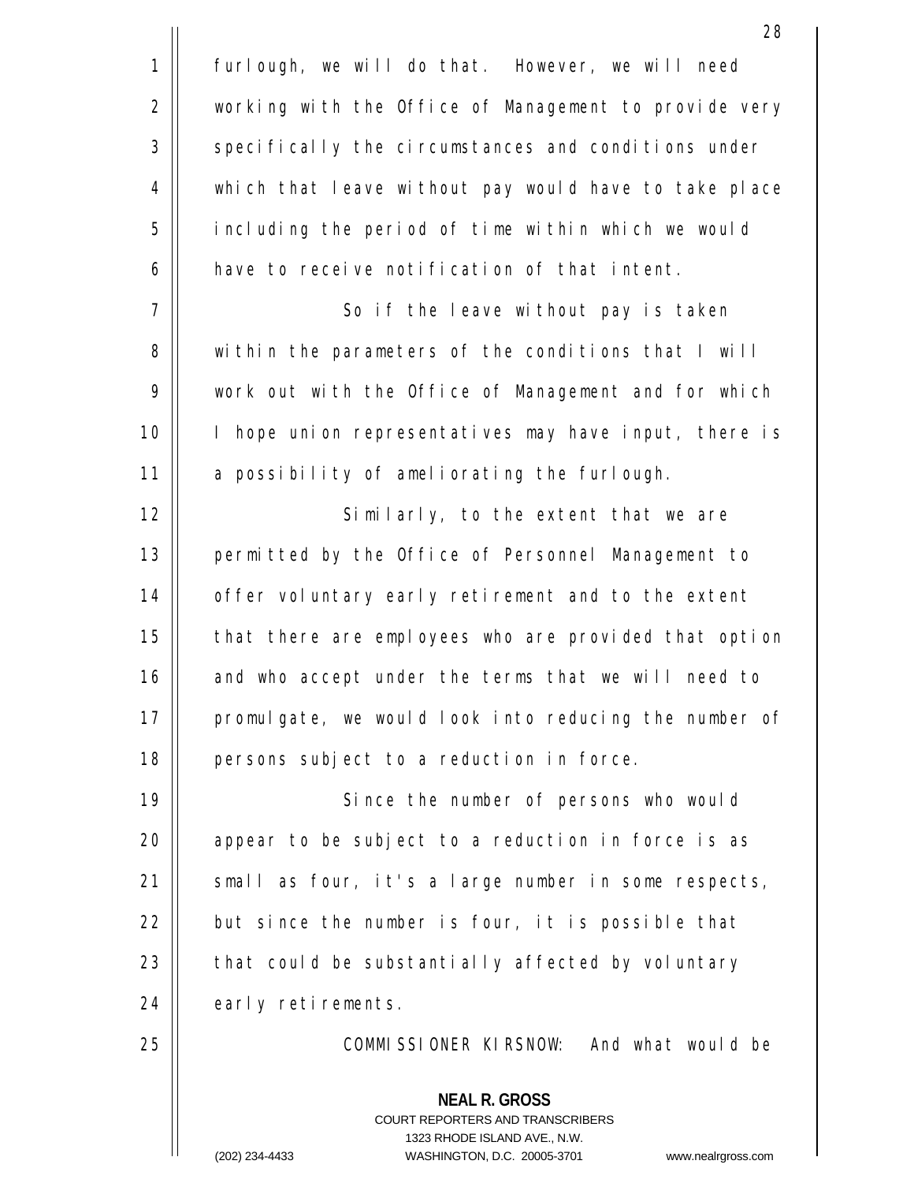furlough, we will do that. However, we will need working with the Office of Management to provide very specifically the circumstances and conditions under which that leave without pay would have to take place including the period of time within which we would have to receive notification of that intent.

So if the leave without pay is taken within the parameters of the conditions that I will work out with the Office of Management and for which I hope union representatives may have input, there is a possibility of ameliorating the furlough.

Similarly, to the extent that we are permitted by the Office of Personnel Management to offer voluntary early retirement and to the extent that there are employees who are provided that option and who accept under the terms that we will need to promulgate, we would look into reducing the number of persons subject to a reduction in force.

Since the number of persons who would appear to be subject to a reduction in force is as small as four, it's a large number in some respects, but since the number is four, it is possible that that could be substantially affected by voluntary early retirements.

COMMISSIONER KIRSNOW: And what would be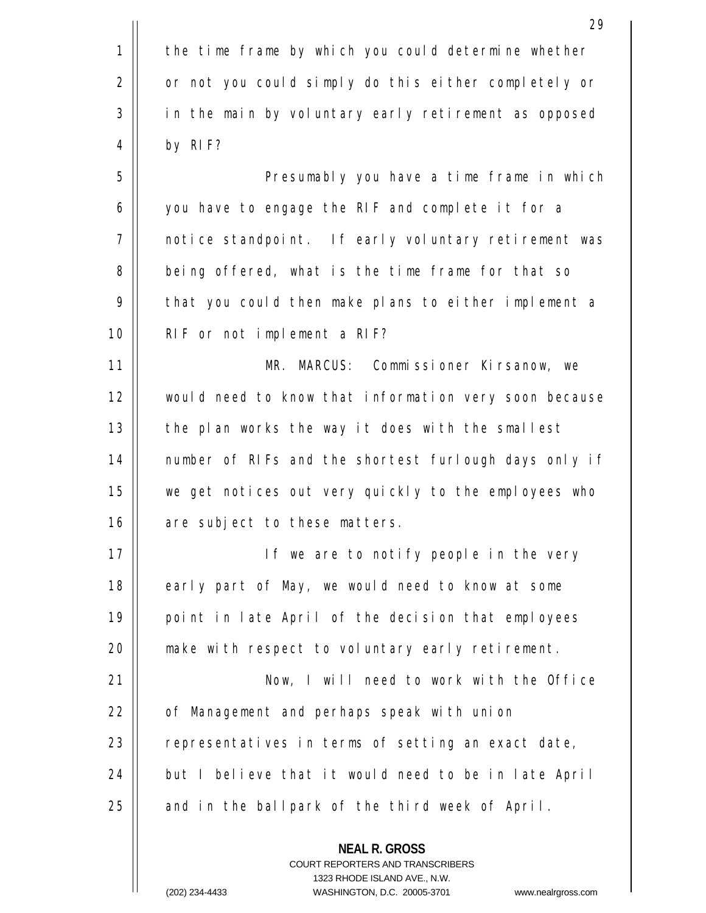the time frame by which you could determine whether or not you could simply do this either completely or in the main by voluntary early retirement as opposed by RIF?

Presumably you have a time frame in which you have to engage the RIF and complete it for a notice standpoint. If early voluntary retirement was being offered, what is the time frame for that so that you could then make plans to either implement a RIF or not implement a RIF?

MR. MARCUS: Commissioner Kirsanow, we would need to know that information very soon because the plan works the way it does with the smallest number of RIFs and the shortest furlough days only if we get notices out very quickly to the employees who are subject to these matters.

If we are to notify people in the very early part of May, we would need to know at some point in late April of the decision that employees make with respect to voluntary early retirement.

Now, I will need to work with the Office of Management and perhaps speak with union representatives in terms of setting an exact date, but I believe that it would need to be in late April and in the ballpark of the third week of April.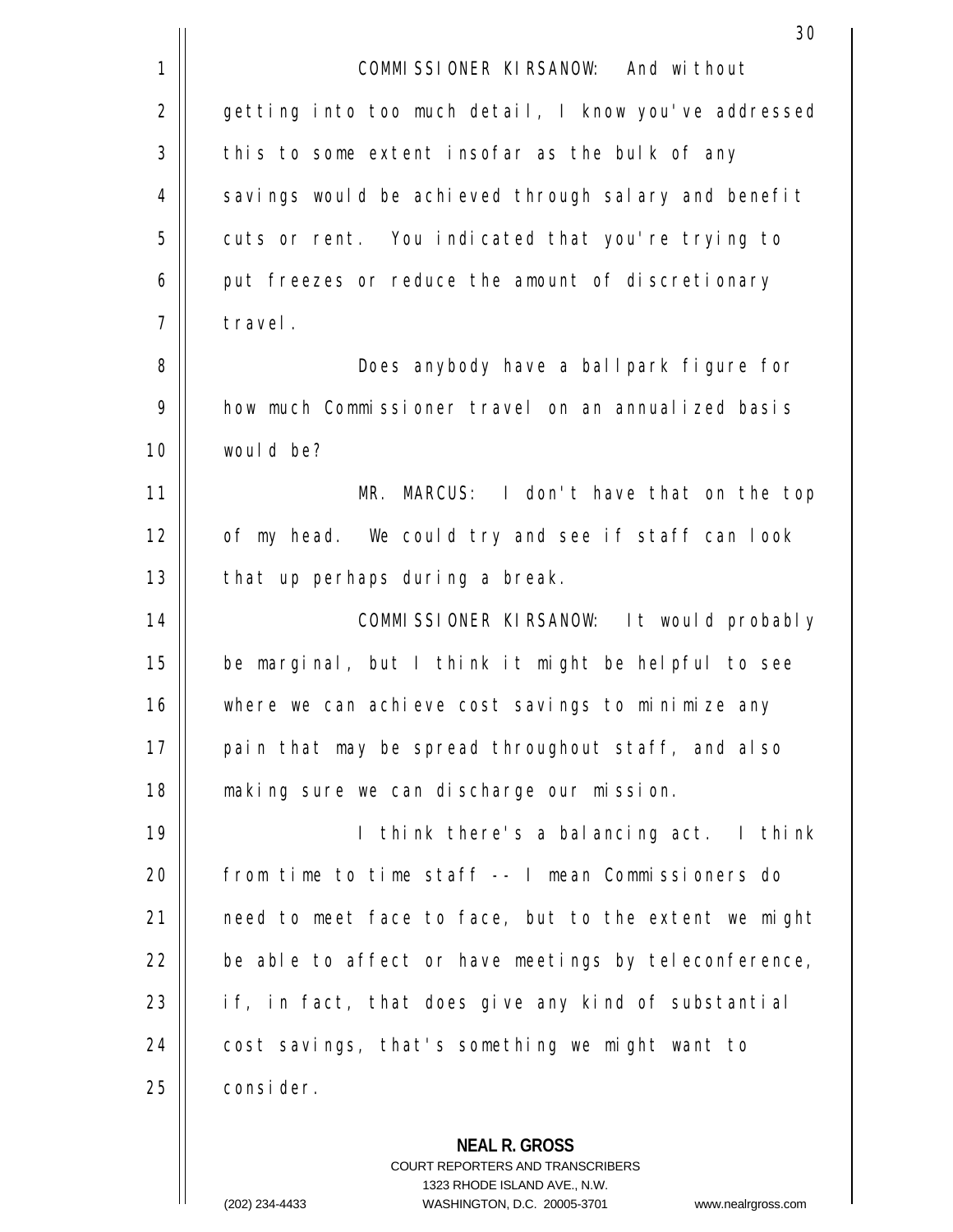COMMISSIONER KIRSANOW: And without getting into too much detail, I know you've addressed this to some extent insofar as the bulk of any savings would be achieved through salary and benefit cuts or rent. You indicated that you're trying to put freezes or reduce the amount of discretionary travel.

Does anybody have a ballpark figure for how much Commissioner travel on an annualized basis would be?

MR. MARCUS: I don't have that on the top of my head. We could try and see if staff can look that up perhaps during a break.

COMMISSIONER KIRSANOW: It would probably be marginal, but I think it might be helpful to see where we can achieve cost savings to minimize any pain that may be spread throughout staff, and also making sure we can discharge our mission.

I think there's a balancing act. I think from time to time staff -- I mean Commissioners do need to meet face to face, but to the extent we might be able to affect or have meetings by teleconference, if, in fact, that does give any kind of substantial cost savings, that's something we might want to consider.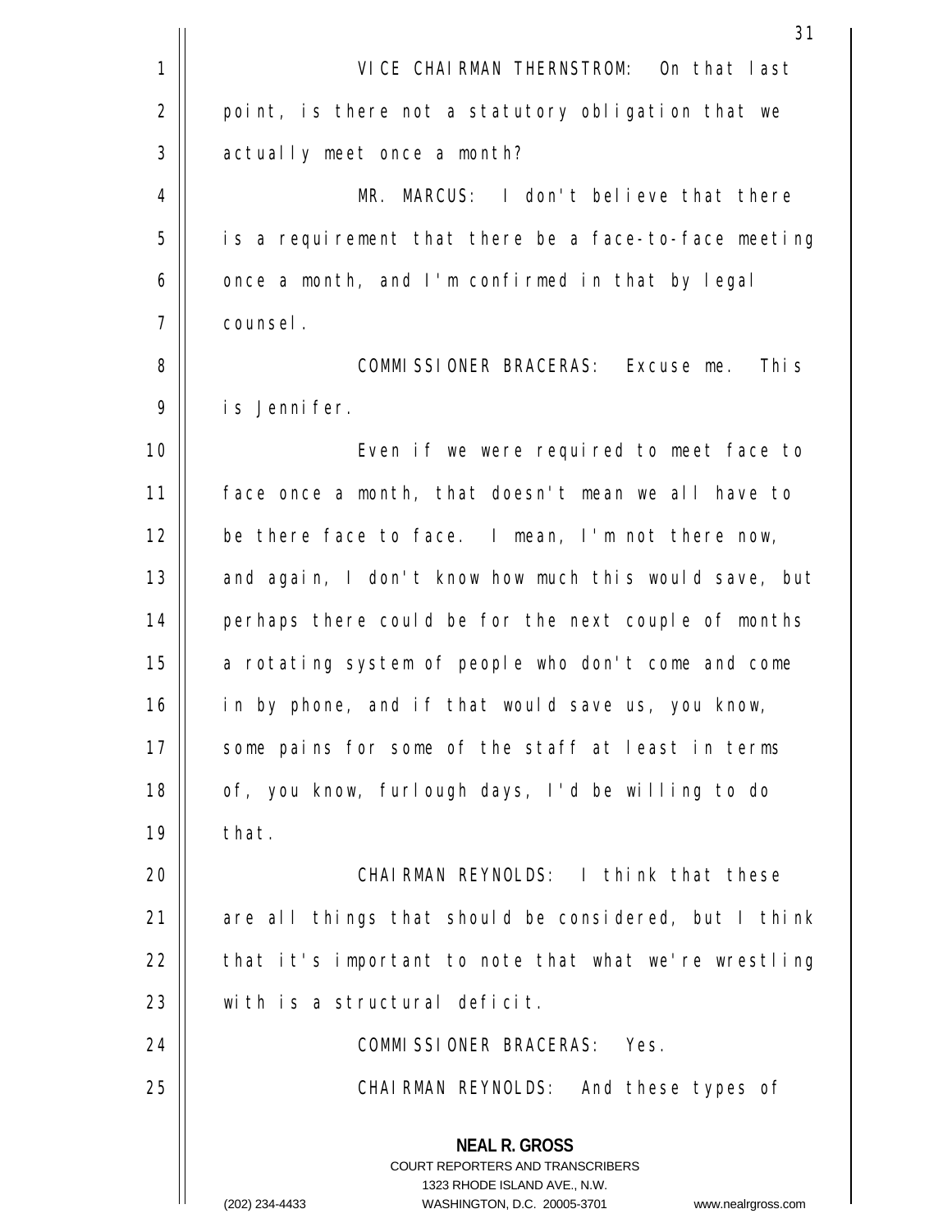VICE CHAIRMAN THERNSTROM: On that last point, is there not a statutory obligation that we actually meet once a month?

MR. MARCUS: I don't believe that there is a requirement that there be a face-to-face meeting once a month, and I'm confirmed in that by legal counsel.

COMMISSIONER BRACERAS: Excuse me. This is Jennifer.

Even if we were required to meet face to face once a month, that doesn't mean we all have to be there face to face. I mean, I'm not there now, and again, I don't know how much this would save, but perhaps there could be for the next couple of months a rotating system of people who don't come and come in by phone, and if that would save us, you know, some pains for some of the staff at least in terms of, you know, furlough days, I'd be willing to do that.

CHAIRMAN REYNOLDS: I think that these are all things that should be considered, but I think that it's important to note that what we're wrestling with is a structural deficit.

COMMISSIONER BRACERAS: Yes.

CHAIRMAN REYNOLDS: And these types of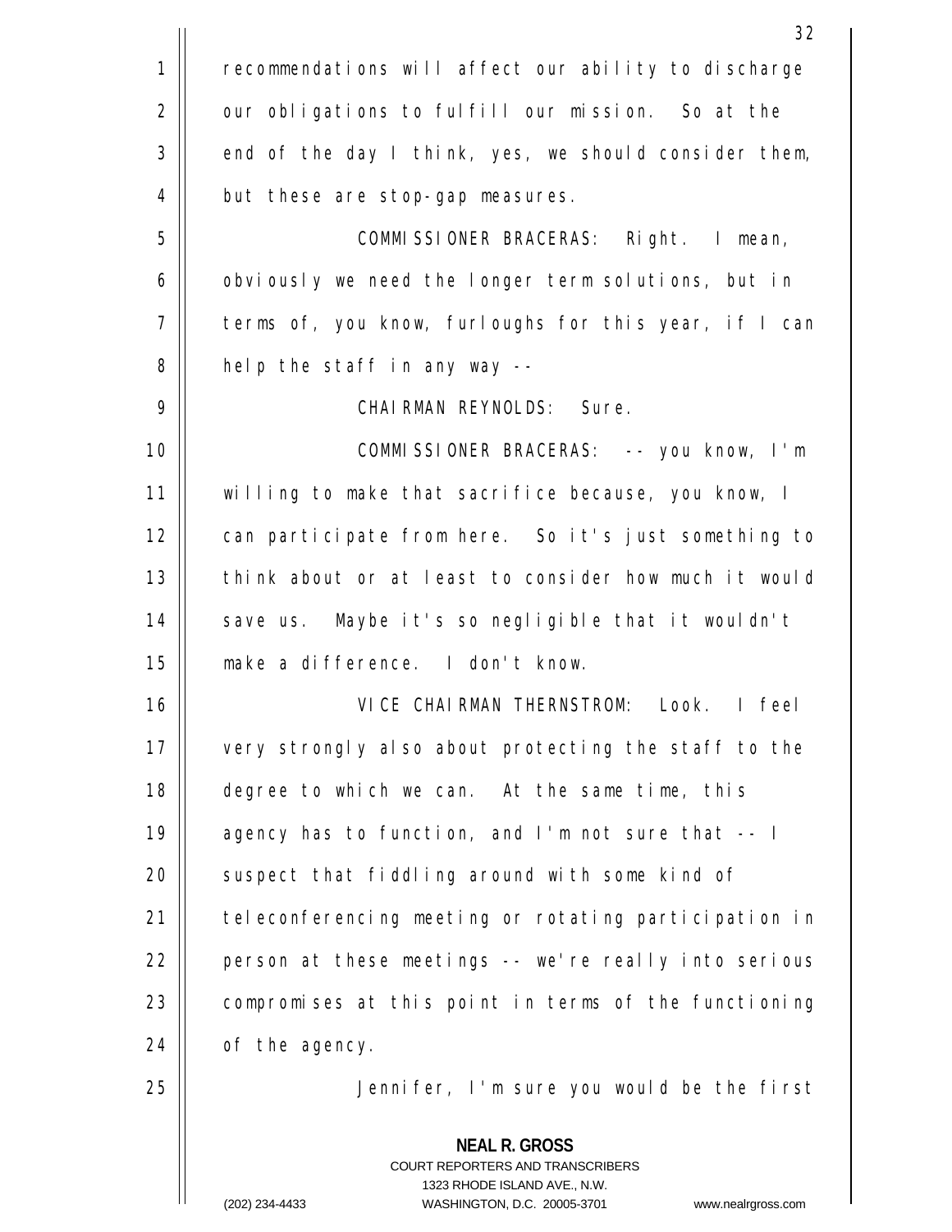recommendations will affect our ability to discharge our obligations to fulfill our mission. So at the end of the day I think, yes, we should consider them, but these are stop-gap measures.

COMMISSIONER BRACERAS: Right. I mean, obviously we need the longer term solutions, but in terms of, you know, furloughs for this year, if I can help the staff in any way --

CHAIRMAN REYNOLDS: Sure.

COMMISSIONER BRACERAS: -- you know, I'm willing to make that sacrifice because, you know, I can participate from here. So it's just something to think about or at least to consider how much it would save us. Maybe it's so negligible that it wouldn't make a difference. I don't know.

VICE CHAIRMAN THERNSTROM: Look. I feel very strongly also about protecting the staff to the degree to which we can. At the same time, this agency has to function, and I'm not sure that -- I suspect that fiddling around with some kind of teleconferencing meeting or rotating participation in person at these meetings -- we're really into serious compromises at this point in terms of the functioning of the agency.

Jennifer, I'm sure you would be the first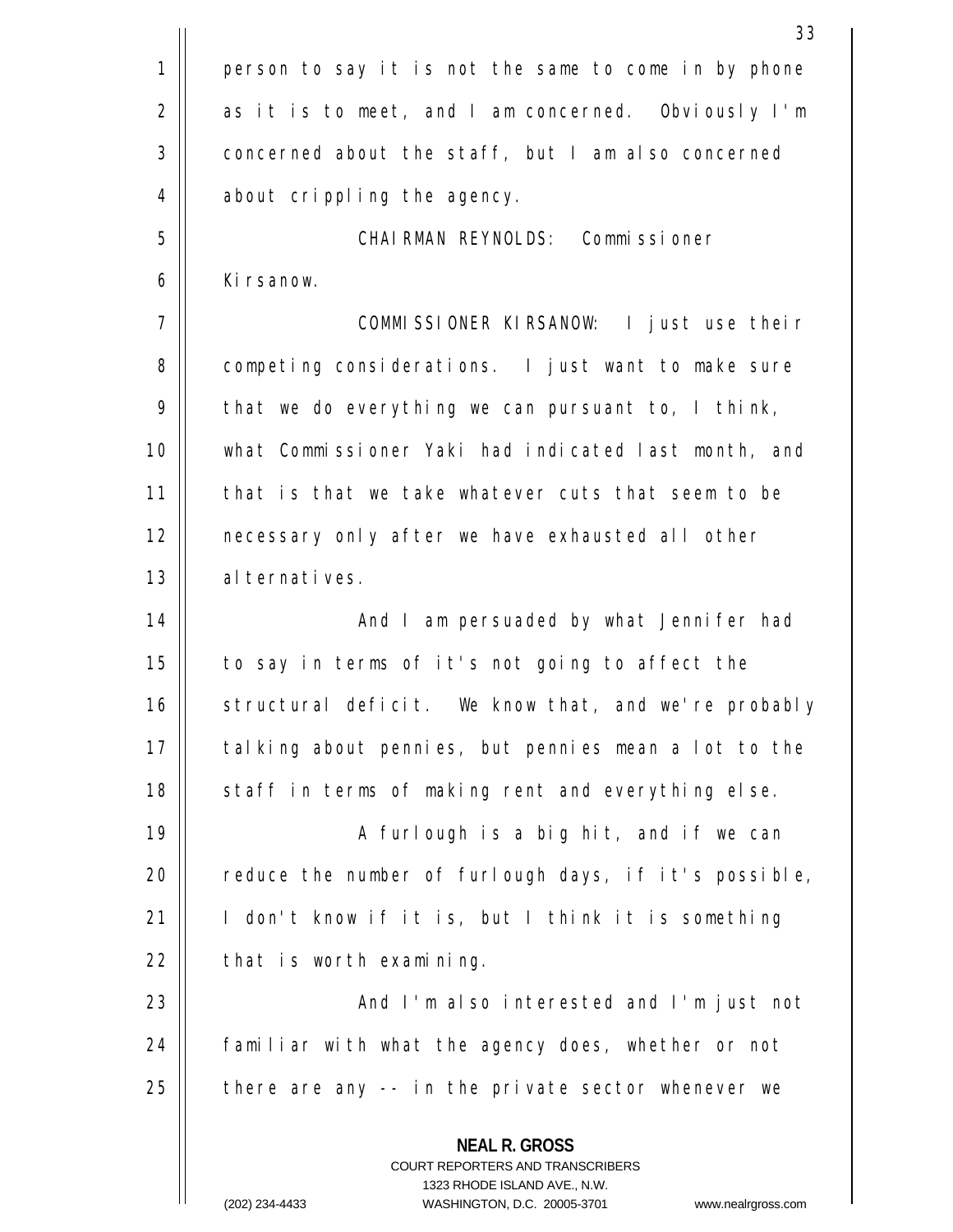person to say it is not the same to come in by phone as it is to meet, and I am concerned. Obviously I'm concerned about the staff, but I am also concerned about crippling the agency.

CHAIRMAN REYNOLDS: Commissioner Kirsanow.

COMMISSIONER KIRSANOW: I just use their competing considerations. I just want to make sure that we do everything we can pursuant to, I think, what Commissioner Yaki had indicated last month, and that is that we take whatever cuts that seem to be necessary only after we have exhausted all other alternatives.

And I am persuaded by what Jennifer had to say in terms of it's not going to affect the structural deficit. We know that, and we're probably talking about pennies, but pennies mean a lot to the staff in terms of making rent and everything else.

A furlough is a big hit, and if we can reduce the number of furlough days, if it's possible, I don't know if it is, but I think it is something that is worth examining.

And I'm also interested and I'm just not familiar with what the agency does, whether or not there are any -- in the private sector whenever we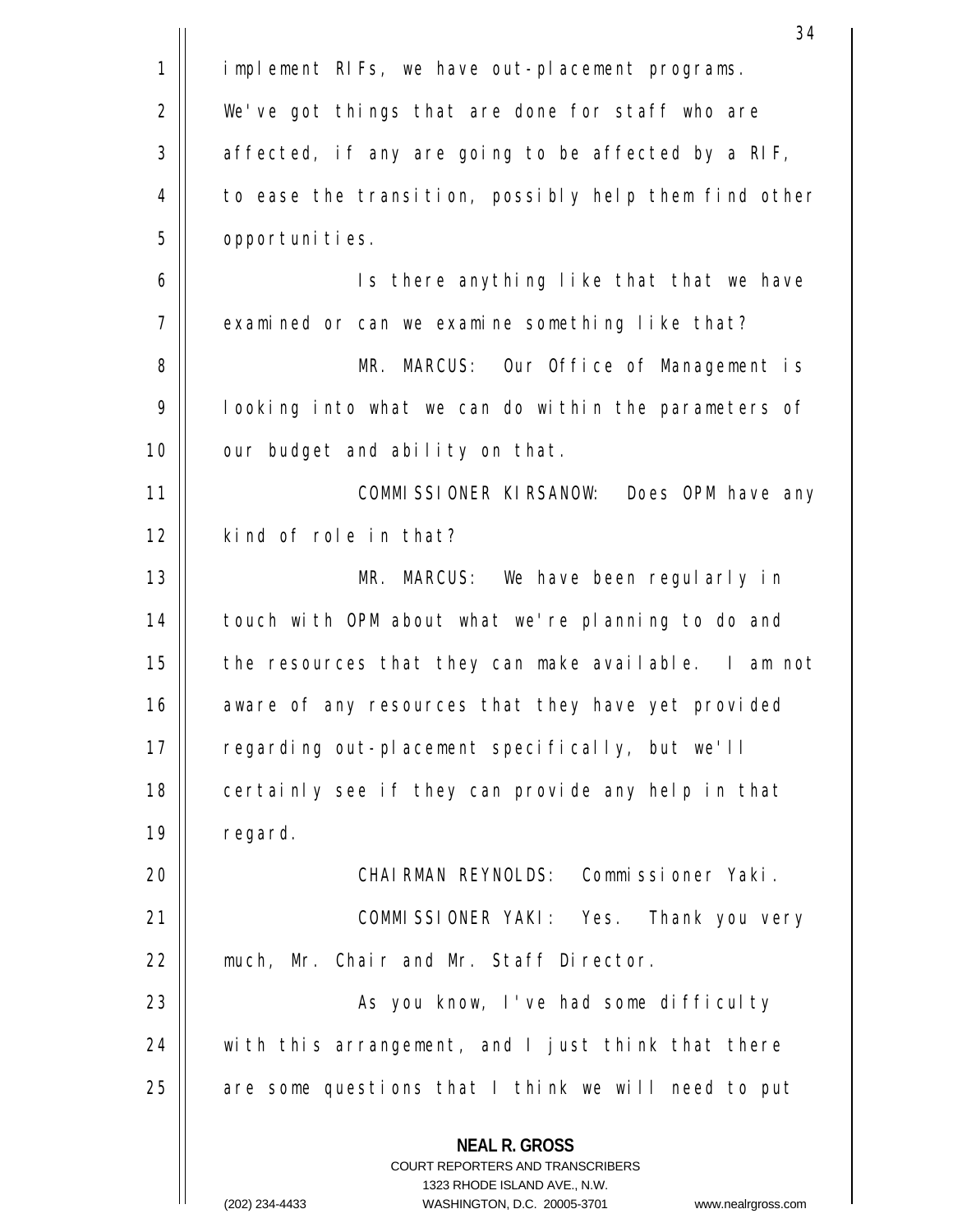implement RIFs, we have out-placement programs. We've got things that are done for staff who are affected, if any are going to be affected by a RIF, to ease the transition, possibly help them find other opportunities.

Is there anything like that that we have examined or can we examine something like that?

MR. MARCUS: Our Office of Management is looking into what we can do within the parameters of our budget and ability on that.

COMMISSIONER KIRSANOW: Does OPM have any kind of role in that?

MR. MARCUS: We have been regularly in touch with OPM about what we're planning to do and the resources that they can make available. I am not aware of any resources that they have yet provided regarding out-placement specifically, but we'll certainly see if they can provide any help in that regard.

CHAIRMAN REYNOLDS: Commissioner Yaki.

COMMISSIONER YAKI: Yes. Thank you very much, Mr. Chair and Mr. Staff Director.

As you know, I've had some difficulty with this arrangement, and I just think that there are some questions that I think we will need to put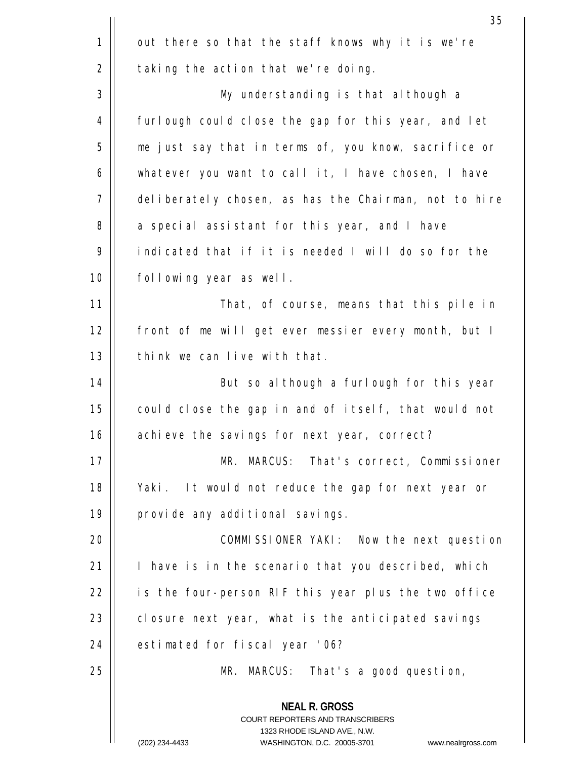out there so that the staff knows why it is we're taking the action that we're doing.

My understanding is that although a furlough could close the gap for this year, and let me just say that in terms of, you know, sacrifice or whatever you want to call it, I have chosen, I have deliberately chosen, as has the Chairman, not to hire a special assistant for this year, and I have indicated that if it is needed I will do so for the following year as well.

That, of course, means that this pile in front of me will get ever messier every month, but I think we can live with that.

But so although a furlough for this year could close the gap in and of itself, that would not achieve the savings for next year, correct?

MR. MARCUS: That's correct, Commissioner Yaki. It would not reduce the gap for next year or provide any additional savings.

COMMISSIONER YAKI: Now the next question I have is in the scenario that you described, which is the four-person RIF this year plus the two office closure next year, what is the anticipated savings estimated for fiscal year '06?

MR. MARCUS: That's a good question,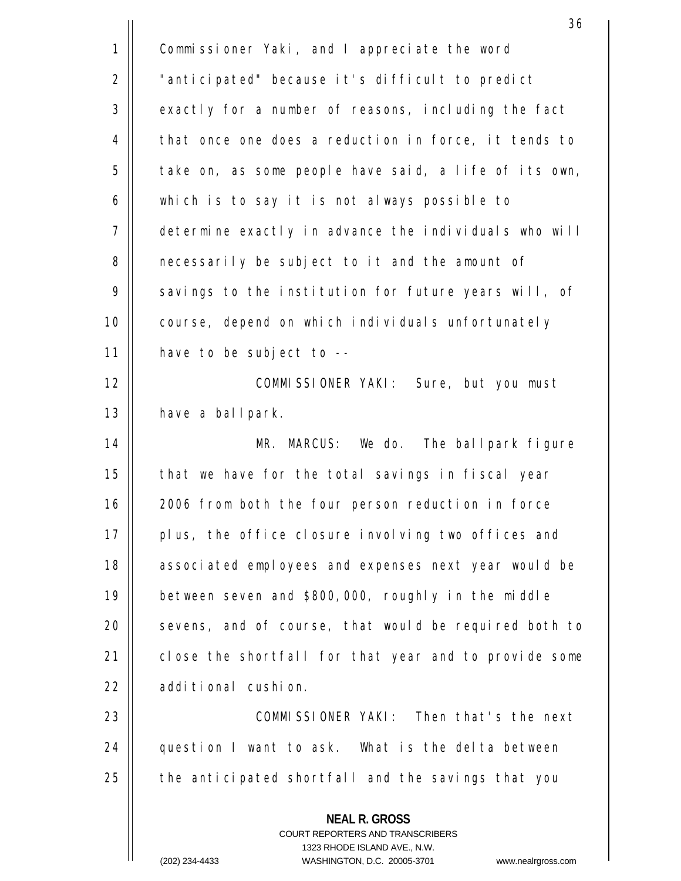Commissioner Yaki, and I appreciate the word "anticipated" because it's difficult to predict exactly for a number of reasons, including the fact that once one does a reduction in force, it tends to take on, as some people have said, a life of its own, which is to say it is not always possible to determine exactly in advance the individuals who will necessarily be subject to it and the amount of savings to the institution for future years will, of course, depend on which individuals unfortunately have to be subject to --

COMMISSIONER YAKI: Sure, but you must have a ballpark.

MR. MARCUS: We do. The ballpark figure that we have for the total savings in fiscal year 2006 from both the four person reduction in force plus, the office closure involving two offices and associated employees and expenses next year would be between seven and $800,000, roughly in the middle sevens, and of course, that would be required both to close the shortfall for that year and to provide some additional cushion.

COMMISSIONER YAKI: Then that's the next question I want to ask. What is the delta between the anticipated shortfall and the savings that you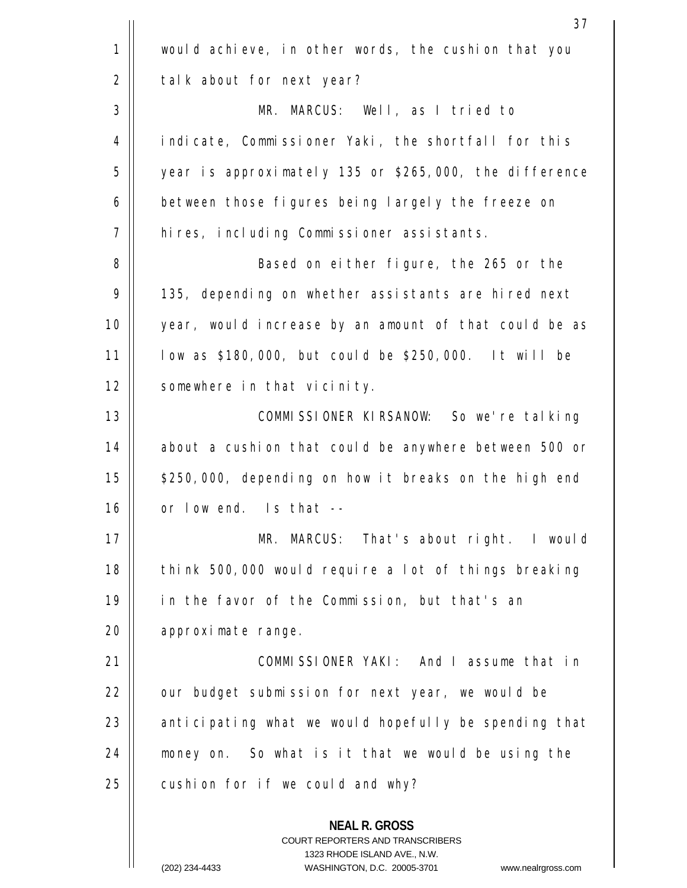would achieve, in other words, the cushion that you talk about for next year?

MR. MARCUS: Well, as I tried to indicate, Commissioner Yaki, the shortfall for this year is approximately 135 or $265,000, the difference between those figures being largely the freeze on hires, including Commissioner assistants.

Based on either figure, the 265 or the 135, depending on whether assistants are hired next year, would increase by an amount of that could be as low as $180,000, but could be $250,000. It will be somewhere in that vicinity.

COMMISSIONER KIRSANOW: So we're talking about a cushion that could be anywhere between 500 or $250,000, depending on how it breaks on the high end or low end. Is that --

MR. MARCUS: That's about right. I would think 500,000 would require a lot of things breaking in the favor of the Commission, but that's an approximate range.

COMMISSIONER YAKI: And I assume that in our budget submission for next year, we would be anticipating what we would hopefully be spending that money on. So what is it that we would be using the cushion for if we could and why?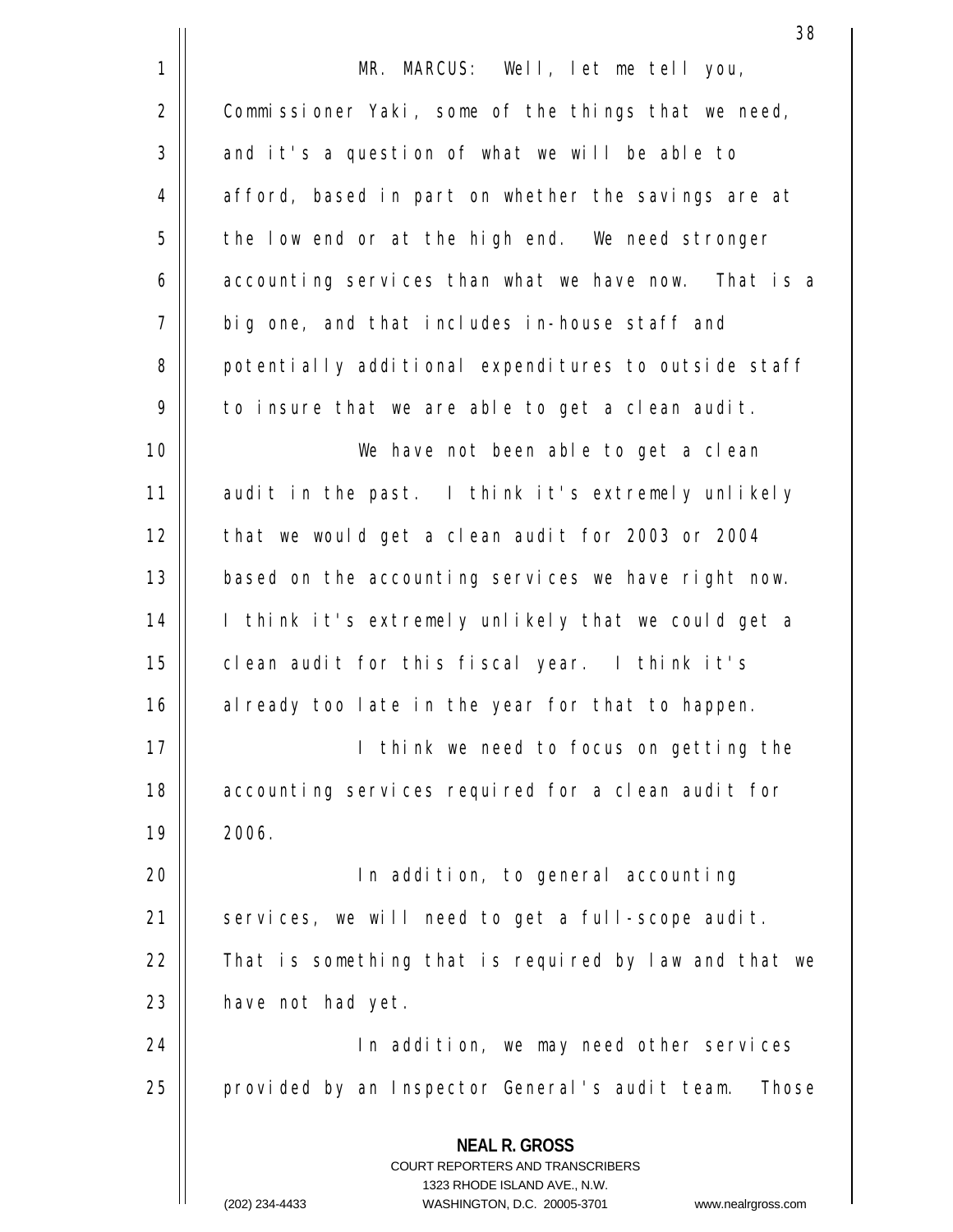MR. MARCUS: Well, let me tell you, Commissioner Yaki, some of the things that we need, and it's a question of what we will be able to afford, based in part on whether the savings are at the low end or at the high end. We need stronger accounting services than what we have now. That is a big one, and that includes in-house staff and potentially additional expenditures to outside staff to insure that we are able to get a clean audit.

We have not been able to get a clean audit in the past. I think it's extremely unlikely that we would get a clean audit for 2003 or 2004 based on the accounting services we have right now. I think it's extremely unlikely that we could get a clean audit for this fiscal year. I think it's already too late in the year for that to happen.

I think we need to focus on getting the accounting services required for a clean audit for 2006.

In addition, to general accounting services, we will need to get a full-scope audit. That is something that is required by law and that we have not had yet.

In addition, we may need other services provided by an Inspector General's audit team. Those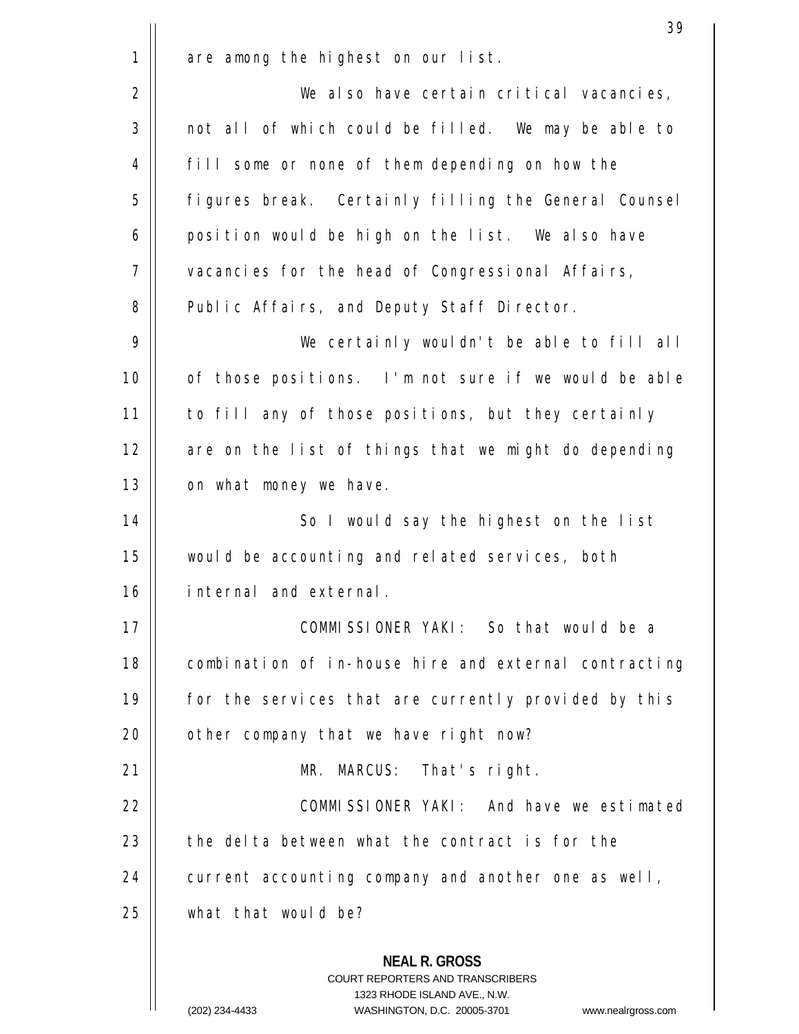are among the highest on our list.

We also have certain critical vacancies, not all of which could be filled. We may be able to fill some or none of them depending on how the figures break. Certainly filling the General Counsel position would be high on the list. We also have vacancies for the head of Congressional Affairs, Public Affairs, and Deputy Staff Director.

We certainly wouldn't be able to fill all of those positions. I'm not sure if we would be able to fill any of those positions, but they certainly are on the list of things that we might do depending on what money we have.

So I would say the highest on the list would be accounting and related services, both internal and external.

COMMISSIONER YAKI: So that would be a combination of in-house hire and external contracting for the services that are currently provided by this other company that we have right now?

MR. MARCUS: That's right.

COMMISSIONER YAKI: And have we estimated the delta between what the contract is for the current accounting company and another one as well, what that would be?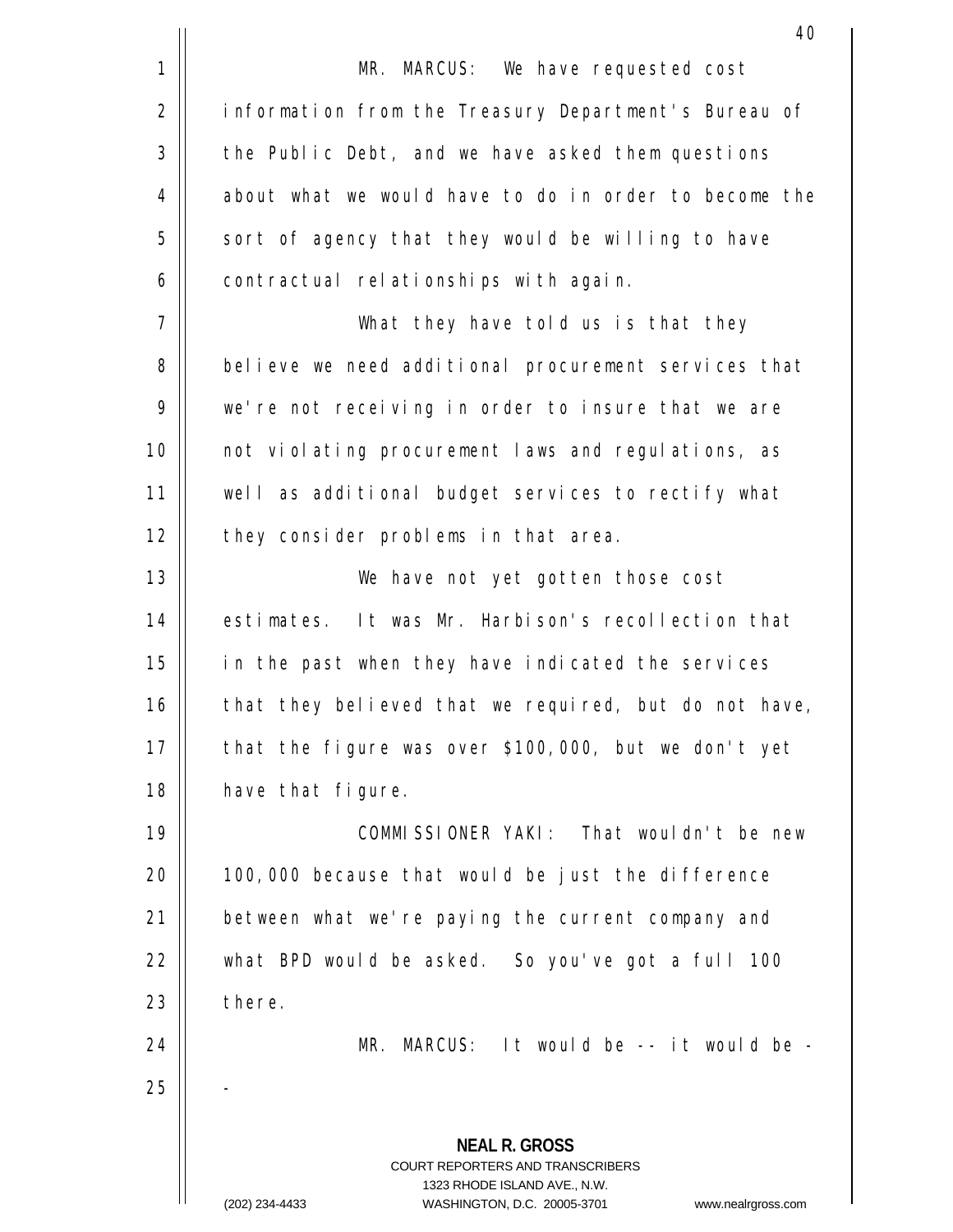MR. MARCUS: We have requested cost information from the Treasury Department's Bureau of the Public Debt, and we have asked them questions about what we would have to do in order to become the sort of agency that they would be willing to have contractual relationships with again.

What they have told us is that they believe we need additional procurement services that we're not receiving in order to insure that we are not violating procurement laws and regulations, as well as additional budget services to rectify what they consider problems in that area.

We have not yet gotten those cost estimates. It was Mr. Harbison's recollection that in the past when they have indicated the services that they believed that we required, but do not have, that the figure was over $100,000, but we don't yet have that figure.

COMMISSIONER YAKI: That wouldn't be new 100,000 because that would be just the difference between what we're paying the current company and what BPD would be asked. So you've got a full 100 there.

MR. MARCUS: It would be -- it would be --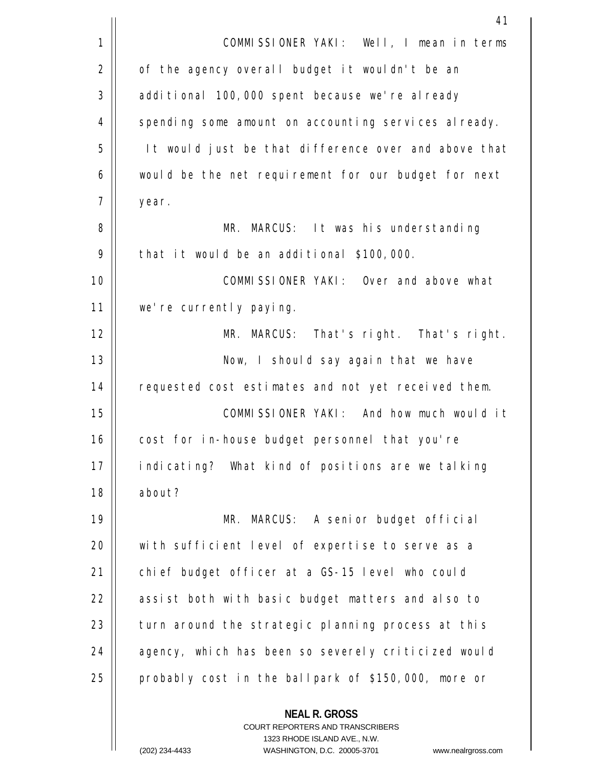COMMISSIONER YAKI: Well, I mean in terms of the agency overall budget it wouldn't be an additional 100,000 spent because we're already spending some amount on accounting services already. It would just be that difference over and above that would be the net requirement for our budget for next year.

MR. MARCUS: It was his understanding that it would be an additional $100,000.

COMMISSIONER YAKI: Over and above what we're currently paying.

MR. MARCUS: That's right. That's right.

Now, I should say again that we have requested cost estimates and not yet received them.

COMMISSIONER YAKI: And how much would it cost for in-house budget personnel that you're indicating? What kind of positions are we talking about?

MR. MARCUS: A senior budget official with sufficient level of expertise to serve as a chief budget officer at a GS-15 level who could assist both with basic budget matters and also to turn around the strategic planning process at this agency, which has been so severely criticized would probably cost in the ballpark of $150,000, more or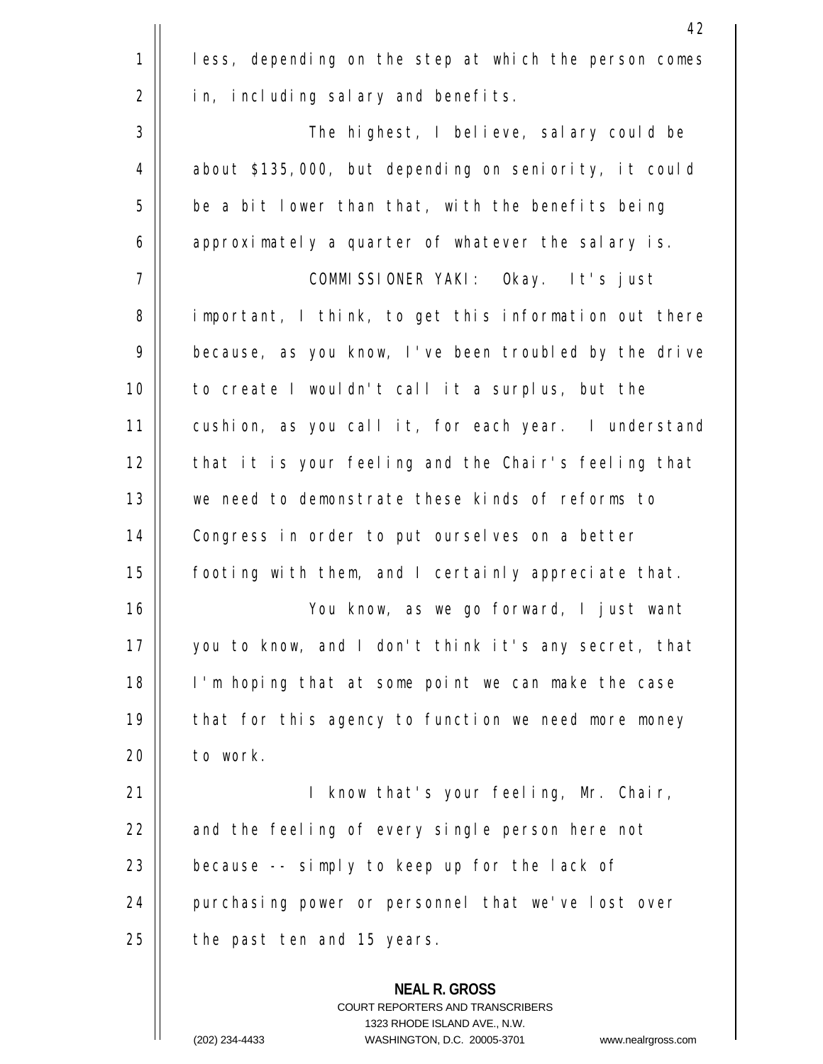less, depending on the step at which the person comes in, including salary and benefits.

The highest, I believe, salary could be about $135,000, but depending on seniority, it could be a bit lower than that, with the benefits being approximately a quarter of whatever the salary is.

COMMISSIONER YAKI: Okay. It's just important, I think, to get this information out there because, as you know, I've been troubled by the drive to create I wouldn't call it a surplus, but the cushion, as you call it, for each year. I understand that it is your feeling and the Chair's feeling that we need to demonstrate these kinds of reforms to Congress in order to put ourselves on a better footing with them, and I certainly appreciate that.

You know, as we go forward, I just want you to know, and I don't think it's any secret, that I'm hoping that at some point we can make the case that for this agency to function we need more money to work.

I know that's your feeling, Mr. Chair, and the feeling of every single person here not because -- simply to keep up for the lack of purchasing power or personnel that we've lost over the past ten and 15 years.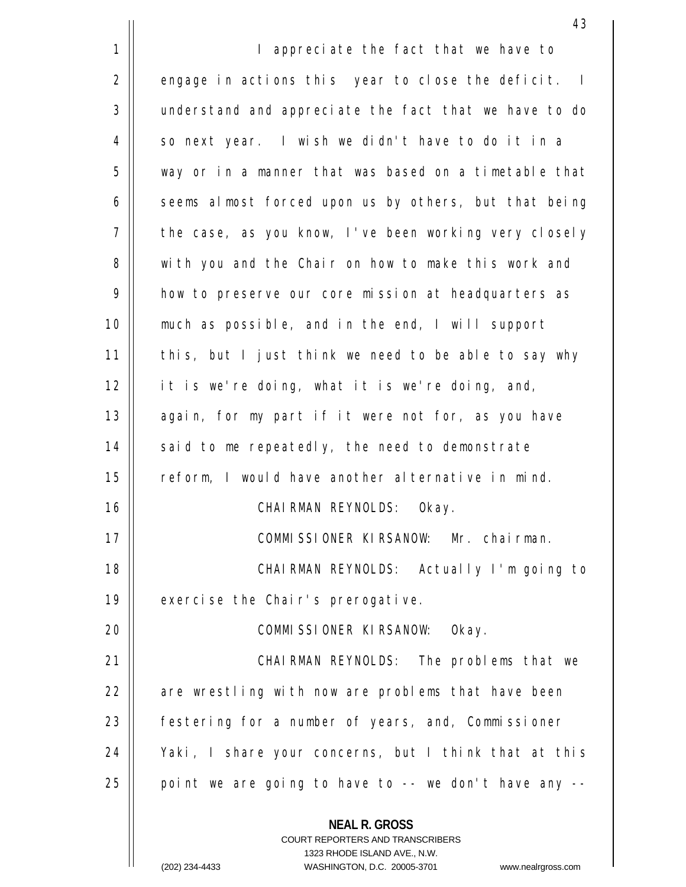I appreciate the fact that we have to engage in actions this year to close the deficit. I understand and appreciate the fact that we have to do so next year. I wish we didn't have to do it in a way or in a manner that was based on a timetable that seems almost forced upon us by others, but that being the case, as you know, I've been working very closely with you and the Chair on how to make this work and how to preserve our core mission at headquarters as much as possible, and in the end, I will support this, but I just think we need to be able to say why it is we're doing, what it is we're doing, and, again, for my part if it were not for, as you have said to me repeatedly, the need to demonstrate reform, I would have another alternative in mind.

CHAIRMAN REYNOLDS: Okay.

COMMISSIONER KIRSANOW: Mr. chairman.

CHAIRMAN REYNOLDS: Actually I'm going to exercise the Chair's prerogative.

COMMISSIONER KIRSANOW: Okay.

CHAIRMAN REYNOLDS: The problems that we are wrestling with now are problems that have been festering for a number of years, and, Commissioner Yaki, I share your concerns, but I think that at this point we are going to have to -- we don't have any --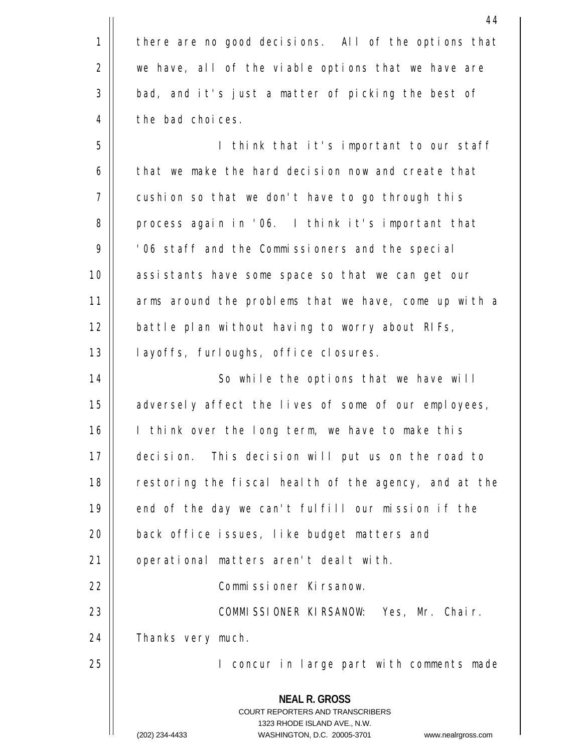there are no good decisions. All of the options that we have, all of the viable options that we have are bad, and it's just a matter of picking the best of the bad choices.

I think that it's important to our staff that we make the hard decision now and create that cushion so that we don't have to go through this process again in '06. I think it's important that '06 staff and the Commissioners and the special assistants have some space so that we can get our arms around the problems that we have, come up with a battle plan without having to worry about RIFs, layoffs, furloughs, office closures.

So while the options that we have will adversely affect the lives of some of our employees, I think over the long term, we have to make this decision. This decision will put us on the road to restoring the fiscal health of the agency, and at the end of the day we can't fulfill our mission if the back office issues, like budget matters and operational matters aren't dealt with.

Commissioner Kirsanow.

COMMISSIONER KIRSANOW: Yes, Mr. Chair. Thanks very much.

I concur in large part with comments made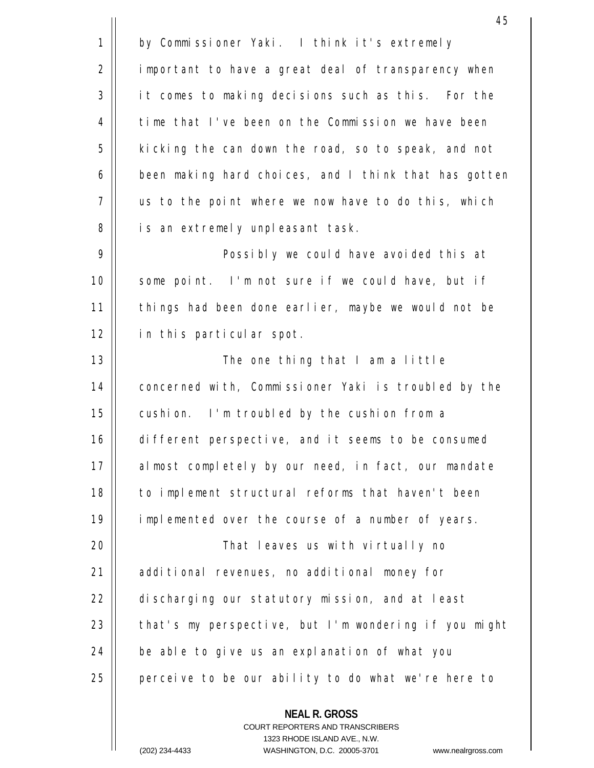by Commissioner Yaki. I think it's extremely important to have a great deal of transparency when it comes to making decisions such as this. For the time that I've been on the Commission we have been kicking the can down the road, so to speak, and not been making hard choices, and I think that has gotten us to the point where we now have to do this, which is an extremely unpleasant task.

Possibly we could have avoided this at some point. I'm not sure if we could have, but if things had been done earlier, maybe we would not be in this particular spot.

The one thing that I am a little concerned with, Commissioner Yaki is troubled by the cushion. I'm troubled by the cushion from a different perspective, and it seems to be consumed almost completely by our need, in fact, our mandate to implement structural reforms that haven't been implemented over the course of a number of years.

That leaves us with virtually no additional revenues, no additional money for discharging our statutory mission, and at least that's my perspective, but I'm wondering if you might be able to give us an explanation of what you perceive to be our ability to do what we're here to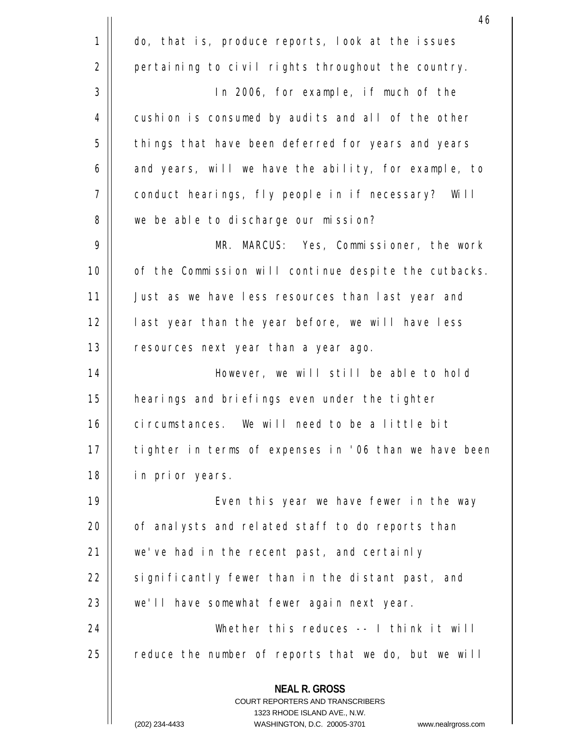do, that is, produce reports, look at the issues pertaining to civil rights throughout the country.

In 2006, for example, if much of the cushion is consumed by audits and all of the other things that have been deferred for years and years and years, will we have the ability, for example, to conduct hearings, fly people in if necessary? Will we be able to discharge our mission?

MR. MARCUS: Yes, Commissioner, the work of the Commission will continue despite the cutbacks. Just as we have less resources than last year and last year than the year before, we will have less resources next year than a year ago.

However, we will still be able to hold hearings and briefings even under the tighter circumstances. We will need to be a little bit tighter in terms of expenses in '06 than we have been in prior years.

Even this year we have fewer in the way of analysts and related staff to do reports than we've had in the recent past, and certainly significantly fewer than in the distant past, and we'll have somewhat fewer again next year.

Whether this reduces -- I think it will reduce the number of reports that we do, but we will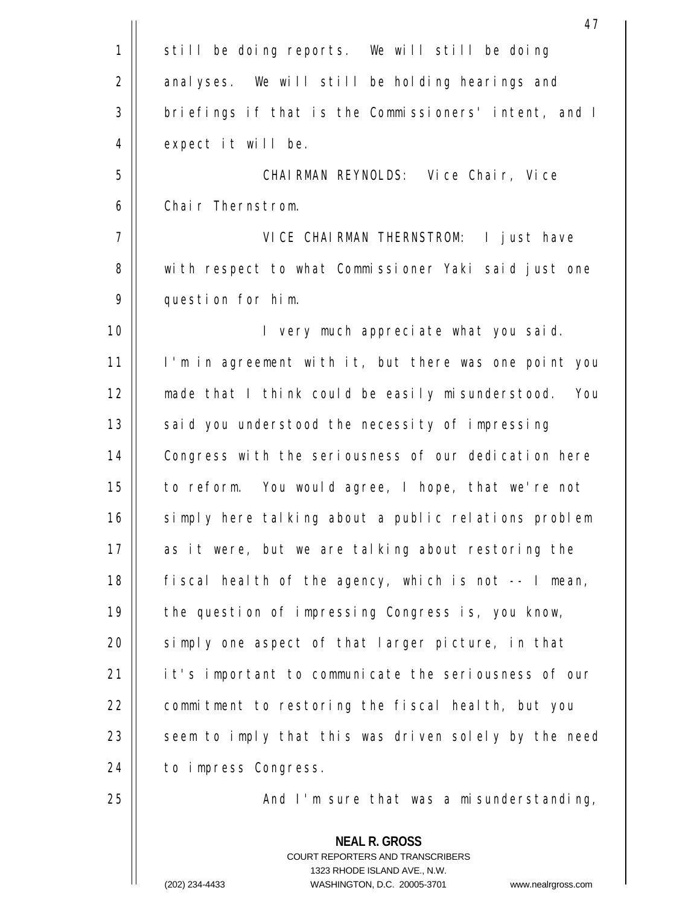still be doing reports. We will still be doing analyses. We will still be holding hearings and briefings if that is the Commissioners' intent, and I expect it will be.

CHAIRMAN REYNOLDS: Vice Chair, Vice Chair Thernstrom.

VICE CHAIRMAN THERNSTROM: I just have with respect to what Commissioner Yaki said just one question for him.

I very much appreciate what you said. I'm in agreement with it, but there was one point you made that I think could be easily misunderstood. You said you understood the necessity of impressing Congress with the seriousness of our dedication here to reform. You would agree, I hope, that we're not simply here talking about a public relations problem as it were, but we are talking about restoring the fiscal health of the agency, which is not -- I mean, the question of impressing Congress is, you know, simply one aspect of that larger picture, in that it's important to communicate the seriousness of our commitment to restoring the fiscal health, but you seem to imply that this was driven solely by the need to impress Congress.

And I'm sure that was a misunderstanding,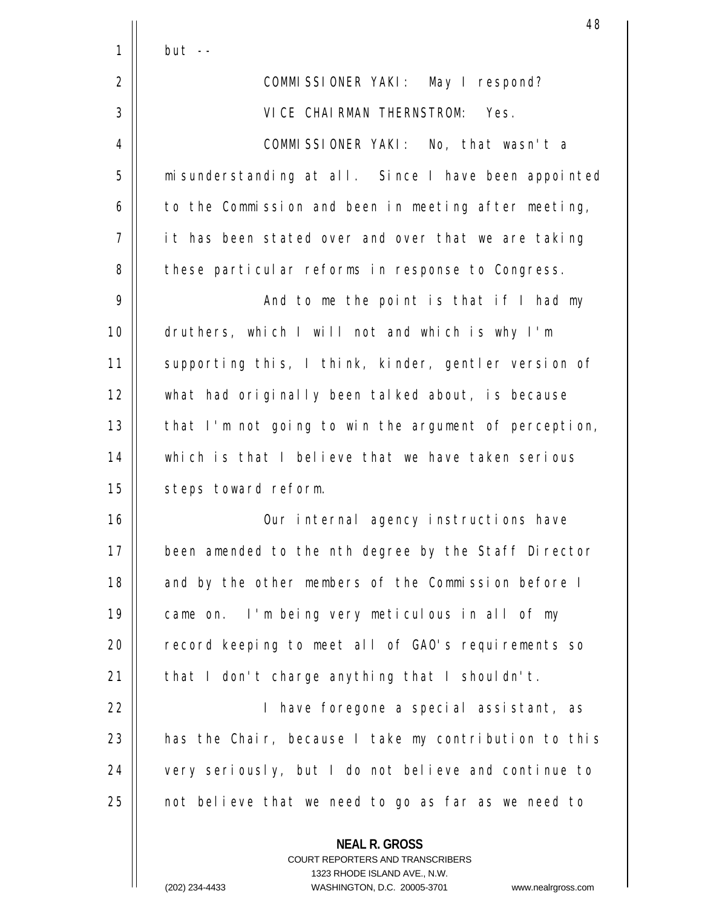but --

COMMISSIONER YAKI: May I respond?

VICE CHAIRMAN THERNSTROM: Yes.

COMMISSIONER YAKI: No, that wasn't a misunderstanding at all. Since I have been appointed to the Commission and been in meeting after meeting, it has been stated over and over that we are taking these particular reforms in response to Congress.

And to me the point is that if I had my druthers, which I will not and which is why I'm supporting this, I think, kinder, gentler version of what had originally been talked about, is because that I'm not going to win the argument of perception, which is that I believe that we have taken serious steps toward reform.

Our internal agency instructions have been amended to the nth degree by the Staff Director and by the other members of the Commission before I came on. I'm being very meticulous in all of my record keeping to meet all of GAO's requirements so that I don't charge anything that I shouldn't.

I have foregone a special assistant, as has the Chair, because I take my contribution to this very seriously, but I do not believe and continue to not believe that we need to go as far as we need to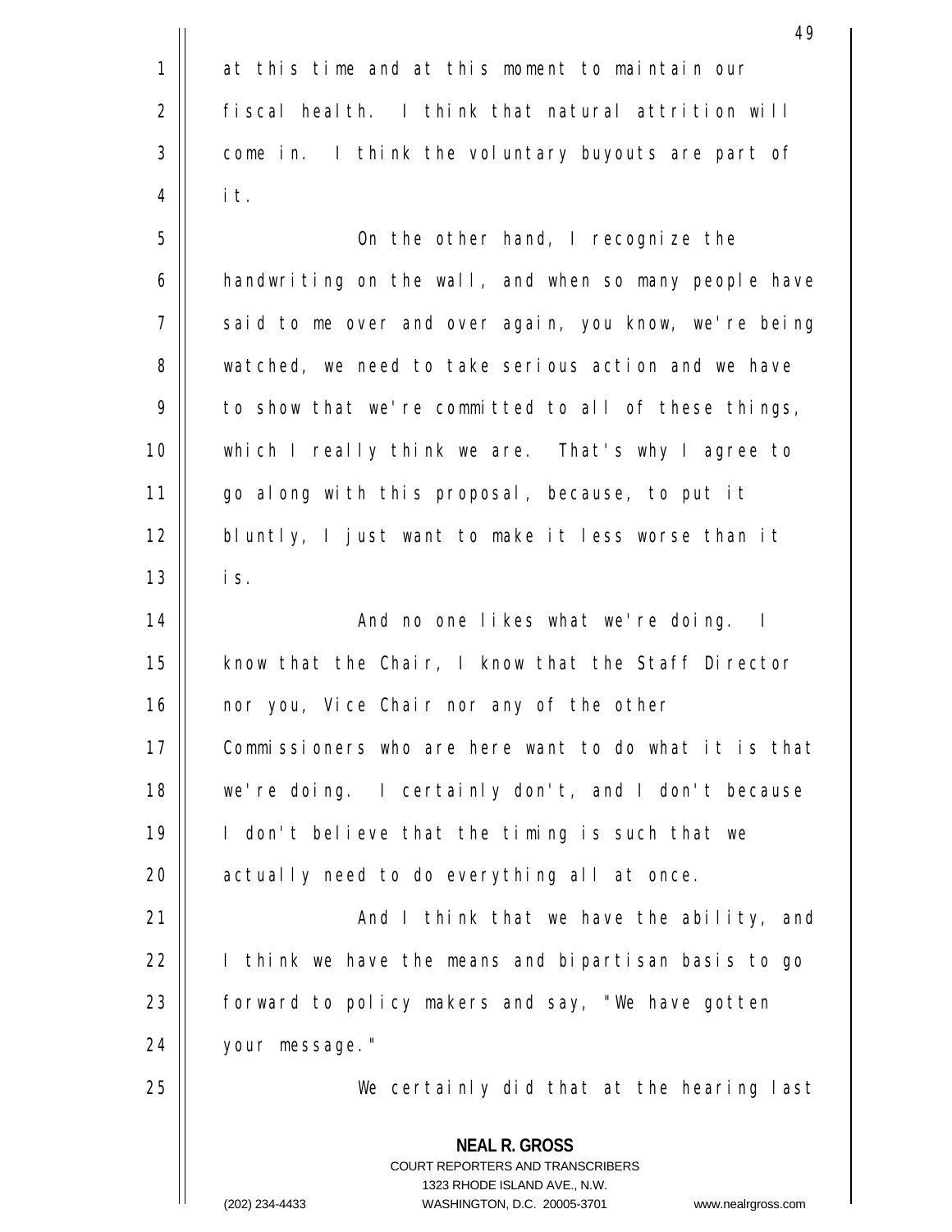at this time and at this moment to maintain our fiscal health. I think that natural attrition will come in. I think the voluntary buyouts are part of it.

On the other hand, I recognize the handwriting on the wall, and when so many people have said to me over and over again, you know, we're being watched, we need to take serious action and we have to show that we're committed to all of these things, which I really think we are. That's why I agree to go along with this proposal, because, to put it bluntly, I just want to make it less worse than it is.

And no one likes what we're doing. I know that the Chair, I know that the Staff Director nor you, Vice Chair nor any of the other Commissioners who are here want to do what it is that we're doing. I certainly don't, and I don't because I don't believe that the timing is such that we actually need to do everything all at once.

And I think that we have the ability, and I think we have the means and bipartisan basis to go forward to policy makers and say, "We have gotten your message."

We certainly did that at the hearing last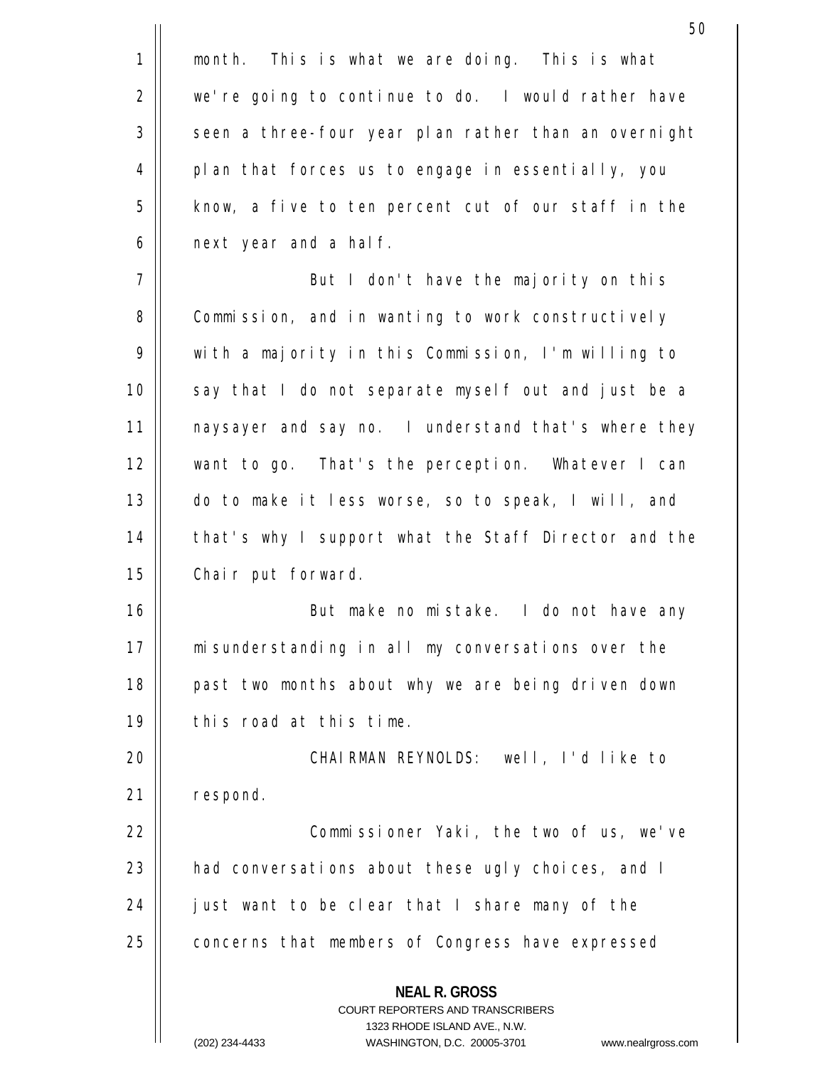month. This is what we are doing. This is what we're going to continue to do. I would rather have seen a three-four year plan rather than an overnight plan that forces us to engage in essentially, you know, a five to ten percent cut of our staff in the next year and a half.

But I don't have the majority on this Commission, and in wanting to work constructively with a majority in this Commission, I'm willing to say that I do not separate myself out and just be a naysayer and say no. I understand that's where they want to go. That's the perception. Whatever I can do to make it less worse, so to speak, I will, and that's why I support what the Staff Director and the Chair put forward.

But make no mistake. I do not have any misunderstanding in all my conversations over the past two months about why we are being driven down this road at this time.

CHAIRMAN REYNOLDS: Well, I'd like to respond.

Commissioner Yaki, the two of us, we've had conversations about these ugly choices, and I just want to be clear that I share many of the concerns that members of Congress have expressed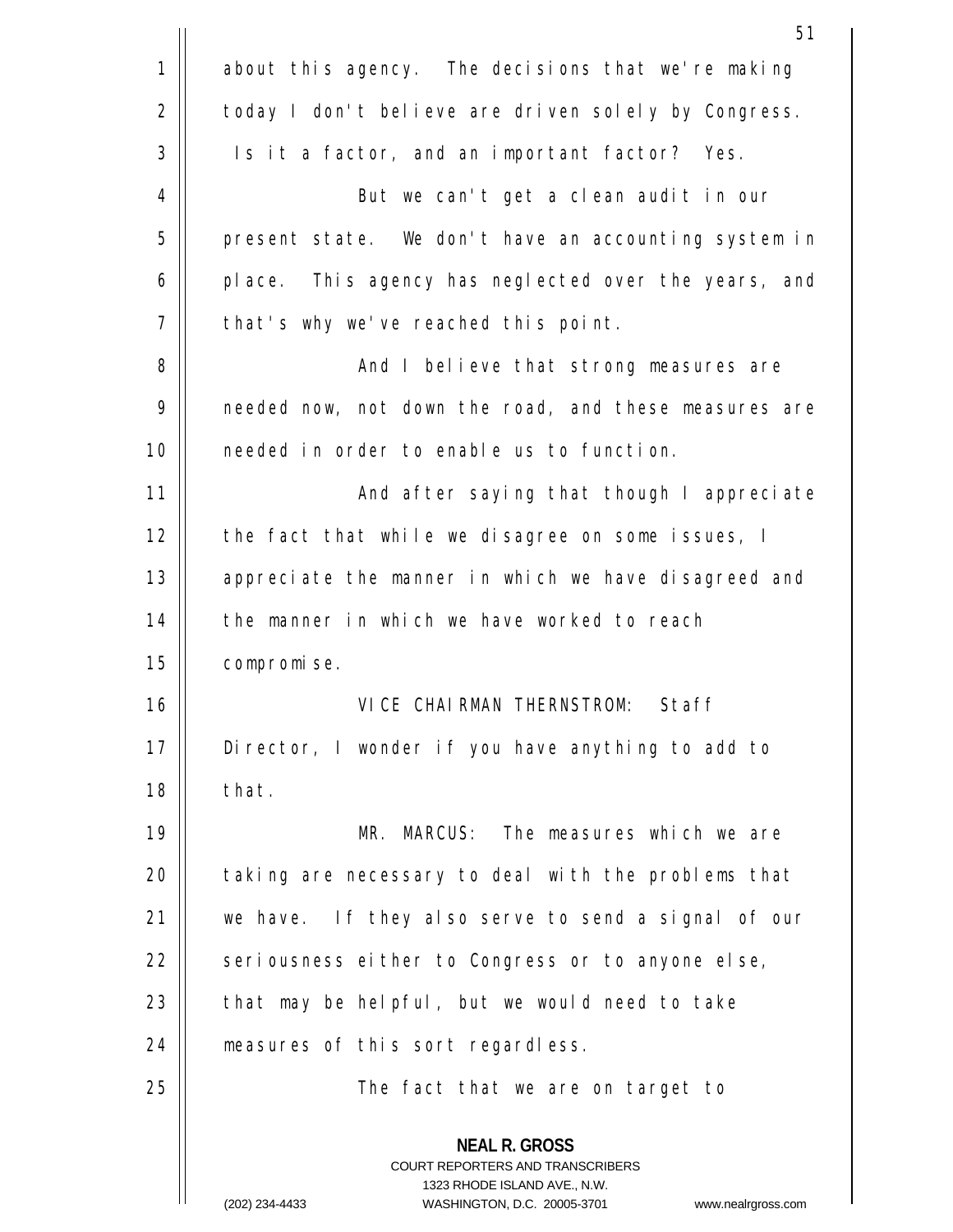about this agency. The decisions that we're making today I don't believe are driven solely by Congress. Is it a factor, and an important factor? Yes.

But we can't get a clean audit in our present state. We don't have an accounting system in place. This agency has neglected over the years, and that's why we've reached this point.

And I believe that strong measures are needed now, not down the road, and these measures are needed in order to enable us to function.

And after saying that though I appreciate the fact that while we disagree on some issues, I appreciate the manner in which we have disagreed and the manner in which we have worked to reach compromise.

VICE CHAIRMAN THERNSTROM: Staff Director, I wonder if you have anything to add to that.

MR. MARCUS: The measures which we are taking are necessary to deal with the problems that we have. If they also serve to send a signal of our seriousness either to Congress or to anyone else, that may be helpful, but we would need to take measures of this sort regardless.

The fact that we are on target to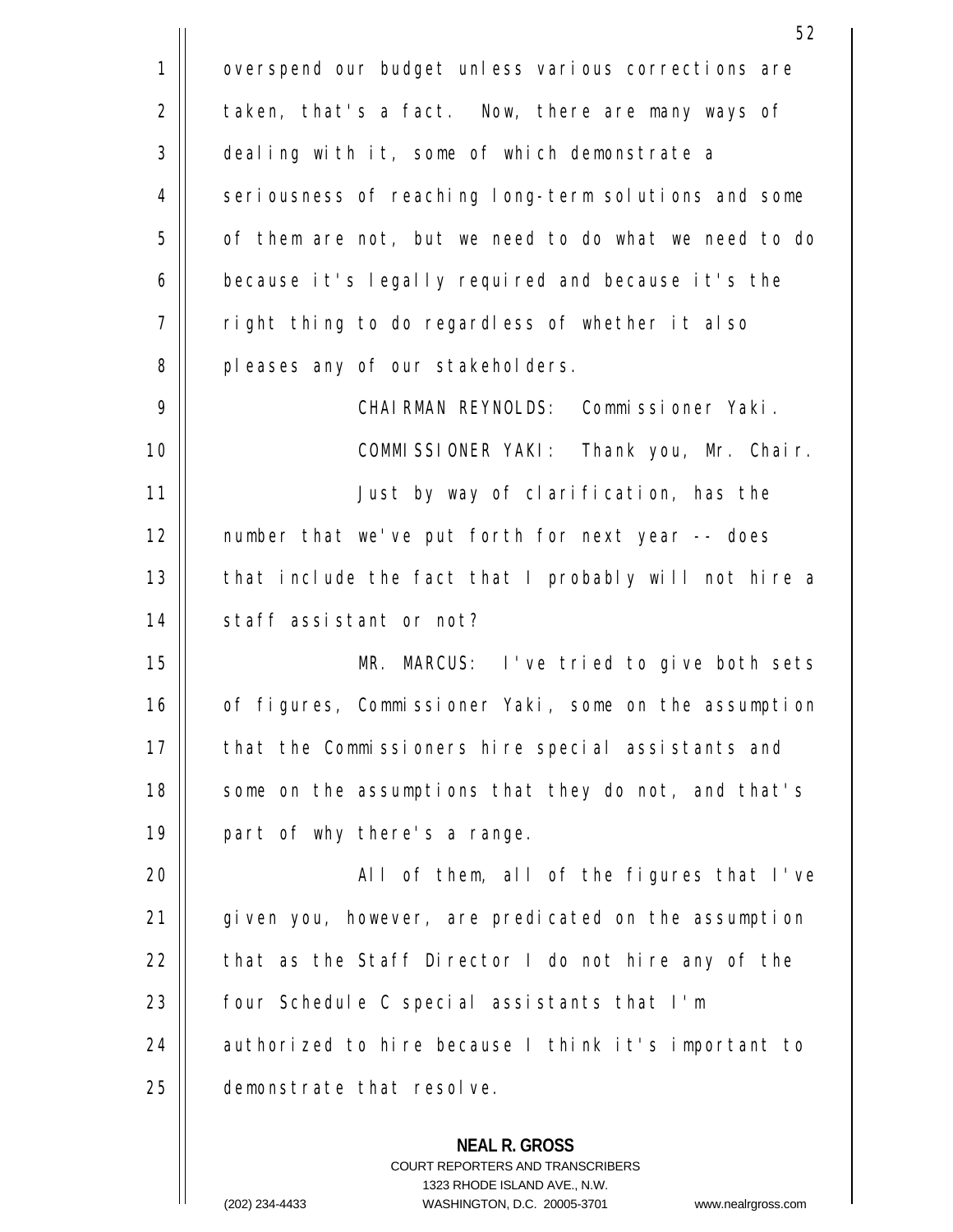overspend our budget unless various corrections are taken, that's a fact. Now, there are many ways of dealing with it, some of which demonstrate a seriousness of reaching long-term solutions and some of them are not, but we need to do what we need to do because it's legally required and because it's the right thing to do regardless of whether it also pleases any of our stakeholders.

CHAIRMAN REYNOLDS: Commissioner Yaki.

COMMISSIONER YAKI: Thank you, Mr. Chair.

Just by way of clarification, has the number that we've put forth for next year -- does that include the fact that I probably will not hire a staff assistant or not?

MR. MARCUS: I've tried to give both sets of figures, Commissioner Yaki, some on the assumption that the Commissioners hire special assistants and some on the assumptions that they do not, and that's part of why there's a range.

All of them, all of the figures that I've given you, however, are predicated on the assumption that as the Staff Director I do not hire any of the four Schedule C special assistants that I'm authorized to hire because I think it's important to demonstrate that resolve.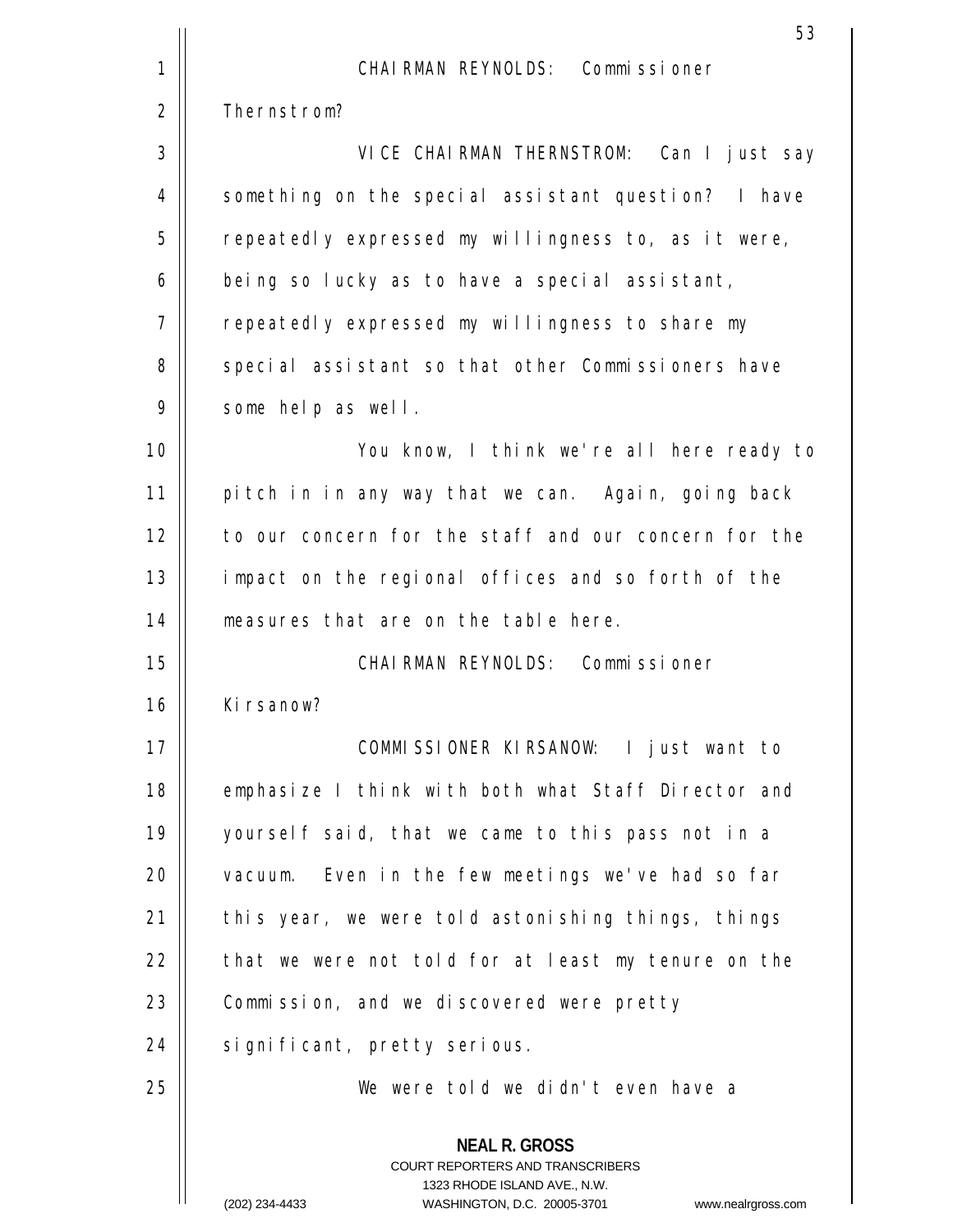CHAIRMAN REYNOLDS: Commissioner Thernstrom?

VICE CHAIRMAN THERNSTROM: Can I just say something on the special assistant question? I have repeatedly expressed my willingness to, as it were, being so lucky as to have a special assistant, repeatedly expressed my willingness to share my special assistant so that other Commissioners have some help as well.

You know, I think we're all here ready to pitch in in any way that we can. Again, going back to our concern for the staff and our concern for the impact on the regional offices and so forth of the measures that are on the table here.

CHAIRMAN REYNOLDS: Commissioner Kirsanow?

COMMISSIONER KIRSANOW: I just want to emphasize I think with both what Staff Director and yourself said, that we came to this pass not in a vacuum. Even in the few meetings we've had so far this year, we were told astonishing things, things that we were not told for at least my tenure on the Commission, and we discovered were pretty significant, pretty serious.

We were told we didn't even have a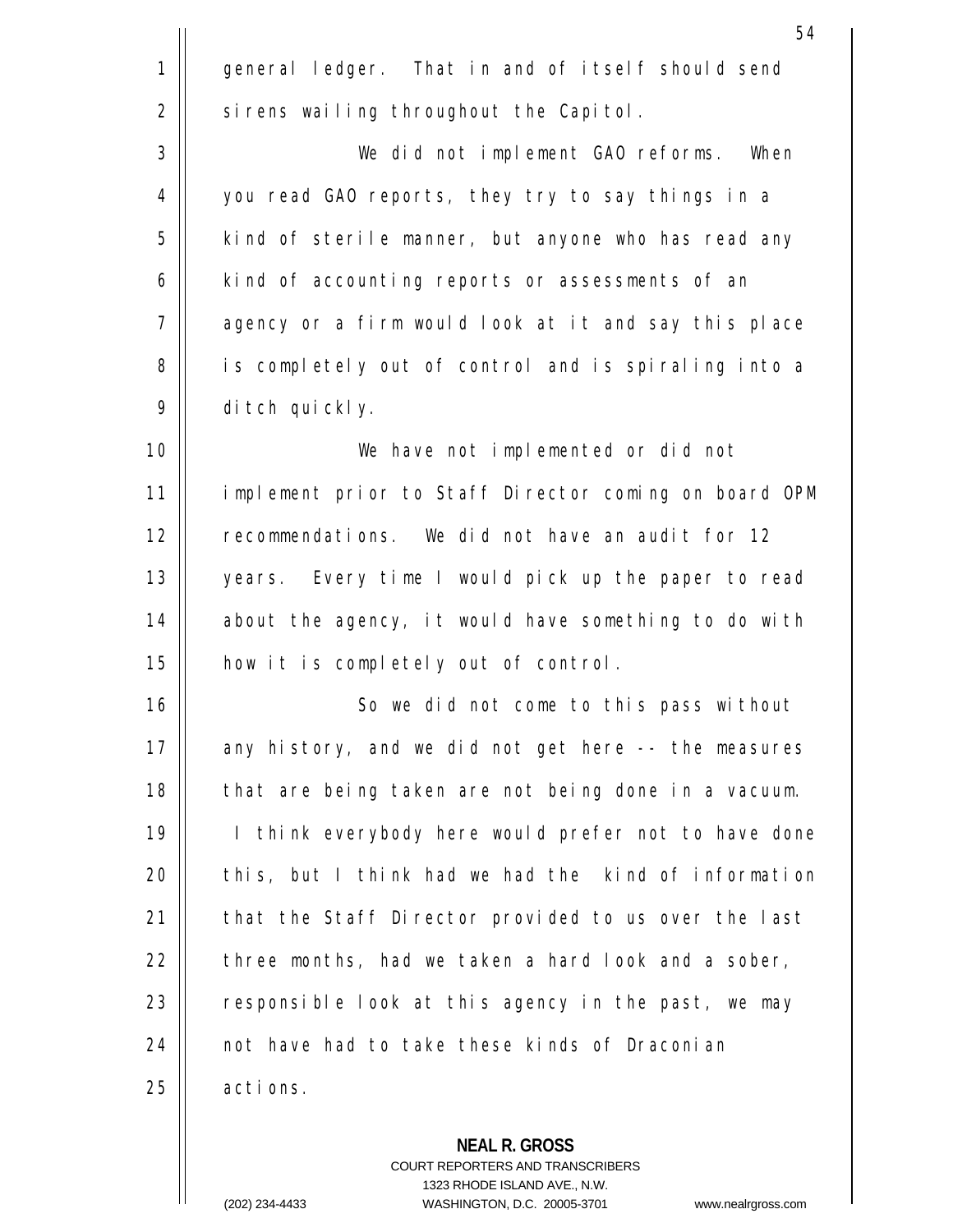general ledger. That in and of itself should send sirens wailing throughout the Capitol.

We did not implement GAO reforms. When you read GAO reports, they try to say things in a kind of sterile manner, but anyone who has read any kind of accounting reports or assessments of an agency or a firm would look at it and say this place is completely out of control and is spiraling into a ditch quickly.

We have not implemented or did not implement prior to Staff Director coming on board OPM recommendations. We did not have an audit for 12 years. Every time I would pick up the paper to read about the agency, it would have something to do with how it is completely out of control.

So we did not come to this pass without any history, and we did not get here -- the measures that are being taken are not being done in a vacuum. I think everybody here would prefer not to have done this, but I think had we had the kind of information that the Staff Director provided to us over the last three months, had we taken a hard look and a sober, responsible look at this agency in the past, we may not have had to take these kinds of Draconian actions.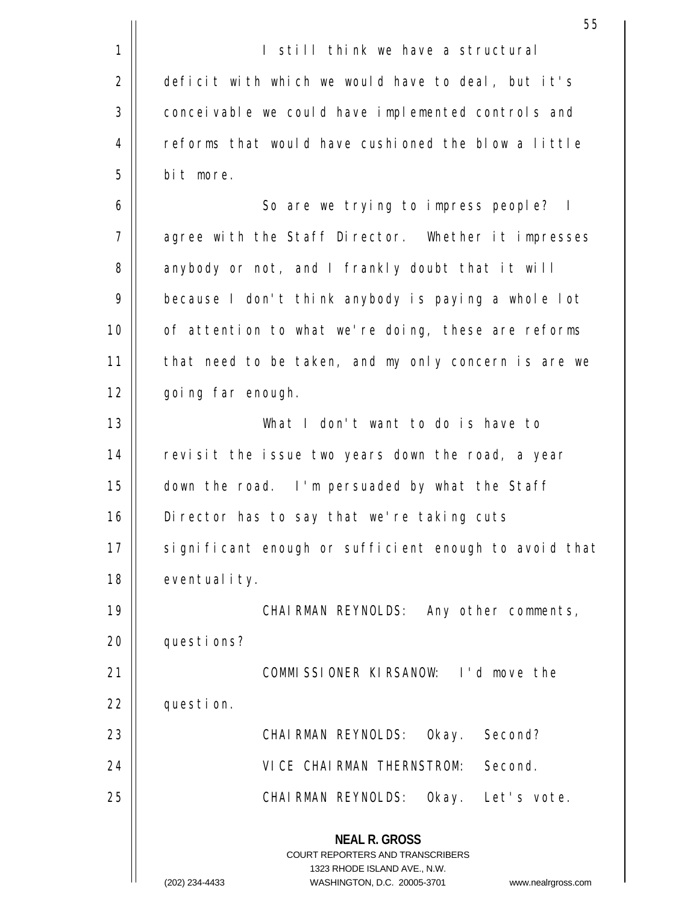I still think we have a structural deficit with which we would have to deal, but it's conceivable we could have implemented controls and reforms that would have cushioned the blow a little bit more.

So are we trying to impress people? I agree with the Staff Director. Whether it impresses anybody or not, and I frankly doubt that it will because I don't think anybody is paying a whole lot of attention to what we're doing, these are reforms that need to be taken, and my only concern is are we going far enough.

What I don't want to do is have to revisit the issue two years down the road, a year down the road. I'm persuaded by what the Staff Director has to say that we're taking cuts significant enough or sufficient enough to avoid that eventuality.

CHAIRMAN REYNOLDS: Any other comments, questions?

COMMISSIONER KIRSANOW: I'd move the question.

CHAIRMAN REYNOLDS: Okay. Second?

VICE CHAIRMAN THERNSTROM: Second.

CHAIRMAN REYNOLDS: Okay. Let's vote.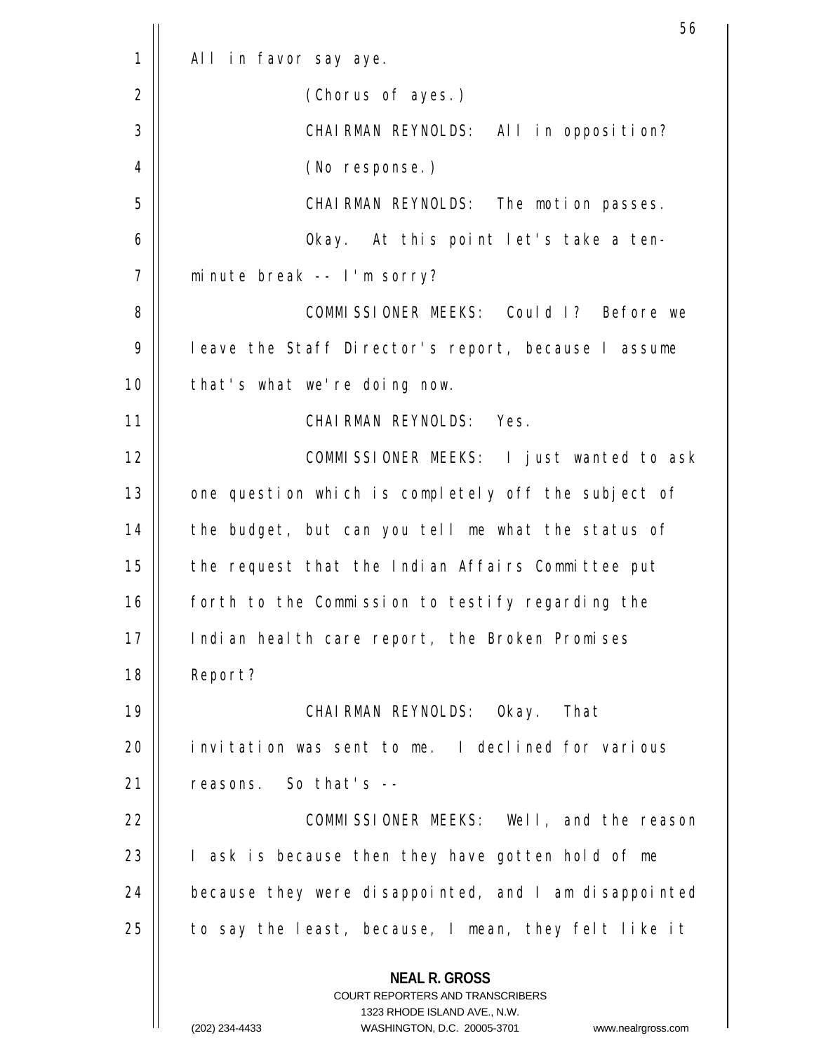All in favor say aye.

(Chorus of ayes.)

CHAIRMAN REYNOLDS: All in opposition?

(No response.)

CHAIRMAN REYNOLDS: The motion passes.

Okay. At this point let's take a ten-minute break -- I'm sorry?

COMMISSIONER MEEKS: Could I? Before we leave the Staff Director's report, because I assume that's what we're doing now.

CHAIRMAN REYNOLDS: Yes.

COMMISSIONER MEEKS: I just wanted to ask one question which is completely off the subject of the budget, but can you tell me what the status of the request that the Indian Affairs Committee put forth to the Commission to testify regarding the Indian health care report, the Broken Promises Report?

CHAIRMAN REYNOLDS: Okay. That invitation was sent to me. I declined for various reasons. So that's --

COMMISSIONER MEEKS: Well, and the reason I ask is because then they have gotten hold of me because they were disappointed, and I am disappointed to say the least, because, I mean, they felt like it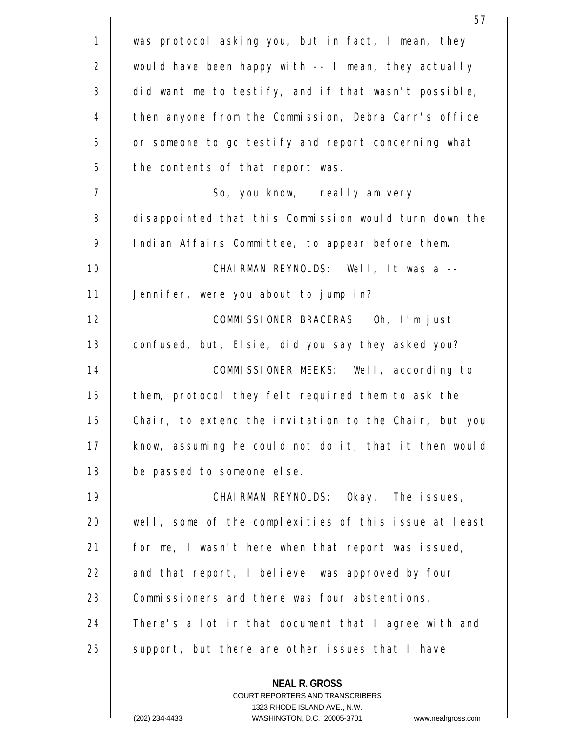was protocol asking you, but in fact, I mean, they would have been happy with -- I mean, they actually did want me to testify, and if that wasn't possible, then anyone from the Commission, Debra Carr's office or someone to go testify and report concerning what the contents of that report was.

So, you know, I really am very disappointed that this Commission would turn down the Indian Affairs Committee, to appear before them.

CHAIRMAN REYNOLDS: Well, It was a -- Jennifer, were you about to jump in?

COMMISSIONER BRACERAS: Oh, I'm just confused, but, Elsie, did you say they asked you?

COMMISSIONER MEEKS: Well, according to them, protocol they felt required them to ask the Chair, to extend the invitation to the Chair, but you know, assuming he could not do it, that it then would be passed to someone else.

CHAIRMAN REYNOLDS: Okay. The issues, well, some of the complexities of this issue at least for me, I wasn't here when that report was issued, and that report, I believe, was approved by four Commissioners and there was four abstentions. There's a lot in that document that I agree with and support, but there are other issues that I have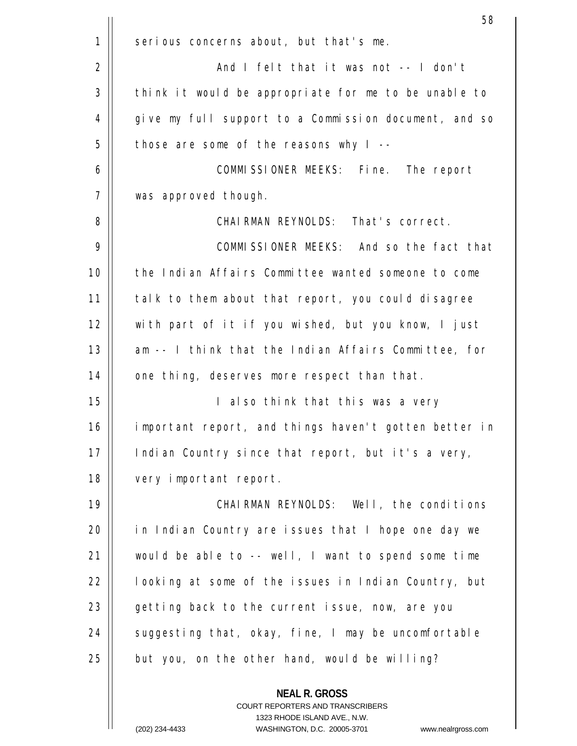serious concerns about, but that's me.

And I felt that it was not -- I don't think it would be appropriate for me to be unable to give my full support to a Commission document, and so those are some of the reasons why I --

COMMISSIONER MEEKS: Fine. The report was approved though.

CHAIRMAN REYNOLDS: That's correct.

COMMISSIONER MEEKS: And so the fact that the Indian Affairs Committee wanted someone to come talk to them about that report, you could disagree with part of it if you wished, but you know, I just am -- I think that the Indian Affairs Committee, for one thing, deserves more respect than that.

I also think that this was a very important report, and things haven't gotten better in Indian Country since that report, but it's a very, very important report.

CHAIRMAN REYNOLDS: Well, the conditions in Indian Country are issues that I hope one day we would be able to -- well, I want to spend some time looking at some of the issues in Indian Country, but getting back to the current issue, now, are you suggesting that, okay, fine, I may be uncomfortable but you, on the other hand, would be willing?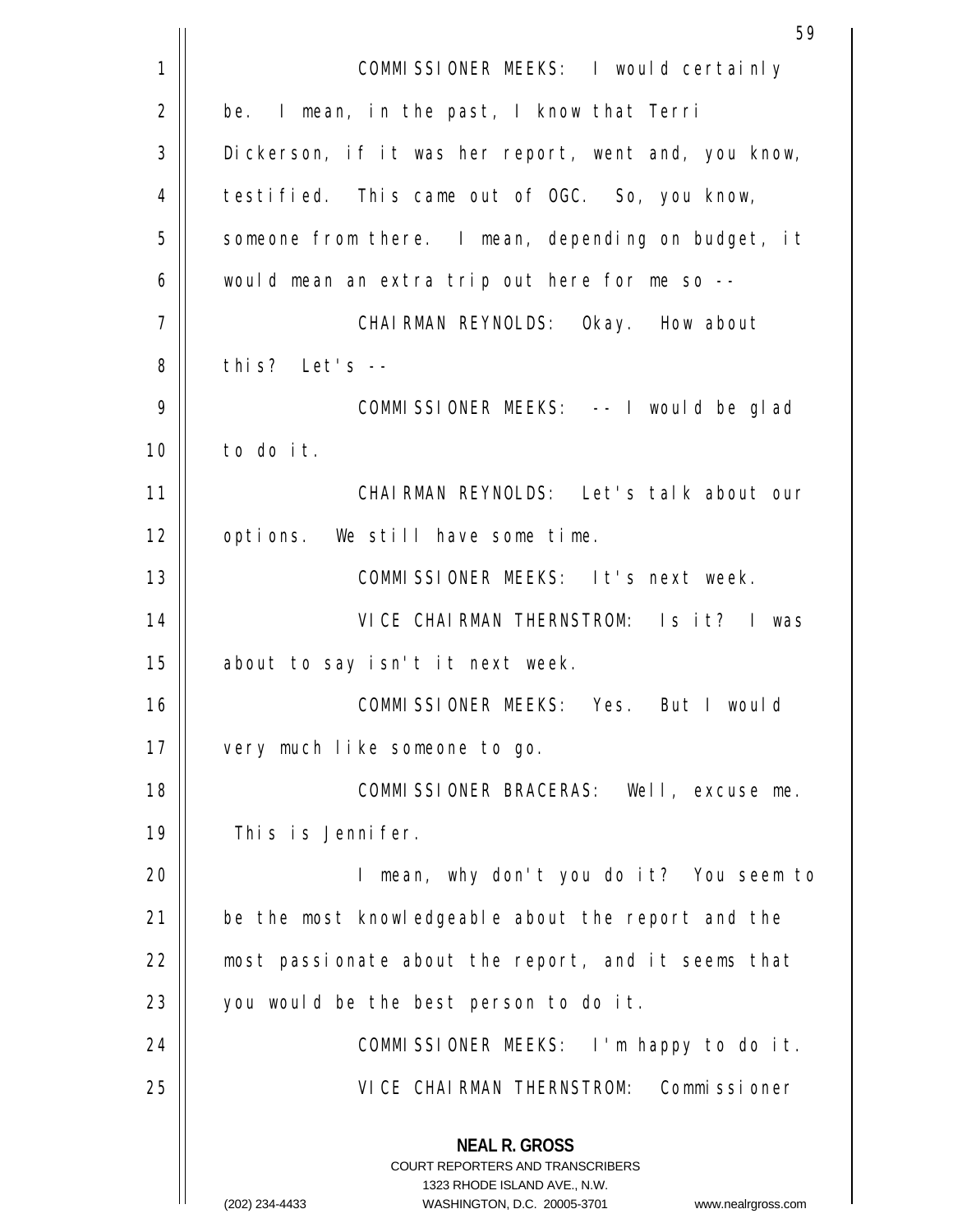COMMISSIONER MEEKS: I would certainly be. I mean, in the past, I know that Terri Dickerson, if it was her report, went and, you know, testified. This came out of OGC. So, you know, someone from there. I mean, depending on budget, it would mean an extra trip out here for me so --

CHAIRMAN REYNOLDS: Okay. How about this? Let's --

COMMISSIONER MEEKS: -- I would be glad to do it.

CHAIRMAN REYNOLDS: Let's talk about our options. We still have some time.

COMMISSIONER MEEKS: It's next week.

VICE CHAIRMAN THERNSTROM: Is it? I was about to say isn't it next week.

COMMISSIONER MEEKS: Yes. But I would very much like someone to go.

COMMISSIONER BRACERAS: Well, excuse me. This is Jennifer.

I mean, why don't you do it? You seem to be the most knowledgeable about the report and the most passionate about the report, and it seems that you would be the best person to do it.

COMMISSIONER MEEKS: I'm happy to do it.

VICE CHAIRMAN THERNSTROM: Commissioner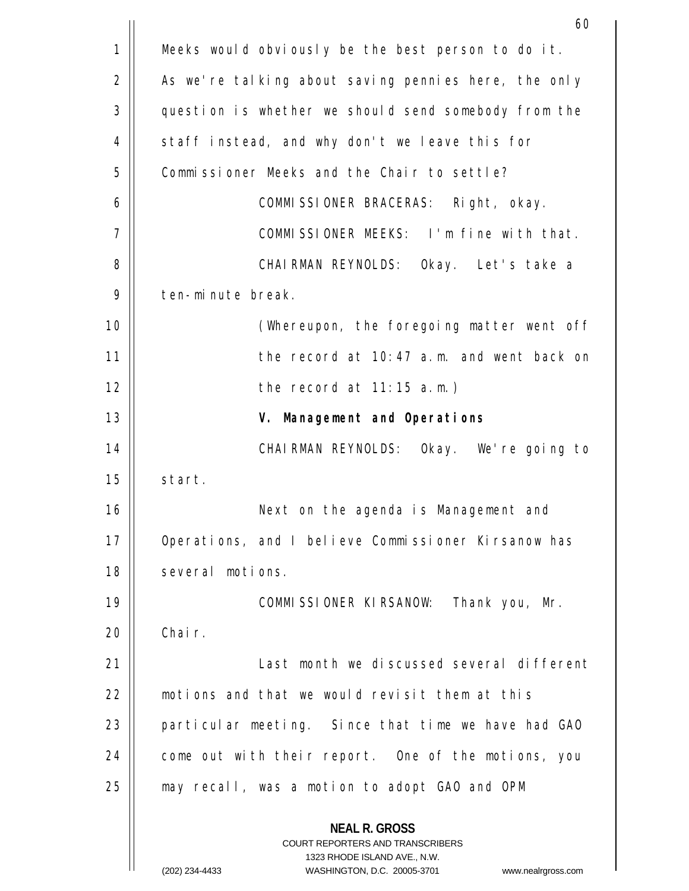Meeks would obviously be the best person to do it. As we're talking about saving pennies here, the only question is whether we should send somebody from the staff instead, and why don't we leave this for Commissioner Meeks and the Chair to settle?

COMMISSIONER BRACERAS: Right, okay.

COMMISSIONER MEEKS: I'm fine with that.

CHAIRMAN REYNOLDS: Okay. Let's take a ten-minute break.

(Whereupon, the foregoing matter went off the record at 10:47 a.m. and went back on the record at 11:15 a.m.)

**V. Management and Operations**

CHAIRMAN REYNOLDS: Okay. We're going to start.

Next on the agenda is Management and Operations, and I believe Commissioner Kirsanow has several motions.

COMMISSIONER KIRSANOW: Thank you, Mr. Chair.

Last month we discussed several different motions and that we would revisit them at this particular meeting. Since that time we have had GAO come out with their report. One of the motions, you may recall, was a motion to adopt GAO and OPM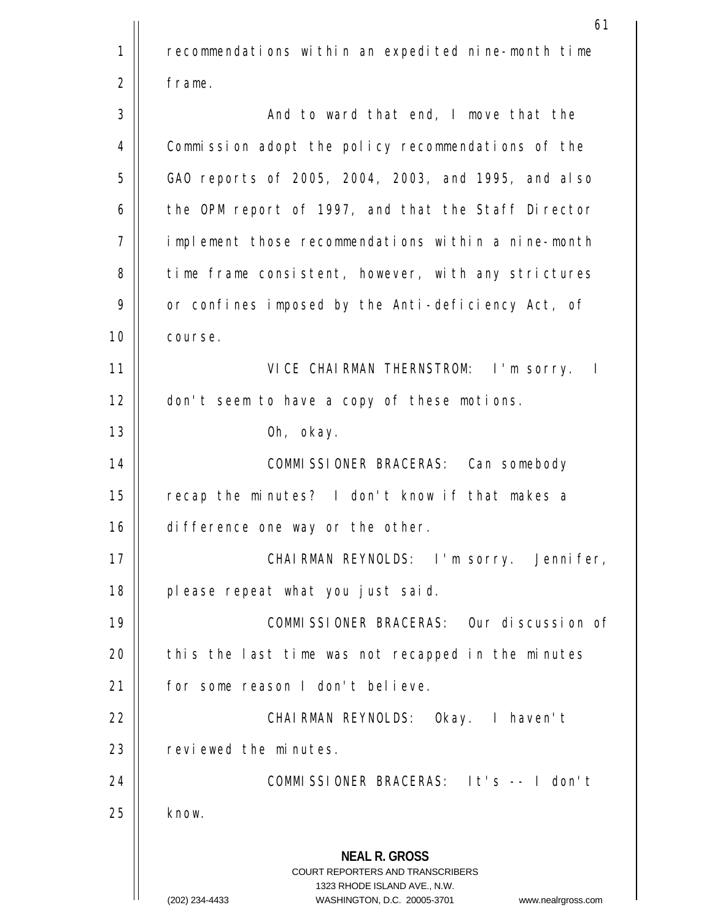recommendations within an expedited nine-month time frame.

And to ward that end, I move that the Commission adopt the policy recommendations of the GAO reports of 2005, 2004, 2003, and 1995, and also the OPM report of 1997, and that the Staff Director implement those recommendations within a nine-month time frame consistent, however, with any strictures or confines imposed by the Anti-deficiency Act, of course.

VICE CHAIRMAN THERNSTROM: I'm sorry. I don't seem to have a copy of these motions.

Oh, okay.

COMMISSIONER BRACERAS: Can somebody recap the minutes? I don't know if that makes a difference one way or the other.

CHAIRMAN REYNOLDS: I'm sorry. Jennifer, please repeat what you just said.

COMMISSIONER BRACERAS: Our discussion of this the last time was not recapped in the minutes for some reason I don't believe.

CHAIRMAN REYNOLDS: Okay. I haven't reviewed the minutes.

COMMISSIONER BRACERAS: It's -- I don't know.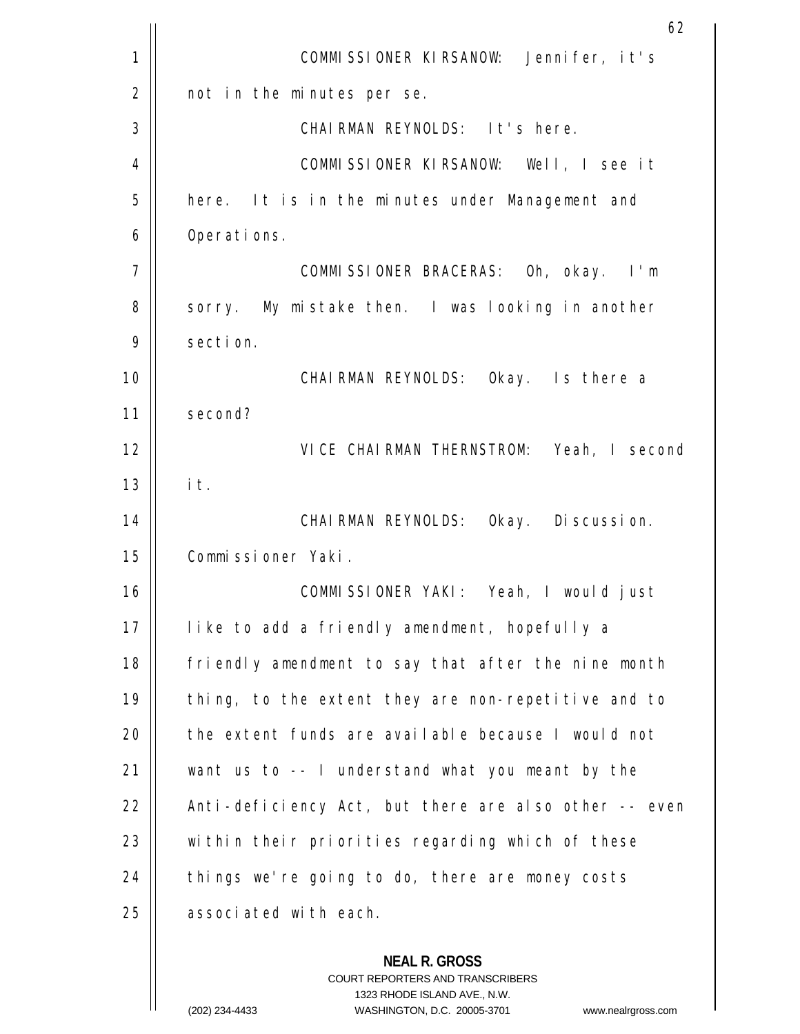COMMISSIONER KIRSANOW: Jennifer, it's not in the minutes per se.

CHAIRMAN REYNOLDS: It's here.

COMMISSIONER KIRSANOW: Well, I see it here. It is in the minutes under Management and Operations.

COMMISSIONER BRACERAS: Oh, okay. I'm sorry. My mistake then. I was looking in another section.

CHAIRMAN REYNOLDS: Okay. Is there a second?

VICE CHAIRMAN THERNSTROM: Yeah, I second it.

CHAIRMAN REYNOLDS: Okay. Discussion. Commissioner Yaki.

COMMISSIONER YAKI: Yeah, I would just like to add a friendly amendment, hopefully a friendly amendment to say that after the nine month thing, to the extent they are non-repetitive and to the extent funds are available because I would not want us to -- I understand what you meant by the Anti-deficiency Act, but there are also other -- even within their priorities regarding which of these things we're going to do, there are money costs associated with each.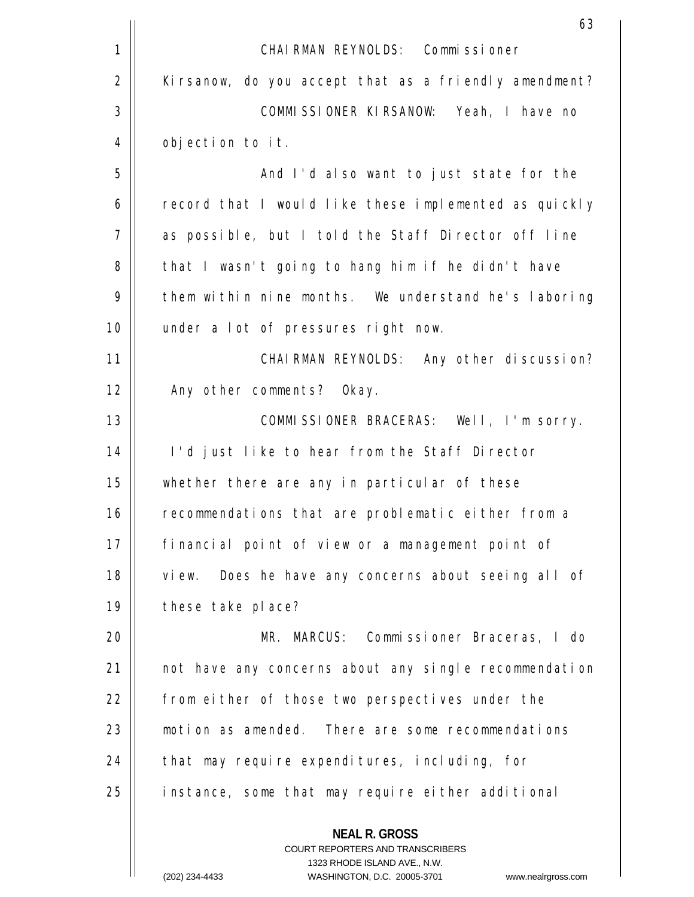CHAIRMAN REYNOLDS: Commissioner Kirsanow, do you accept that as a friendly amendment?

COMMISSIONER KIRSANOW: Yeah, I have no objection to it.

And I'd also want to just state for the record that I would like these implemented as quickly as possible, but I told the Staff Director off line that I wasn't going to hang him if he didn't have them within nine months. We understand he's laboring under a lot of pressures right now.

CHAIRMAN REYNOLDS: Any other discussion? Any other comments? Okay.

COMMISSIONER BRACERAS: Well, I'm sorry. I'd just like to hear from the Staff Director whether there are any in particular of these recommendations that are problematic either from a financial point of view or a management point of view. Does he have any concerns about seeing all of these take place?

MR. MARCUS: Commissioner Braceras, I do not have any concerns about any single recommendation from either of those two perspectives under the motion as amended. There are some recommendations that may require expenditures, including, for instance, some that may require either additional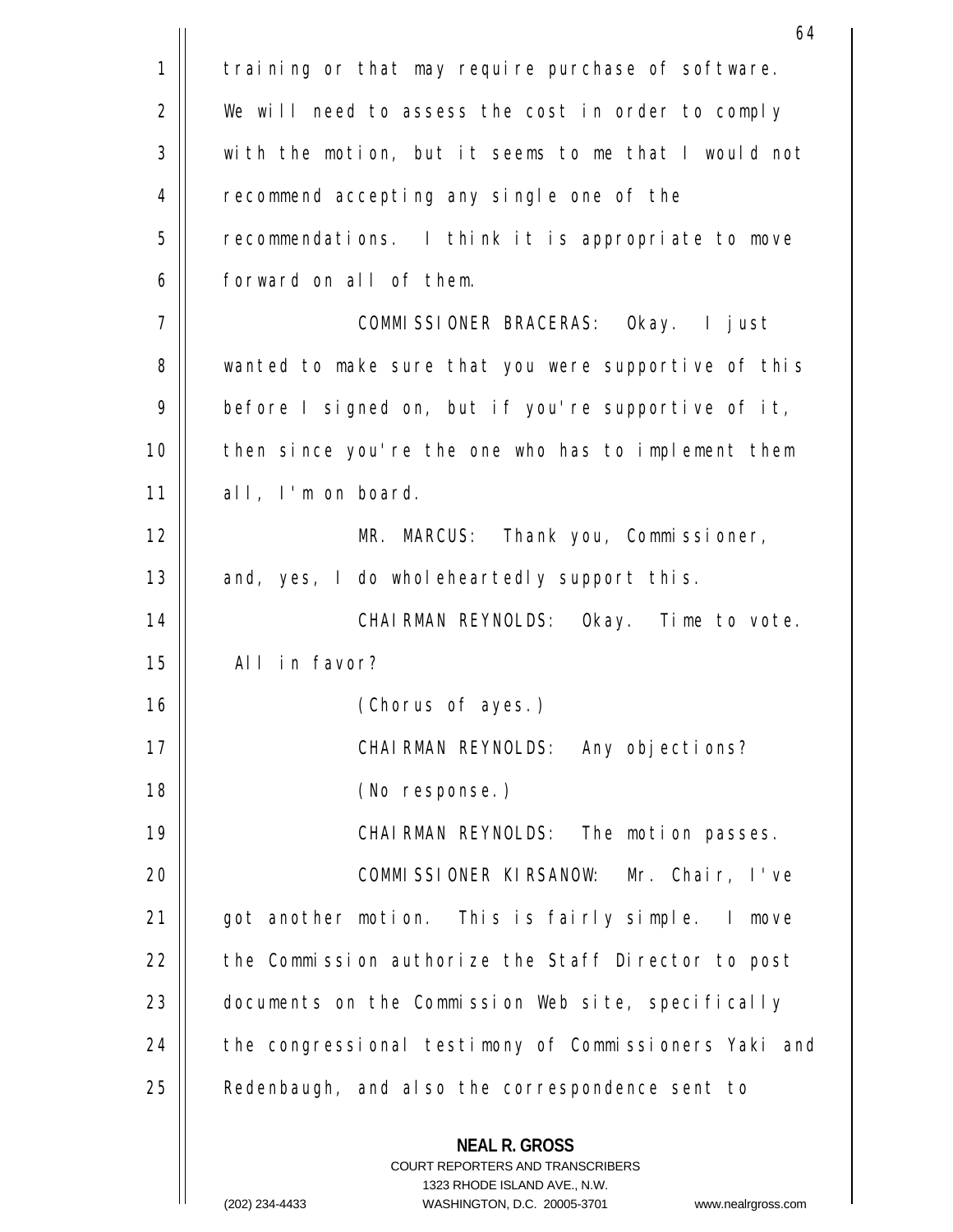training or that may require purchase of software. We will need to assess the cost in order to comply with the motion, but it seems to me that I would not recommend accepting any single one of the recommendations. I think it is appropriate to move forward on all of them.

COMMISSIONER BRACERAS: Okay. I just wanted to make sure that you were supportive of this before I signed on, but if you're supportive of it, then since you're the one who has to implement them all, I'm on board.

MR. MARCUS: Thank you, Commissioner, and, yes, I do wholeheartedly support this.

CHAIRMAN REYNOLDS: Okay. Time to vote. All in favor?

(Chorus of ayes.)

CHAIRMAN REYNOLDS: Any objections?

(No response.)

CHAIRMAN REYNOLDS: The motion passes.

COMMISSIONER KIRSANOW: Mr. Chair, I've got another motion. This is fairly simple. I move the Commission authorize the Staff Director to post documents on the Commission Web site, specifically the congressional testimony of Commissioners Yaki and Redenbaugh, and also the correspondence sent to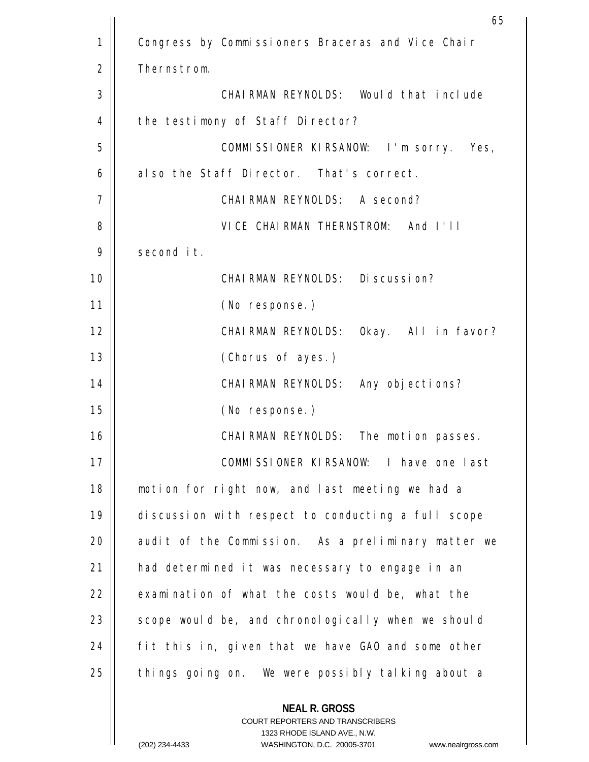Congress by Commissioners Braceras and Vice Chair Thernstrom.

CHAIRMAN REYNOLDS: Would that include the testimony of Staff Director?

COMMISSIONER KIRSANOW: I'm sorry. Yes, also the Staff Director. That's correct.

CHAIRMAN REYNOLDS: A second?

VICE CHAIRMAN THERNSTROM: And I'll second it.

CHAIRMAN REYNOLDS: Discussion?

(No response.)

CHAIRMAN REYNOLDS: Okay. All in favor?

(Chorus of ayes.)

CHAIRMAN REYNOLDS: Any objections?

(No response.)

CHAIRMAN REYNOLDS: The motion passes.

COMMISSIONER KIRSANOW: I have one last motion for right now, and last meeting we had a discussion with respect to conducting a full scope audit of the Commission. As a preliminary matter we had determined it was necessary to engage in an examination of what the costs would be, what the scope would be, and chronologically when we should fit this in, given that we have GAO and some other things going on. We were possibly talking about a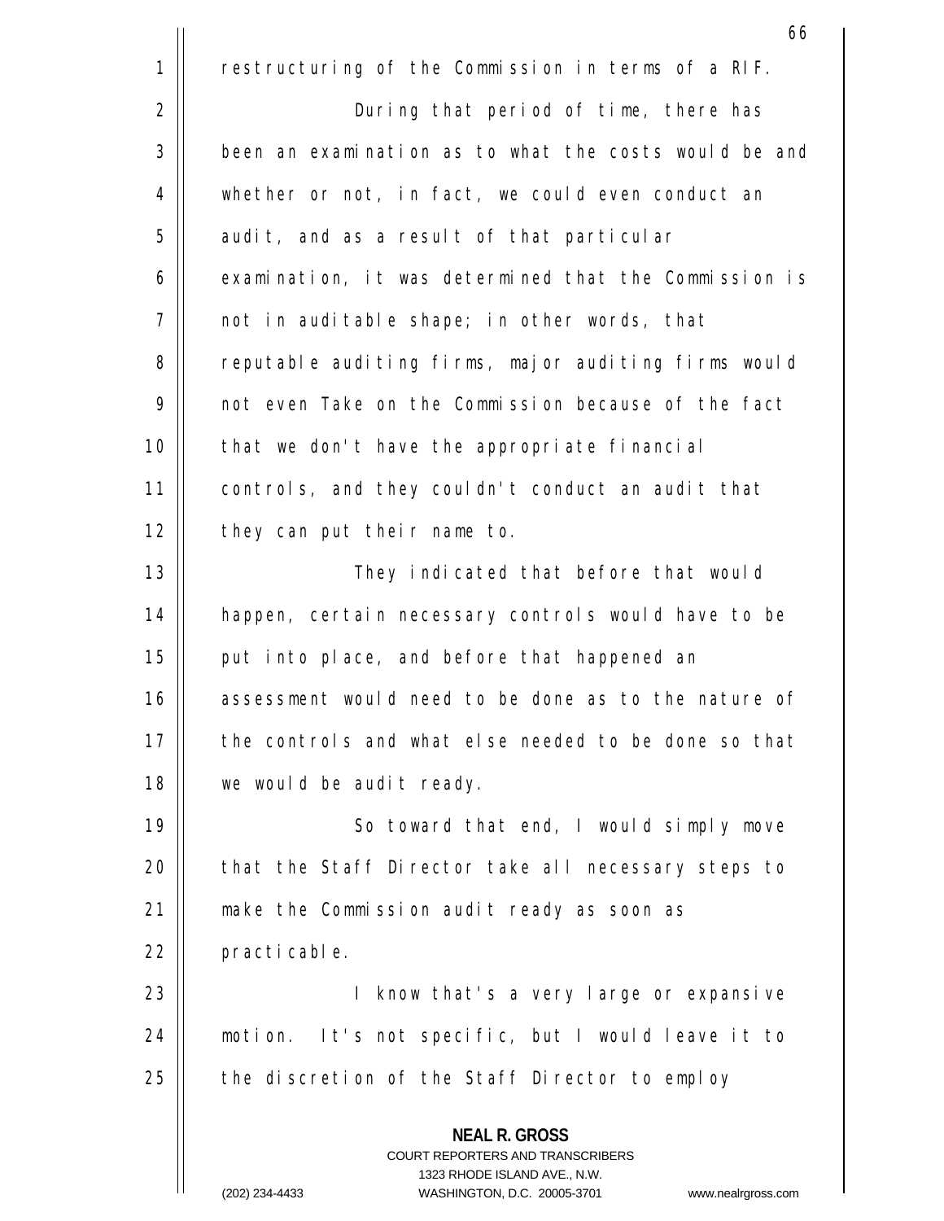restructuring of the Commission in terms of a RIF.

During that period of time, there has been an examination as to what the costs would be and whether or not, in fact, we could even conduct an audit, and as a result of that particular examination, it was determined that the Commission is not in auditable shape; in other words, that reputable auditing firms, major auditing firms would not even Take on the Commission because of the fact that we don't have the appropriate financial controls, and they couldn't conduct an audit that they can put their name to.

They indicated that before that would happen, certain necessary controls would have to be put into place, and before that happened an assessment would need to be done as to the nature of the controls and what else needed to be done so that we would be audit ready.

So toward that end, I would simply move that the Staff Director take all necessary steps to make the Commission audit ready as soon as practicable.

I know that's a very large or expansive motion. It's not specific, but I would leave it to the discretion of the Staff Director to employ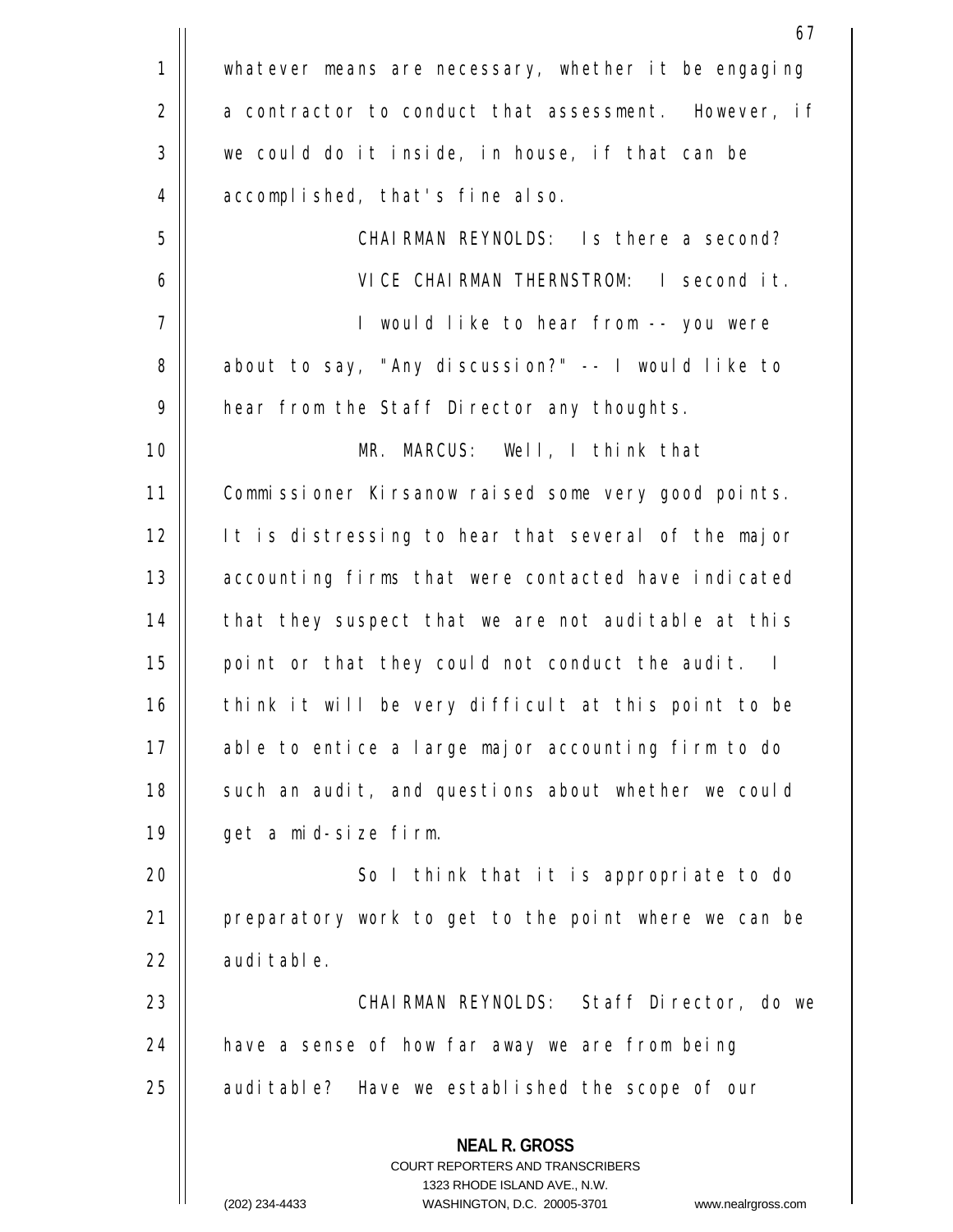whatever means are necessary, whether it be engaging a contractor to conduct that assessment. However, if we could do it inside, in house, if that can be accomplished, that's fine also.

CHAIRMAN REYNOLDS: Is there a second?

VICE CHAIRMAN THERNSTROM: I second it.

I would like to hear from -- you were about to say, "Any discussion?" -- I would like to hear from the Staff Director any thoughts.

MR. MARCUS: Well, I think that Commissioner Kirsanow raised some very good points. It is distressing to hear that several of the major accounting firms that were contacted have indicated that they suspect that we are not auditable at this point or that they could not conduct the audit. I think it will be very difficult at this point to be able to entice a large major accounting firm to do such an audit, and questions about whether we could get a mid-size firm.

So I think that it is appropriate to do preparatory work to get to the point where we can be auditable.

CHAIRMAN REYNOLDS: Staff Director, do we have a sense of how far away we are from being auditable? Have we established the scope of our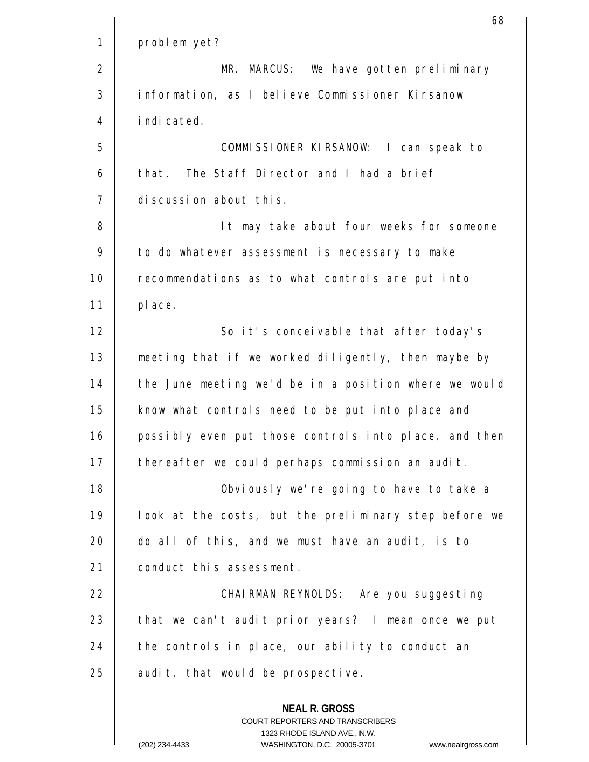problem yet?

MR. MARCUS: We have gotten preliminary information, as I believe Commissioner Kirsanow indicated.

COMMISSIONER KIRSANOW: I can speak to that. The Staff Director and I had a brief discussion about this.

It may take about four weeks for someone to do whatever assessment is necessary to make recommendations as to what controls are put into place.

So it's conceivable that after today's meeting that if we worked diligently, then maybe by the June meeting we'd be in a position where we would know what controls need to be put into place and possibly even put those controls into place, and then thereafter we could perhaps commission an audit.

Obviously we're going to have to take a look at the costs, but the preliminary step before we do all of this, and we must have an audit, is to conduct this assessment.

CHAIRMAN REYNOLDS: Are you suggesting that we can't audit prior years? I mean once we put the controls in place, our ability to conduct an audit, that would be prospective.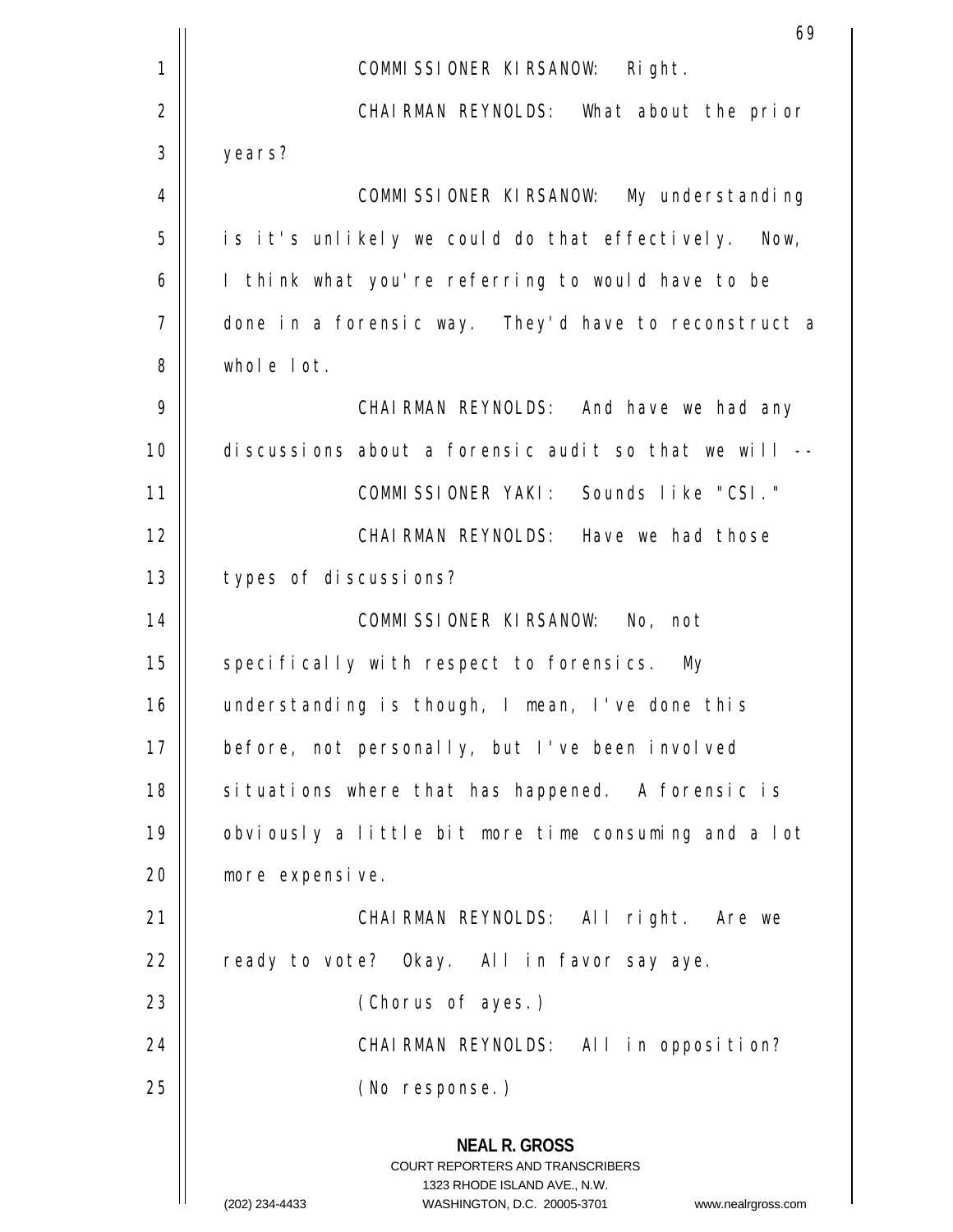COMMISSIONER KIRSANOW: Right.

CHAIRMAN REYNOLDS: What about the prior years?

COMMISSIONER KIRSANOW: My understanding is it's unlikely we could do that effectively. Now, I think what you're referring to would have to be done in a forensic way. They'd have to reconstruct a whole lot.

CHAIRMAN REYNOLDS: And have we had any discussions about a forensic audit so that we will --

COMMISSIONER YAKI: Sounds like "CSI."

CHAIRMAN REYNOLDS: Have we had those types of discussions?

COMMISSIONER KIRSANOW: No, not specifically with respect to forensics. My understanding is though, I mean, I've done this before, not personally, but I've been involved situations where that has happened. A forensic is obviously a little bit more time consuming and a lot more expensive.

CHAIRMAN REYNOLDS: All right. Are we ready to vote? Okay. All in favor say aye.

(Chorus of ayes.)

CHAIRMAN REYNOLDS: All in opposition?

(No response.)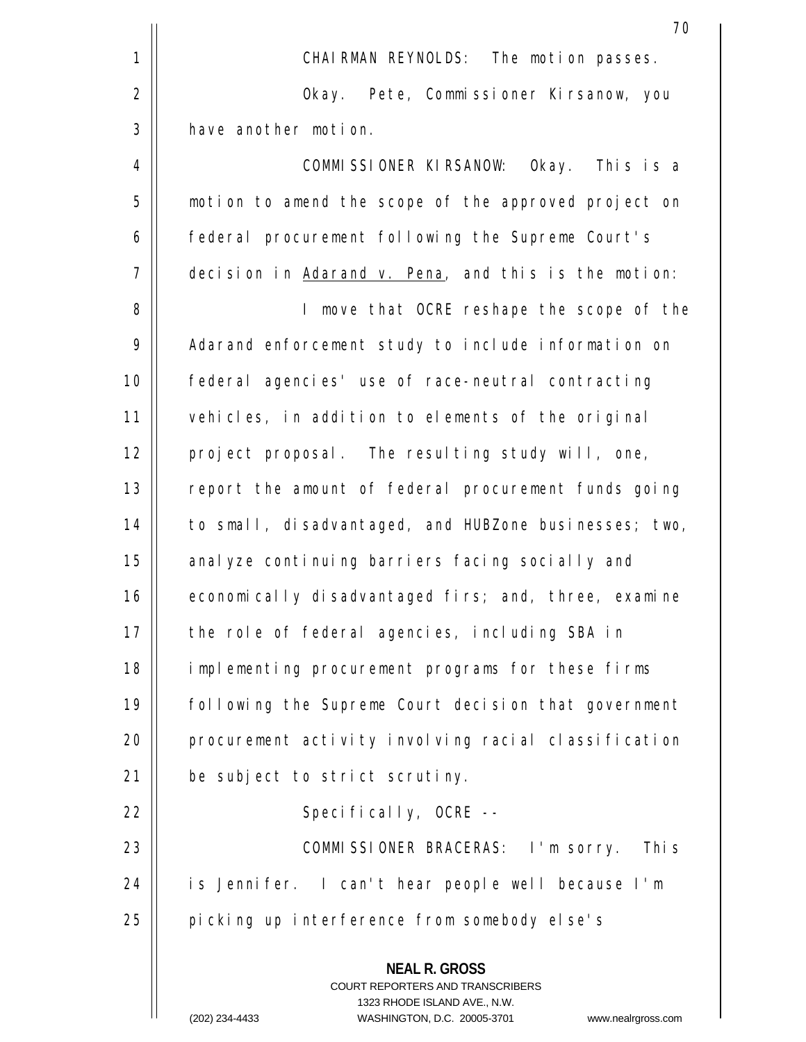CHAIRMAN REYNOLDS: The motion passes.

Okay. Pete, Commissioner Kirsanow, you have another motion.

COMMISSIONER KIRSANOW: Okay. This is a motion to amend the scope of the approved project on federal procurement following the Supreme Court's decision in _Adarand v. Pena_, and this is the motion:

I move that OCRE reshape the scope of the Adarand enforcement study to include information on federal agencies' use of race-neutral contracting vehicles, in addition to elements of the original project proposal. The resulting study will, one, report the amount of federal procurement funds going to small, disadvantaged, and HUBZone businesses; two, analyze continuing barriers facing socially and economically disadvantaged firs; and, three, examine the role of federal agencies, including SBA in implementing procurement programs for these firms following the Supreme Court decision that government procurement activity involving racial classification be subject to strict scrutiny.

Specifically, OCRE --

COMMISSIONER BRACERAS: I'm sorry. This is Jennifer. I can't hear people well because I'm picking up interference from somebody else's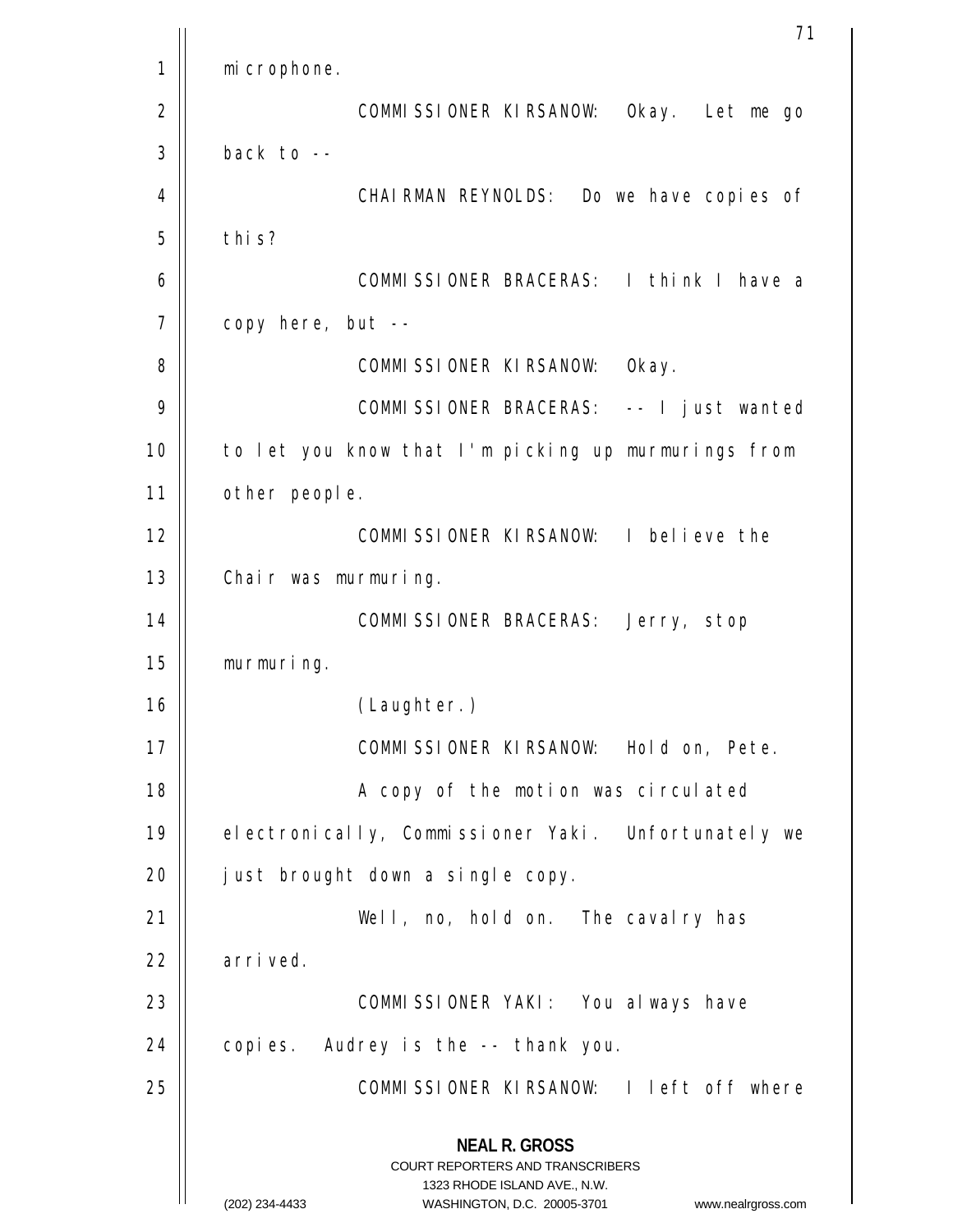microphone.

COMMISSIONER KIRSANOW: Okay. Let me go back to --

CHAIRMAN REYNOLDS: Do we have copies of this?

COMMISSIONER BRACERAS: I think I have a copy here, but --

COMMISSIONER KIRSANOW: Okay.

COMMISSIONER BRACERAS: -- I just wanted to let you know that I'm picking up murmurings from other people.

COMMISSIONER KIRSANOW: I believe the Chair was murmuring.

COMMISSIONER BRACERAS: Jerry, stop murmuring.

(Laughter.)

COMMISSIONER KIRSANOW: Hold on, Pete.

A copy of the motion was circulated electronically, Commissioner Yaki. Unfortunately we just brought down a single copy.

Well, no, hold on. The cavalry has arrived.

COMMISSIONER YAKI: You always have copies. Audrey is the -- thank you.

COMMISSIONER KIRSANOW: I left off where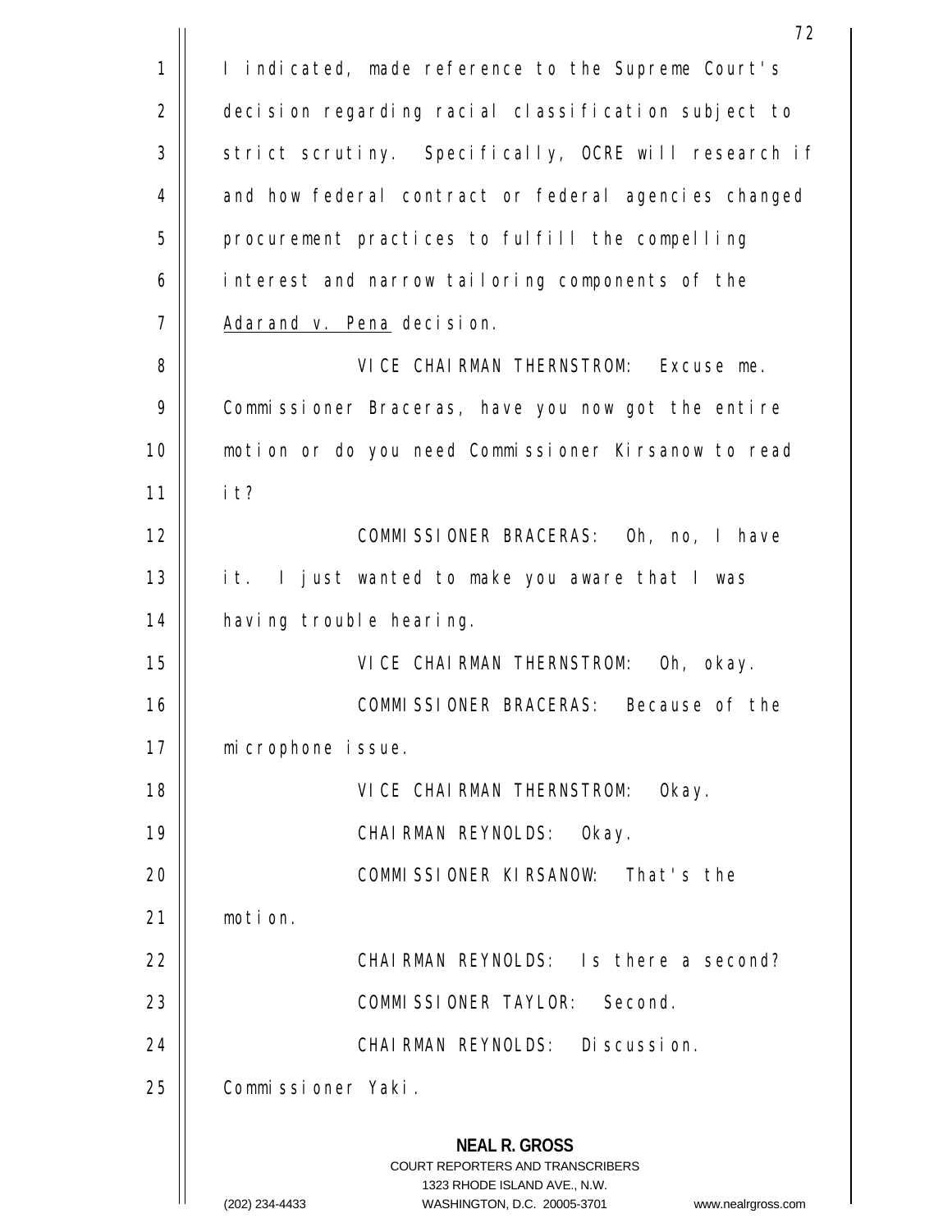I indicated, made reference to the Supreme Court's decision regarding racial classification subject to strict scrutiny. Specifically, OCRE will research if and how federal contract or federal agencies changed procurement practices to fulfill the compelling interest and narrow tailoring components of the _Adarand v. Pena_ decision.

VICE CHAIRMAN THERNSTROM: Excuse me. Commissioner Braceras, have you now got the entire motion or do you need Commissioner Kirsanow to read it?

COMMISSIONER BRACERAS: Oh, no, I have it. I just wanted to make you aware that I was having trouble hearing.

VICE CHAIRMAN THERNSTROM: Oh, okay.

COMMISSIONER BRACERAS: Because of the microphone issue.

VICE CHAIRMAN THERNSTROM: Okay.

CHAIRMAN REYNOLDS: Okay.

COMMISSIONER KIRSANOW: That's the motion.

CHAIRMAN REYNOLDS: Is there a second?

COMMISSIONER TAYLOR: Second.

CHAIRMAN REYNOLDS: Discussion. Commissioner Yaki.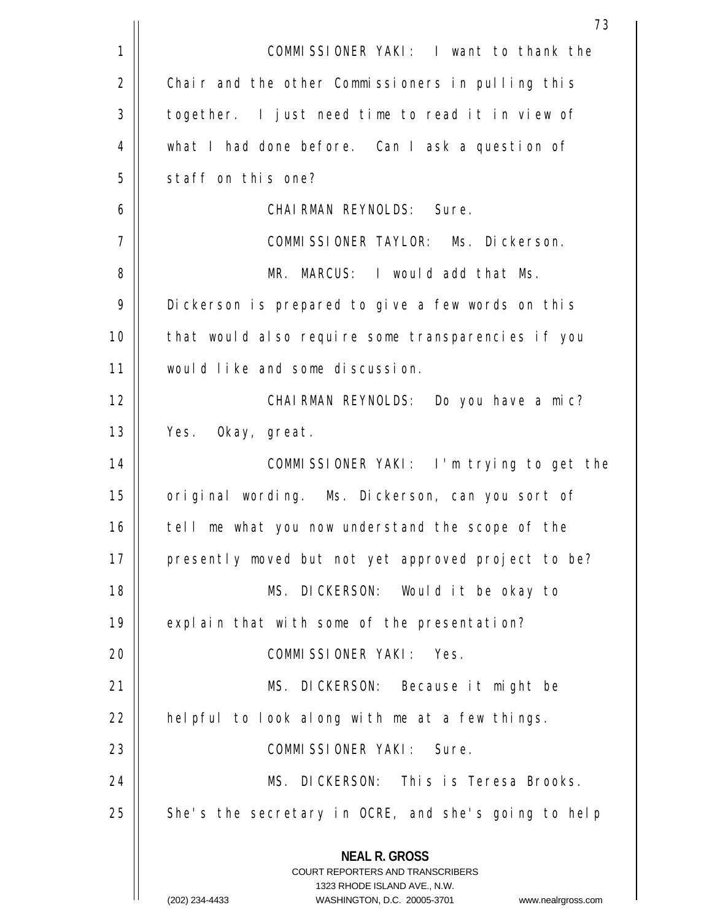COMMISSIONER YAKI: I want to thank the Chair and the other Commissioners in pulling this together. I just need time to read it in view of what I had done before. Can I ask a question of staff on this one?

CHAIRMAN REYNOLDS: Sure.

COMMISSIONER TAYLOR: Ms. Dickerson.

MR. MARCUS: I would add that Ms. Dickerson is prepared to give a few words on this that would also require some transparencies if you would like and some discussion.

CHAIRMAN REYNOLDS: Do you have a mic? Yes. Okay, great.

COMMISSIONER YAKI: I'm trying to get the original wording. Ms. Dickerson, can you sort of tell me what you now understand the scope of the presently moved but not yet approved project to be?

MS. DICKERSON: Would it be okay to explain that with some of the presentation?

COMMISSIONER YAKI: Yes.

MS. DICKERSON: Because it might be helpful to look along with me at a few things.

COMMISSIONER YAKI: Sure.

MS. DICKERSON: This is Teresa Brooks. She's the secretary in OCRE, and she's going to help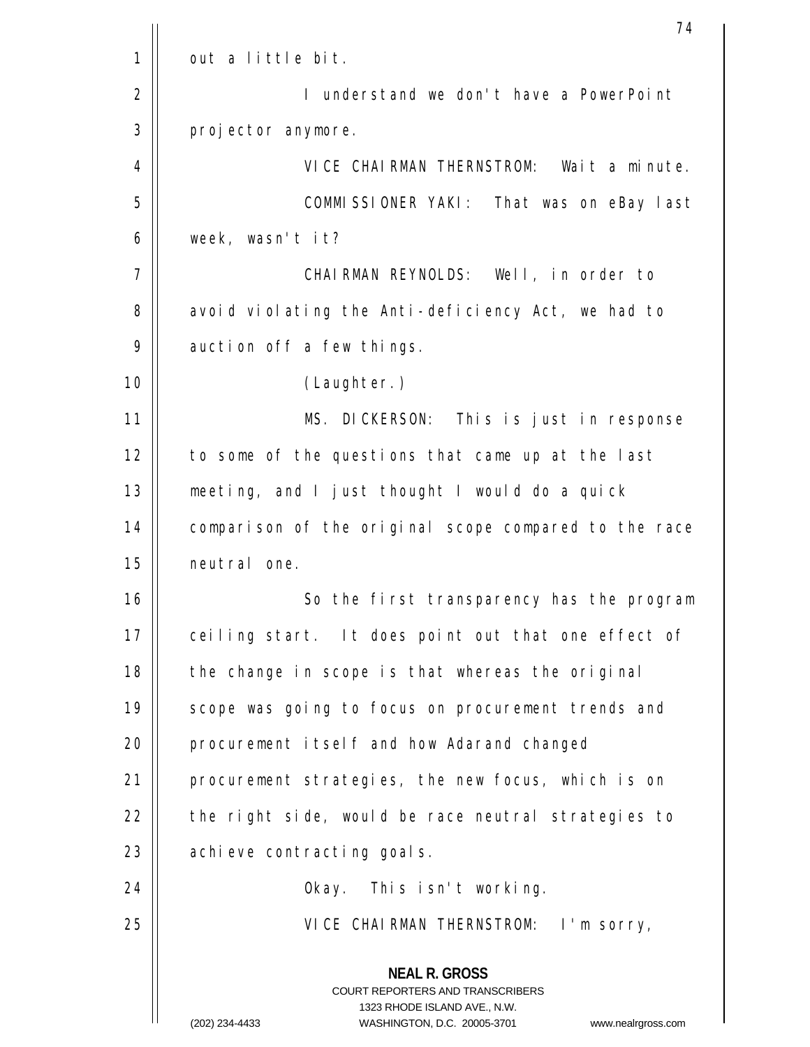out a little bit.

I understand we don't have a PowerPoint projector anymore.

VICE CHAIRMAN THERNSTROM: Wait a minute.

COMMISSIONER YAKI: That was on eBay last week, wasn't it?

CHAIRMAN REYNOLDS: Well, in order to avoid violating the Anti-deficiency Act, we had to auction off a few things.

(Laughter.)

MS. DICKERSON: This is just in response to some of the questions that came up at the last meeting, and I just thought I would do a quick comparison of the original scope compared to the race neutral one.

So the first transparency has the program ceiling start. It does point out that one effect of the change in scope is that whereas the original scope was going to focus on procurement trends and procurement itself and how Adarand changed procurement strategies, the new focus, which is on the right side, would be race neutral strategies to achieve contracting goals.

Okay. This isn't working.

VICE CHAIRMAN THERNSTROM: I'm sorry,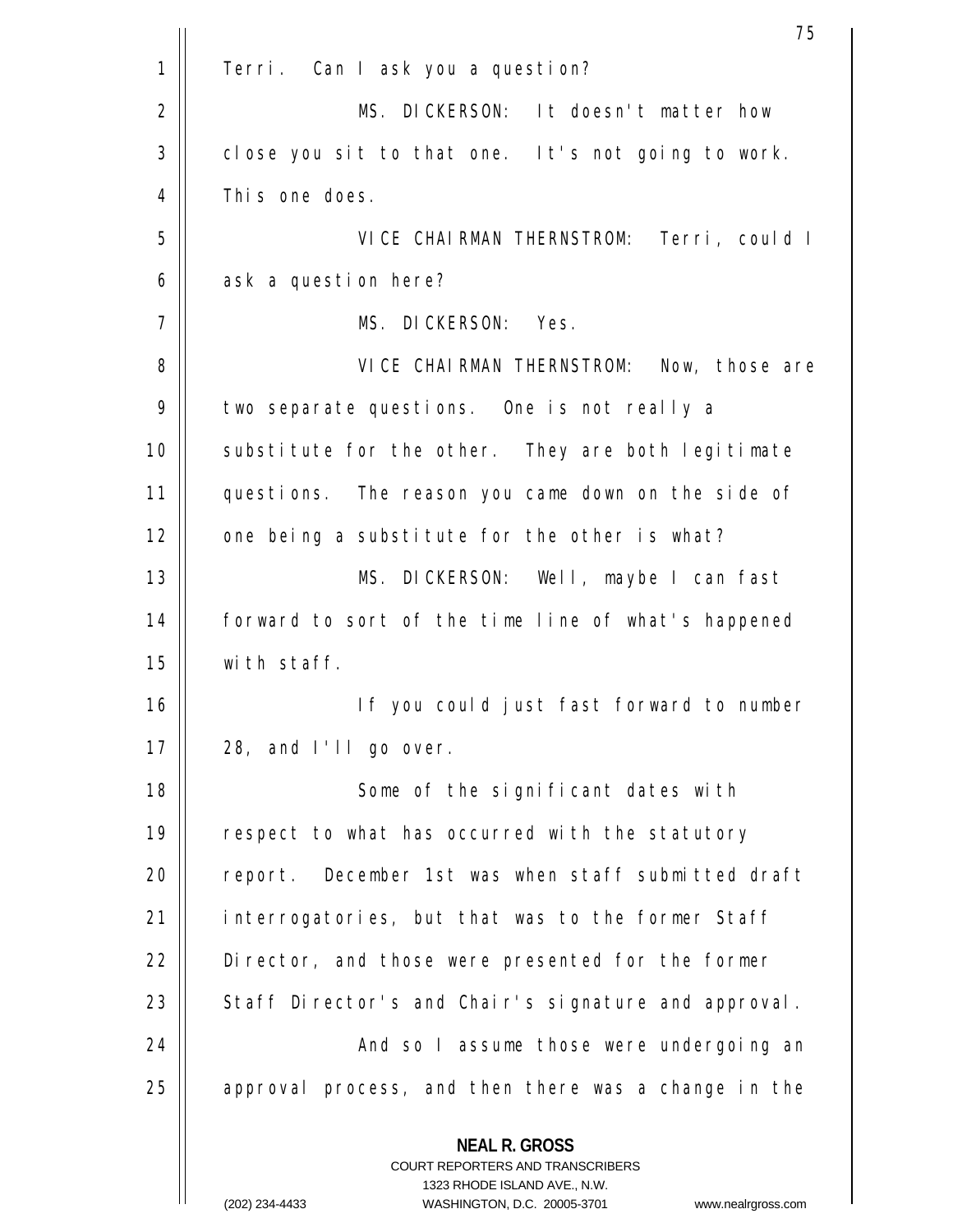Terri. Can I ask you a question?

MS. DICKERSON: It doesn't matter how close you sit to that one. It's not going to work. This one does.

VICE CHAIRMAN THERNSTROM: Terri, could I ask a question here?

MS. DICKERSON: Yes.

VICE CHAIRMAN THERNSTROM: Now, those are two separate questions. One is not really a substitute for the other. They are both legitimate questions. The reason you came down on the side of one being a substitute for the other is what?

MS. DICKERSON: Well, maybe I can fast forward to sort of the time line of what's happened with staff.

If you could just fast forward to number 28, and I'll go over.

Some of the significant dates with respect to what has occurred with the statutory report. December 1st was when staff submitted draft interrogatories, but that was to the former Staff Director, and those were presented for the former Staff Director's and Chair's signature and approval.

And so I assume those were undergoing an approval process, and then there was a change in the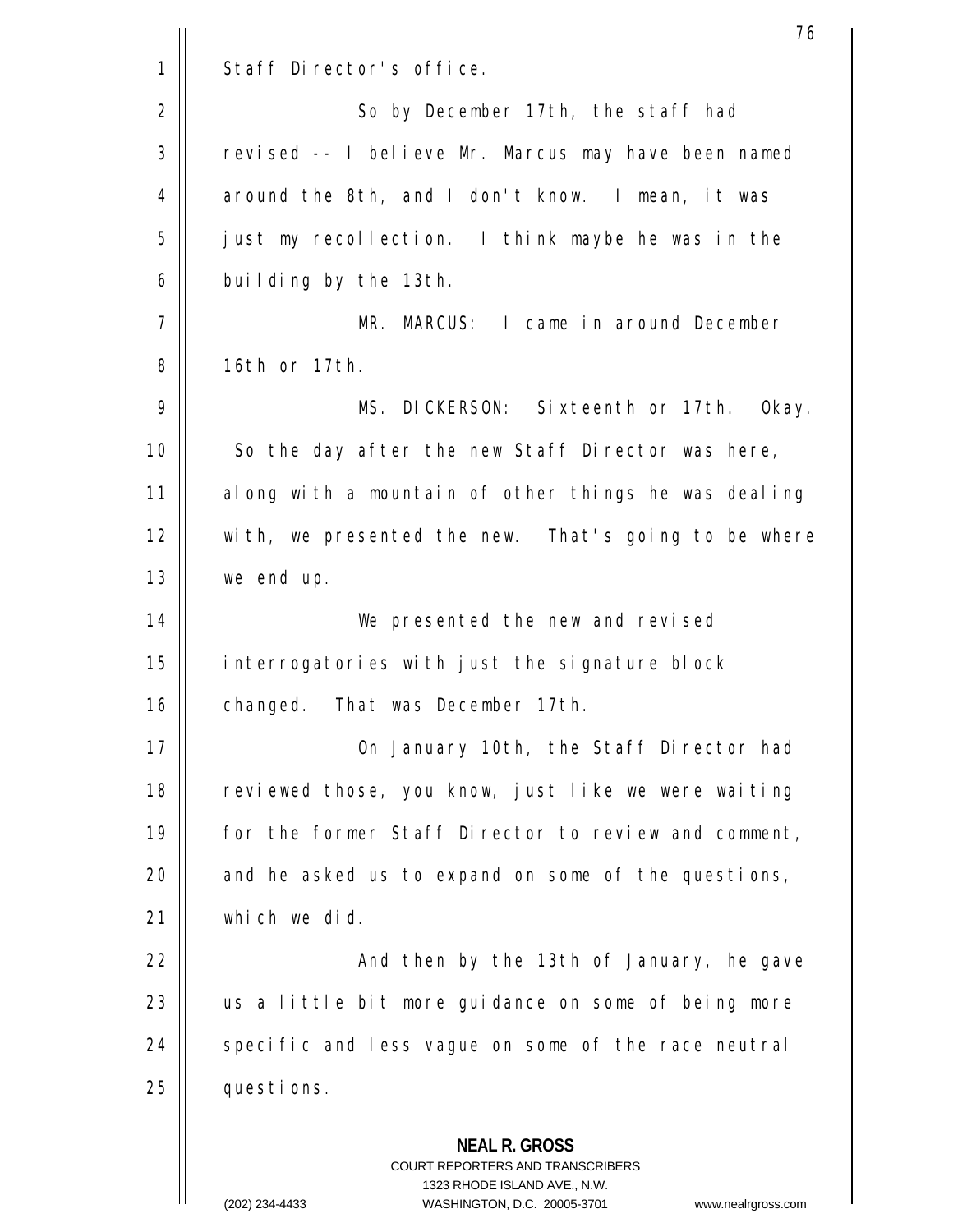Staff Director's office.

So by December 17th, the staff had revised -- I believe Mr. Marcus may have been named around the 8th, and I don't know. I mean, it was just my recollection. I think maybe he was in the building by the 13th.

MR. MARCUS: I came in around December 16th or 17th.

MS. DICKERSON: Sixteenth or 17th. Okay. So the day after the new Staff Director was here, along with a mountain of other things he was dealing with, we presented the new. That's going to be where we end up.

We presented the new and revised interrogatories with just the signature block changed. That was December 17th.

On January 10th, the Staff Director had reviewed those, you know, just like we were waiting for the former Staff Director to review and comment, and he asked us to expand on some of the questions, which we did.

And then by the 13th of January, he gave us a little bit more guidance on some of being more specific and less vague on some of the race neutral questions.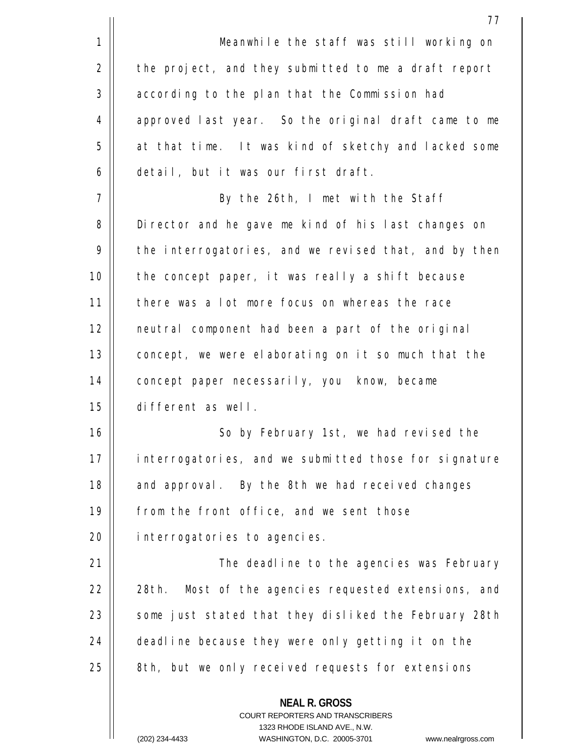Meanwhile the staff was still working on the project, and they submitted to me a draft report according to the plan that the Commission had approved last year. So the original draft came to me at that time. It was kind of sketchy and lacked some detail, but it was our first draft.

By the 26th, I met with the Staff Director and he gave me kind of his last changes on the interrogatories, and we revised that, and by then the concept paper, it was really a shift because there was a lot more focus on whereas the race neutral component had been a part of the original concept, we were elaborating on it so much that the concept paper necessarily, you know, became different as well.

So by February 1st, we had revised the interrogatories, and we submitted those for signature and approval. By the 8th we had received changes from the front office, and we sent those interrogatories to agencies.

The deadline to the agencies was February 28th. Most of the agencies requested extensions, and some just stated that they disliked the February 28th deadline because they were only getting it on the 8th, but we only received requests for extensions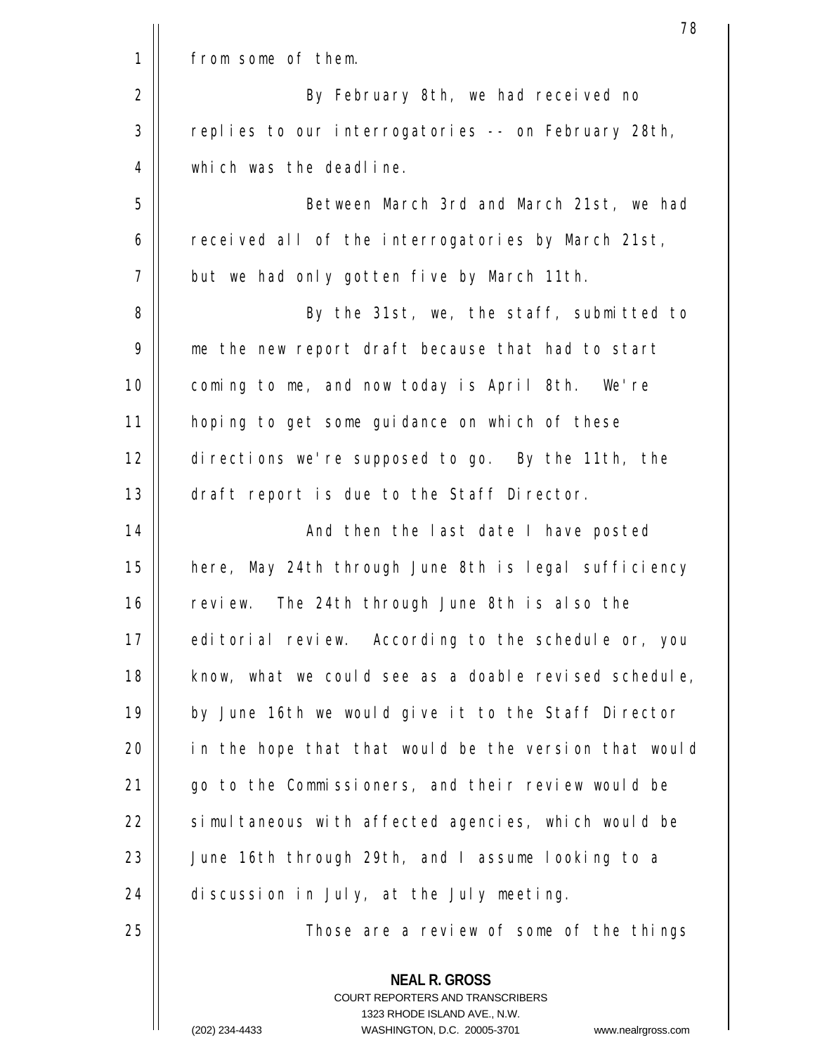from some of them.

By February 8th, we had received no replies to our interrogatories -- on February 28th, which was the deadline.

Between March 3rd and March 21st, we had received all of the interrogatories by March 21st, but we had only gotten five by March 11th.

By the 31st, we, the staff, submitted to me the new report draft because that had to start coming to me, and now today is April 8th. We're hoping to get some guidance on which of these directions we're supposed to go. By the 11th, the draft report is due to the Staff Director.

And then the last date I have posted here, May 24th through June 8th is legal sufficiency review. The 24th through June 8th is also the editorial review. According to the schedule or, you know, what we could see as a doable revised schedule, by June 16th we would give it to the Staff Director in the hope that that would be the version that would go to the Commissioners, and their review would be simultaneous with affected agencies, which would be June 16th through 29th, and I assume looking to a discussion in July, at the July meeting.

Those are a review of some of the things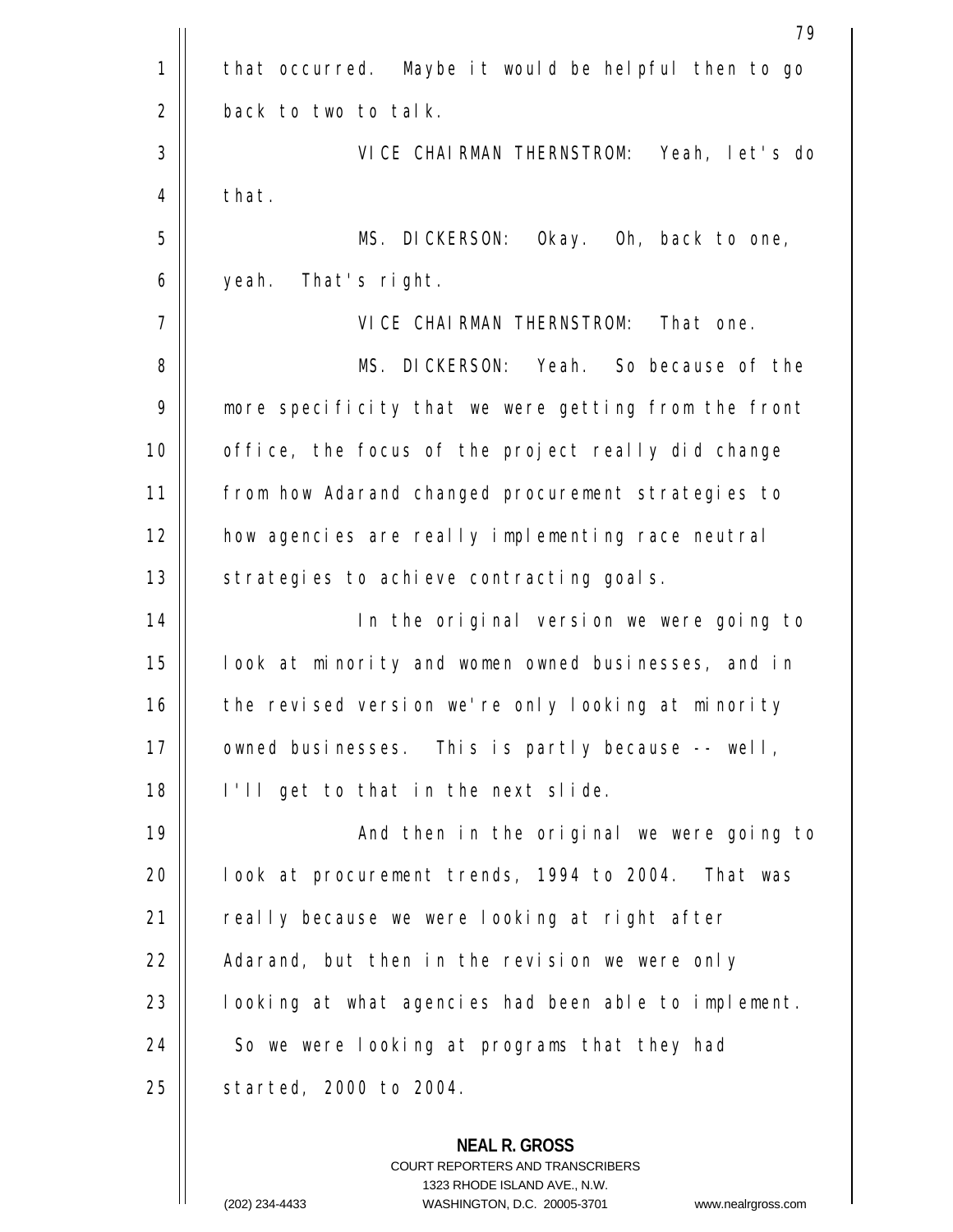that occurred. Maybe it would be helpful then to go back to two to talk.

VICE CHAIRMAN THERNSTROM: Yeah, let's do that.

MS. DICKERSON: Okay. Oh, back to one, yeah. That's right.

VICE CHAIRMAN THERNSTROM: That one.

MS. DICKERSON: Yeah. So because of the more specificity that we were getting from the front office, the focus of the project really did change from how Adarand changed procurement strategies to how agencies are really implementing race neutral strategies to achieve contracting goals.

In the original version we were going to look at minority and women owned businesses, and in the revised version we're only looking at minority owned businesses. This is partly because -- well, I'll get to that in the next slide.

And then in the original we were going to look at procurement trends, 1994 to 2004. That was really because we were looking at right after Adarand, but then in the revision we were only looking at what agencies had been able to implement. So we were looking at programs that they had started, 2000 to 2004.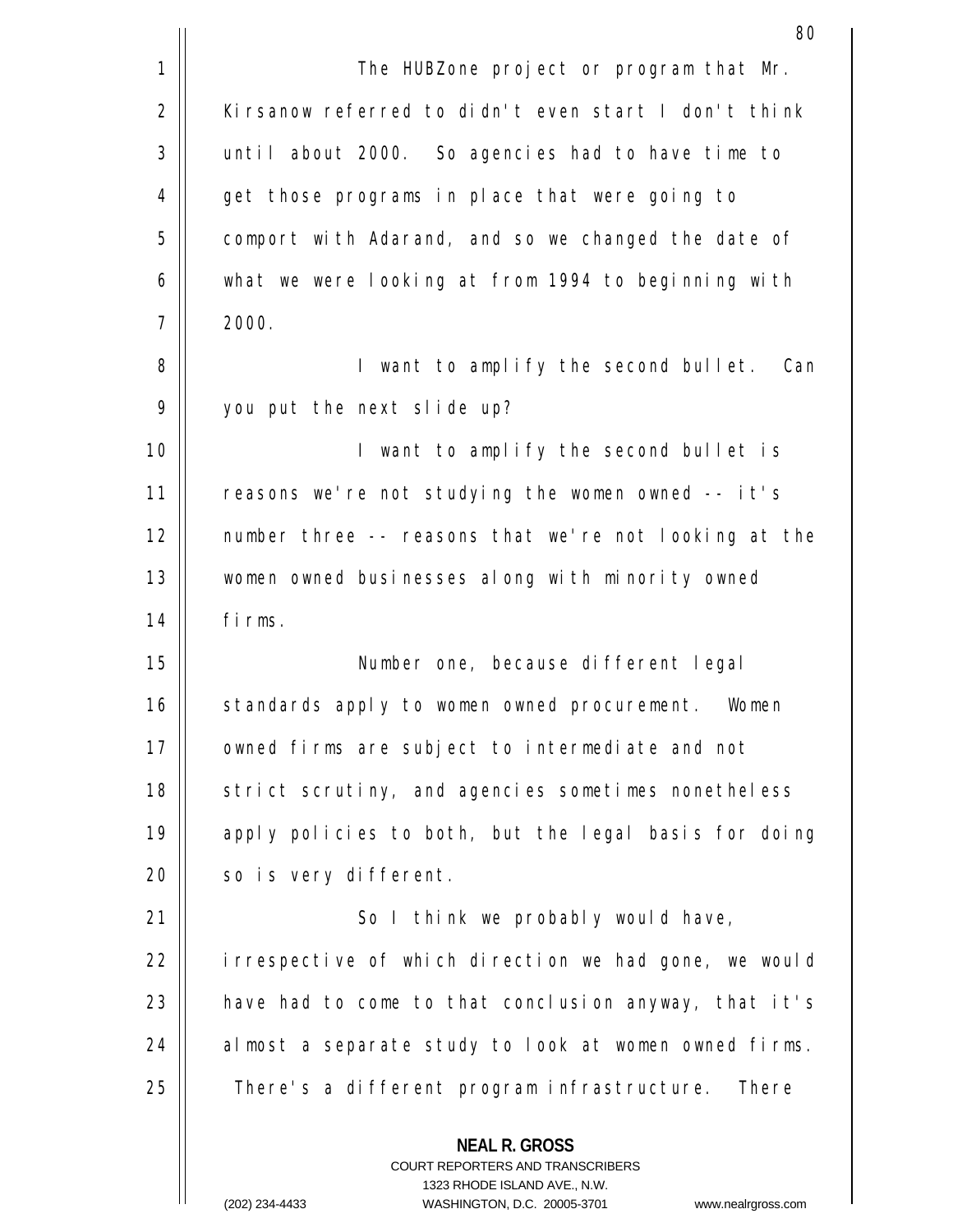The HUBZone project or program that Mr. Kirsanow referred to didn't even start I don't think until about 2000. So agencies had to have time to get those programs in place that were going to comport with Adarand, and so we changed the date of what we were looking at from 1994 to beginning with 2000.

I want to amplify the second bullet. Can you put the next slide up?

I want to amplify the second bullet is reasons we're not studying the women owned -- it's number three -- reasons that we're not looking at the women owned businesses along with minority owned firms.

Number one, because different legal standards apply to women owned procurement. Women owned firms are subject to intermediate and not strict scrutiny, and agencies sometimes nonetheless apply policies to both, but the legal basis for doing so is very different.

So I think we probably would have, irrespective of which direction we had gone, we would have had to come to that conclusion anyway, that it's almost a separate study to look at women owned firms. There's a different program infrastructure. There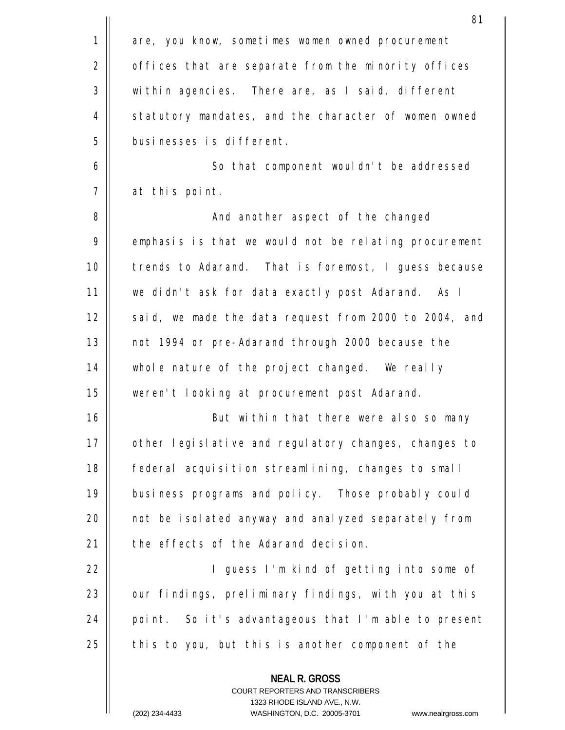are, you know, sometimes women owned procurement offices that are separate from the minority offices within agencies. There are, as I said, different statutory mandates, and the character of women owned businesses is different.

So that component wouldn't be addressed at this point.

And another aspect of the changed emphasis is that we would not be relating procurement trends to Adarand. That is foremost, I guess because we didn't ask for data exactly post Adarand. As I said, we made the data request from 2000 to 2004, and not 1994 or pre-Adarand through 2000 because the whole nature of the project changed. We really weren't looking at procurement post Adarand.

But within that there were also so many other legislative and regulatory changes, changes to federal acquisition streamlining, changes to small business programs and policy. Those probably could not be isolated anyway and analyzed separately from the effects of the Adarand decision.

I guess I'm kind of getting into some of our findings, preliminary findings, with you at this point. So it's advantageous that I'm able to present this to you, but this is another component of the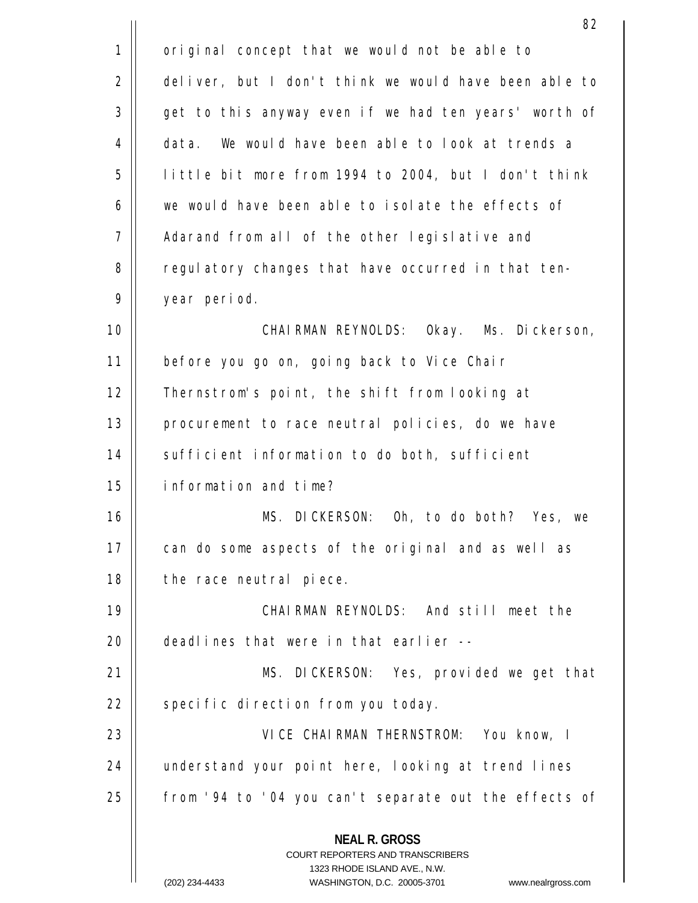original concept that we would not be able to deliver, but I don't think we would have been able to get to this anyway even if we had ten years' worth of data. We would have been able to look at trends a little bit more from 1994 to 2004, but I don't think we would have been able to isolate the effects of Adarand from all of the other legislative and regulatory changes that have occurred in that ten-year period.

CHAIRMAN REYNOLDS: Okay. Ms. Dickerson, before you go on, going back to Vice Chair Thernstrom's point, the shift from looking at procurement to race neutral policies, do we have sufficient information to do both, sufficient information and time?

MS. DICKERSON: Oh, to do both? Yes, we can do some aspects of the original and as well as the race neutral piece.

CHAIRMAN REYNOLDS: And still meet the deadlines that were in that earlier --

MS. DICKERSON: Yes, provided we get that specific direction from you today.

VICE CHAIRMAN THERNSTROM: You know, I understand your point here, looking at trend lines from '94 to '04 you can't separate out the effects of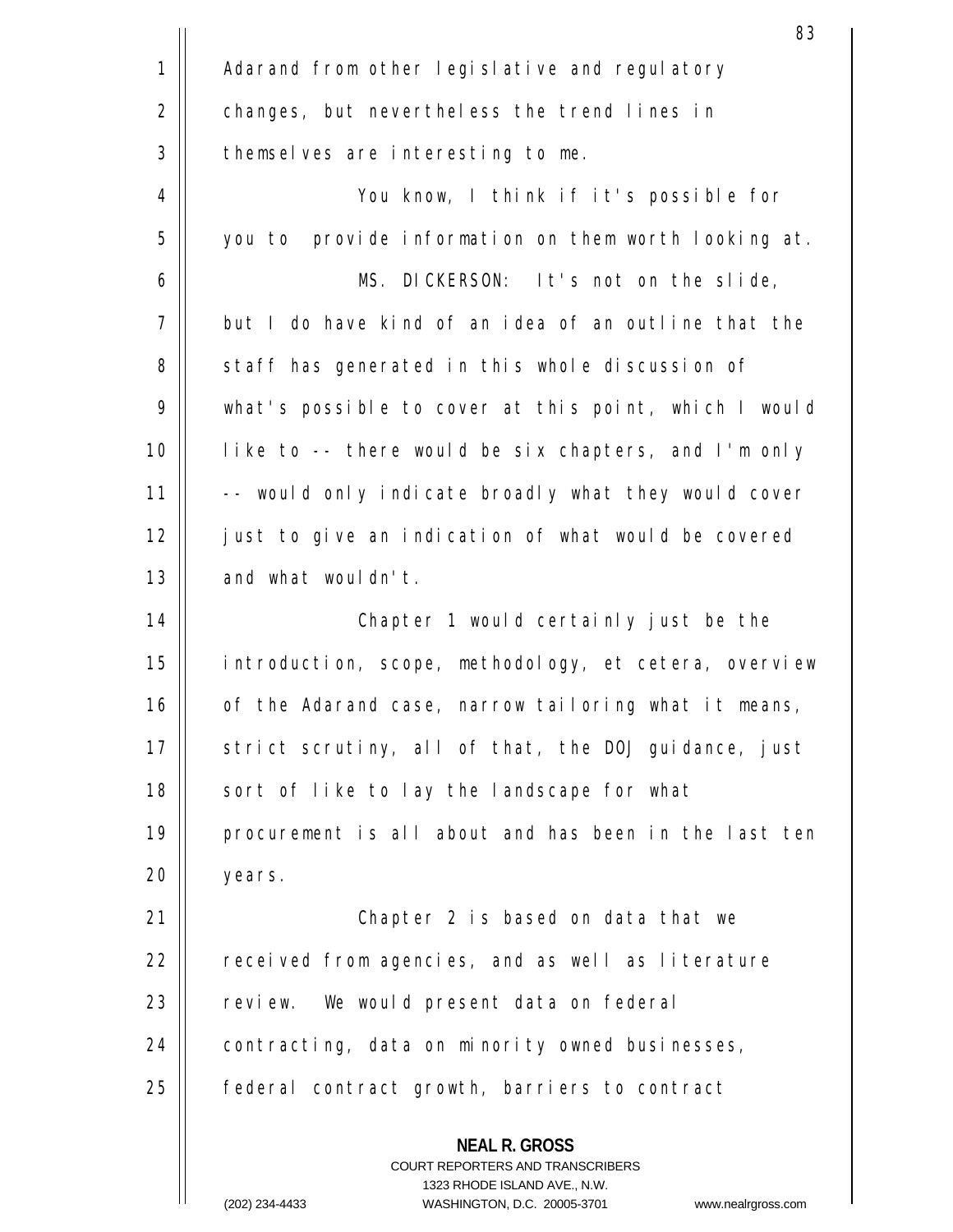Adarand from other legislative and regulatory changes, but nevertheless the trend lines in themselves are interesting to me.

You know, I think if it's possible for you to provide information on them worth looking at.

MS. DICKERSON: It's not on the slide, but I do have kind of an idea of an outline that the staff has generated in this whole discussion of what's possible to cover at this point, which I would like to -- there would be six chapters, and I'm only -- would only indicate broadly what they would cover just to give an indication of what would be covered and what wouldn't.

Chapter 1 would certainly just be the introduction, scope, methodology, et cetera, overview of the Adarand case, narrow tailoring what it means, strict scrutiny, all of that, the DOJ guidance, just sort of like to lay the landscape for what procurement is all about and has been in the last ten years.

Chapter 2 is based on data that we received from agencies, and as well as literature review. We would present data on federal contracting, data on minority owned businesses, federal contract growth, barriers to contract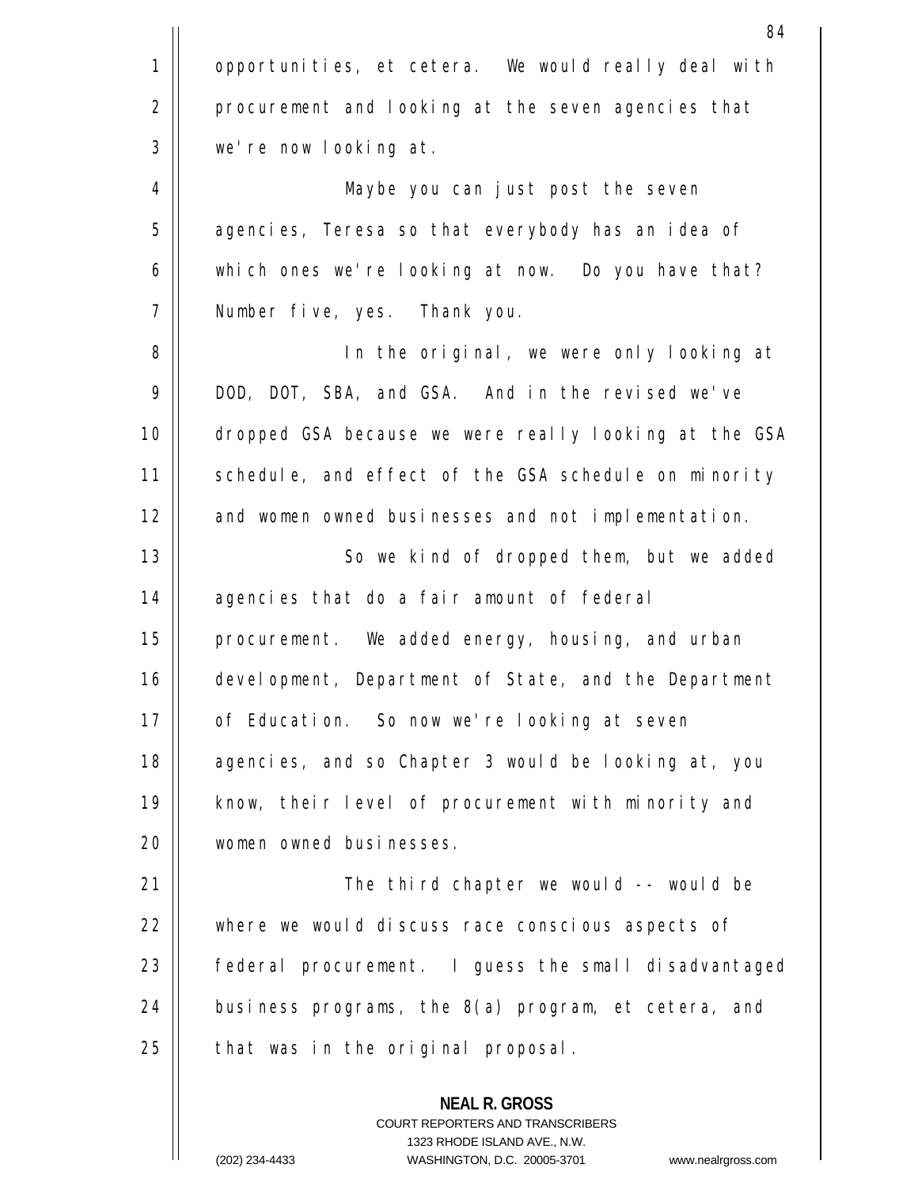opportunities, et cetera. We would really deal with procurement and looking at the seven agencies that we're now looking at.

Maybe you can just post the seven agencies, Teresa so that everybody has an idea of which ones we're looking at now. Do you have that? Number five, yes. Thank you.

In the original, we were only looking at DOD, DOT, SBA, and GSA. And in the revised we've dropped GSA because we were really looking at the GSA schedule, and effect of the GSA schedule on minority and women owned businesses and not implementation.

So we kind of dropped them, but we added agencies that do a fair amount of federal procurement. We added energy, housing, and urban development, Department of State, and the Department of Education. So now we're looking at seven agencies, and so Chapter 3 would be looking at, you know, their level of procurement with minority and women owned businesses.

The third chapter we would -- would be where we would discuss race conscious aspects of federal procurement. I guess the small disadvantaged business programs, the 8(a) program, et cetera, and that was in the original proposal.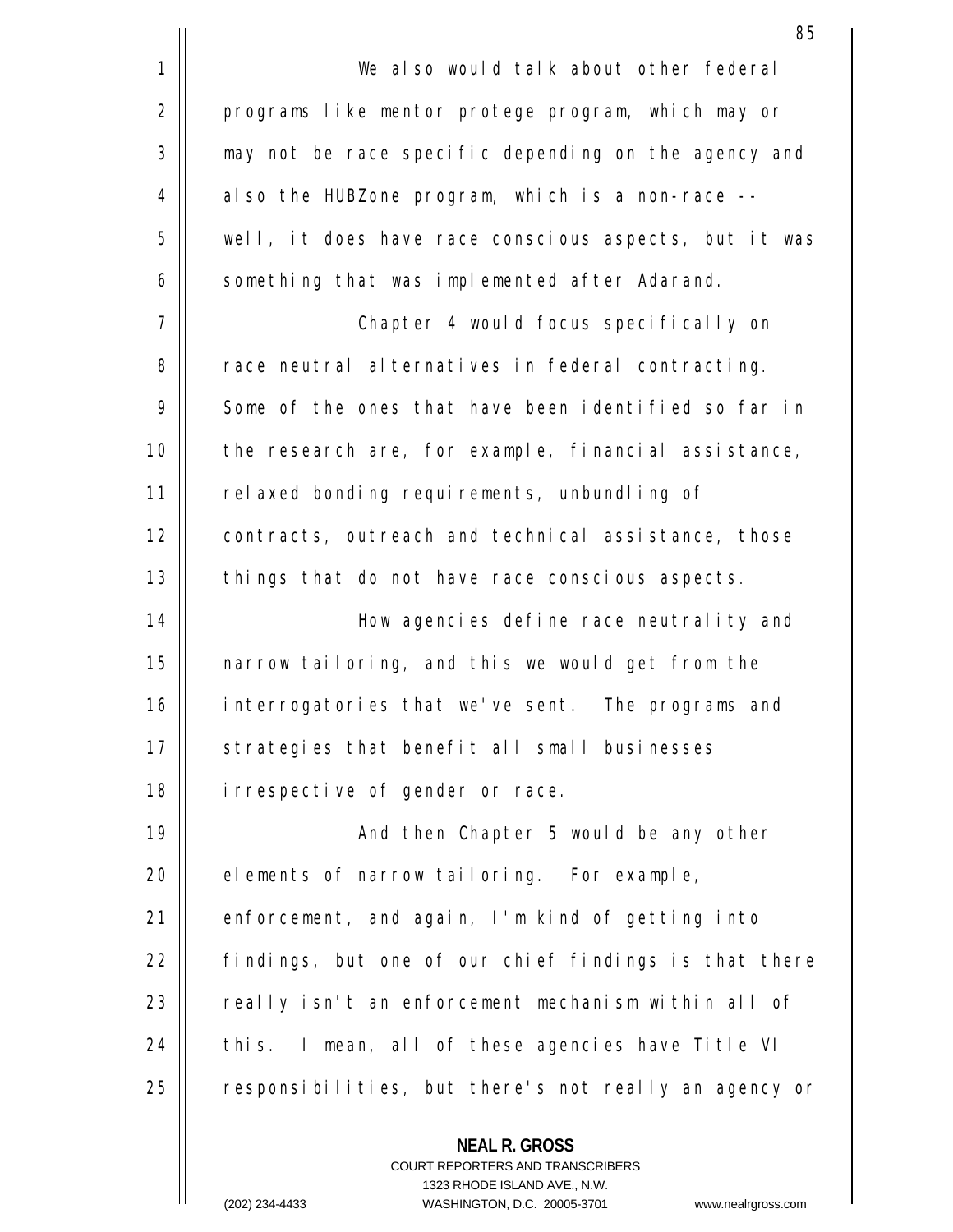We also would talk about other federal programs like mentor protege program, which may or may not be race specific depending on the agency and also the HUBZone program, which is a non-race -- well, it does have race conscious aspects, but it was something that was implemented after Adarand.

Chapter 4 would focus specifically on race neutral alternatives in federal contracting. Some of the ones that have been identified so far in the research are, for example, financial assistance, relaxed bonding requirements, unbundling of contracts, outreach and technical assistance, those things that do not have race conscious aspects.

How agencies define race neutrality and narrow tailoring, and this we would get from the interrogatories that we've sent. The programs and strategies that benefit all small businesses irrespective of gender or race.

And then Chapter 5 would be any other elements of narrow tailoring. For example, enforcement, and again, I'm kind of getting into findings, but one of our chief findings is that there really isn't an enforcement mechanism within all of this. I mean, all of these agencies have Title VI responsibilities, but there's not really an agency or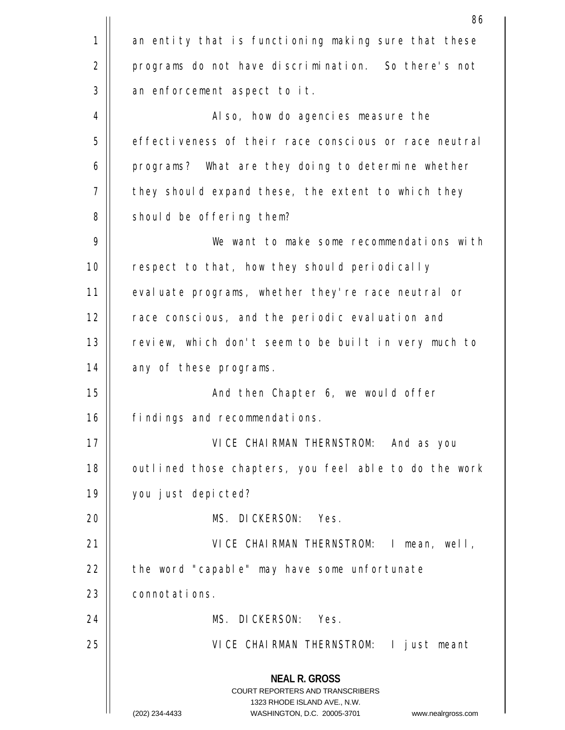an entity that is functioning making sure that these programs do not have discrimination. So there's not an enforcement aspect to it.

Also, how do agencies measure the effectiveness of their race conscious or race neutral programs? What are they doing to determine whether they should expand these, the extent to which they should be offering them?

We want to make some recommendations with respect to that, how they should periodically evaluate programs, whether they're race neutral or race conscious, and the periodic evaluation and review, which don't seem to be built in very much to any of these programs.

And then Chapter 6, we would offer findings and recommendations.

VICE CHAIRMAN THERNSTROM: And as you outlined those chapters, you feel able to do the work you just depicted?

MS. DICKERSON: Yes.

VICE CHAIRMAN THERNSTROM: I mean, well, the word "capable" may have some unfortunate connotations.

MS. DICKERSON: Yes.

VICE CHAIRMAN THERNSTROM: I just meant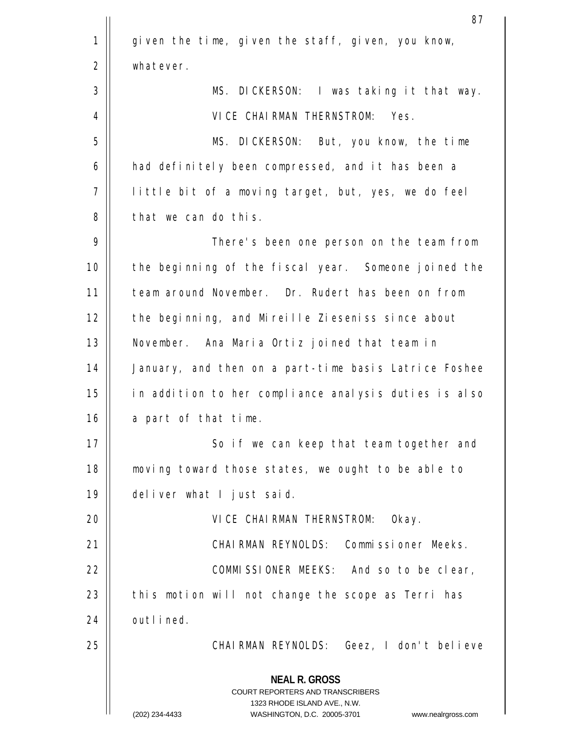given the time, given the staff, given, you know, whatever.

MS. DICKERSON: I was taking it that way.

VICE CHAIRMAN THERNSTROM: Yes.

MS. DICKERSON: But, you know, the time had definitely been compressed, and it has been a little bit of a moving target, but, yes, we do feel that we can do this.

There's been one person on the team from the beginning of the fiscal year. Someone joined the team around November. Dr. Rudert has been on from the beginning, and Mireille Zieseniss since about November. Ana Maria Ortiz joined that team in January, and then on a part-time basis Latrice Foshee in addition to her compliance analysis duties is also a part of that time.

So if we can keep that team together and moving toward those states, we ought to be able to deliver what I just said.

VICE CHAIRMAN THERNSTROM: Okay.

CHAIRMAN REYNOLDS: Commissioner Meeks.

COMMISSIONER MEEKS: And so to be clear, this motion will not change the scope as Terri has outlined.

CHAIRMAN REYNOLDS: Geez, I don't believe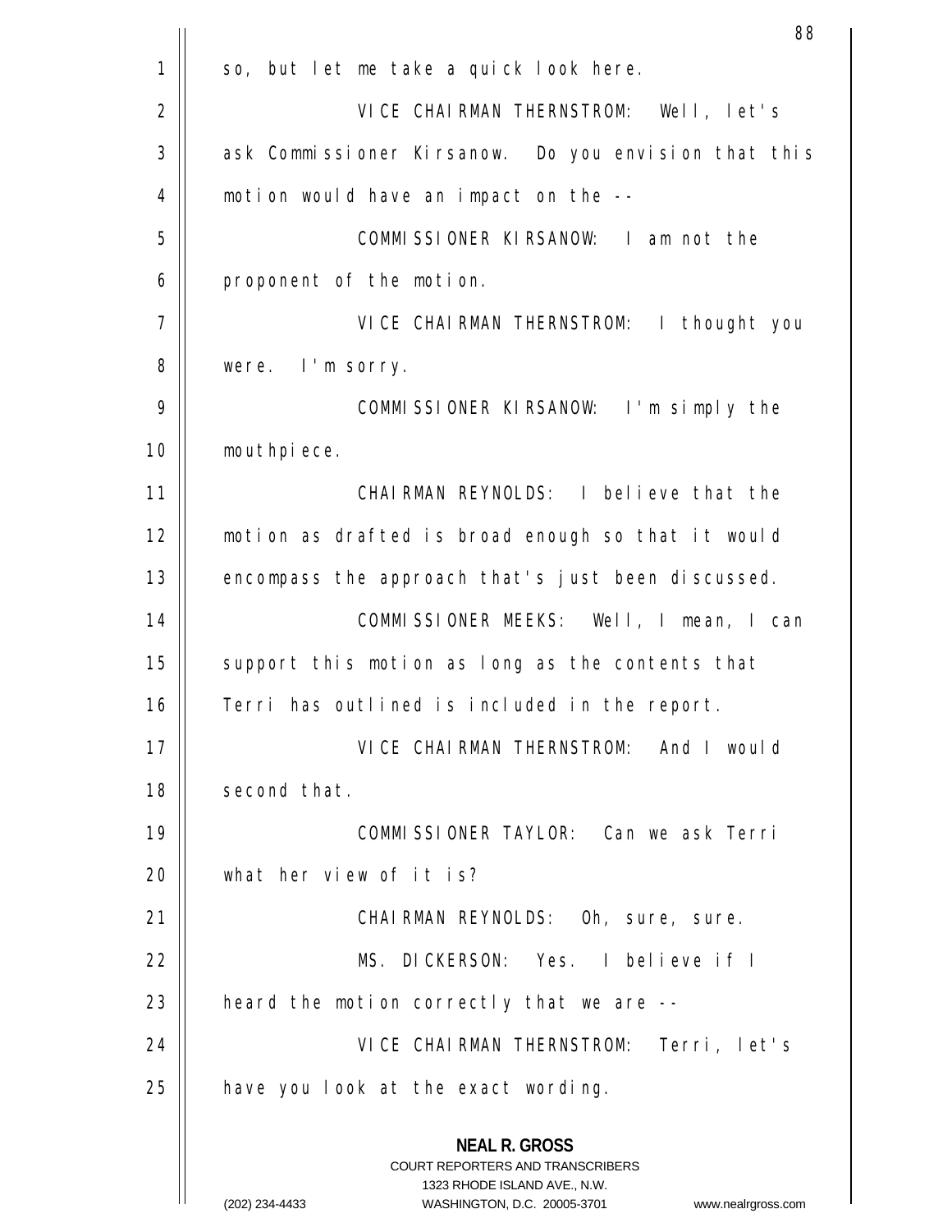so, but let me take a quick look here.

VICE CHAIRMAN THERNSTROM: Well, let's ask Commissioner Kirsanow. Do you envision that this motion would have an impact on the --

COMMISSIONER KIRSANOW: I am not the proponent of the motion.

VICE CHAIRMAN THERNSTROM: I thought you were. I'm sorry.

COMMISSIONER KIRSANOW: I'm simply the mouthpiece.

CHAIRMAN REYNOLDS: I believe that the motion as drafted is broad enough so that it would encompass the approach that's just been discussed.

COMMISSIONER MEEKS: Well, I mean, I can support this motion as long as the contents that Terri has outlined is included in the report.

VICE CHAIRMAN THERNSTROM: And I would second that.

COMMISSIONER TAYLOR: Can we ask Terri what her view of it is?

CHAIRMAN REYNOLDS: Oh, sure, sure.

MS. DICKERSON: Yes. I believe if I heard the motion correctly that we are --

VICE CHAIRMAN THERNSTROM: Terri, let's have you look at the exact wording.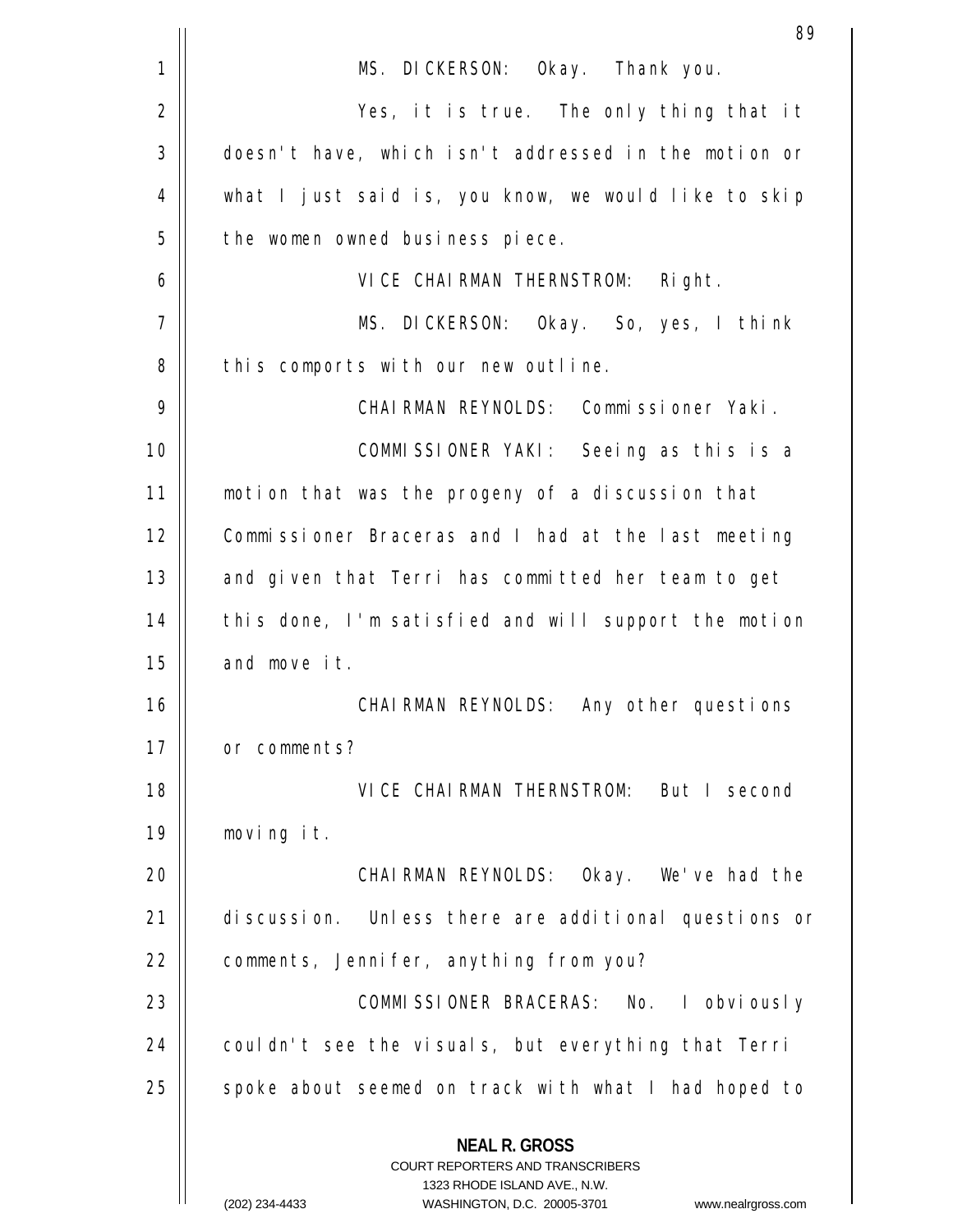MS. DICKERSON: Okay. Thank you.

Yes, it is true. The only thing that it doesn't have, which isn't addressed in the motion or what I just said is, you know, we would like to skip the women owned business piece.

VICE CHAIRMAN THERNSTROM: Right.

MS. DICKERSON: Okay. So, yes, I think this comports with our new outline.

CHAIRMAN REYNOLDS: Commissioner Yaki.

COMMISSIONER YAKI: Seeing as this is a motion that was the progeny of a discussion that Commissioner Braceras and I had at the last meeting and given that Terri has committed her team to get this done, I'm satisfied and will support the motion and move it.

CHAIRMAN REYNOLDS: Any other questions or comments?

VICE CHAIRMAN THERNSTROM: But I second moving it.

CHAIRMAN REYNOLDS: Okay. We've had the discussion. Unless there are additional questions or comments, Jennifer, anything from you?

COMMISSIONER BRACERAS: No. I obviously couldn't see the visuals, but everything that Terri spoke about seemed on track with what I had hoped to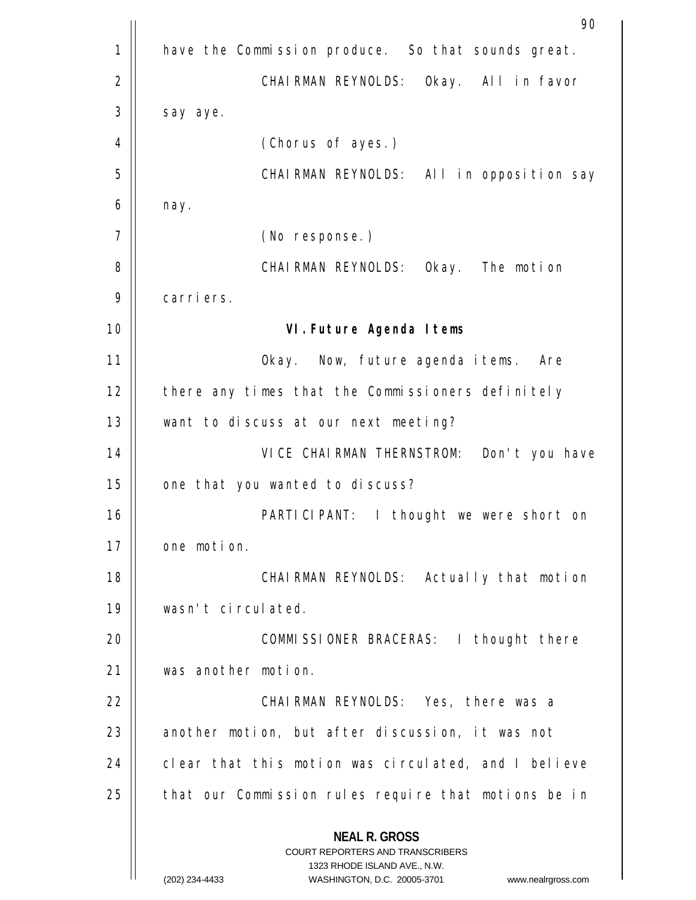have the Commission produce. So that sounds great.

CHAIRMAN REYNOLDS: Okay. All in favor say aye.

(Chorus of ayes.)

CHAIRMAN REYNOLDS: All in opposition say nay.

(No response.)

CHAIRMAN REYNOLDS: Okay. The motion carriers.

**VI. Future Agenda Items**

Okay. Now, future agenda items. Are there any times that the Commissioners definitely want to discuss at our next meeting?

VICE CHAIRMAN THERNSTROM: Don't you have one that you wanted to discuss?

PARTICIPANT: I thought we were short on one motion.

CHAIRMAN REYNOLDS: Actually that motion wasn't circulated.

COMMISSIONER BRACERAS: I thought there was another motion.

CHAIRMAN REYNOLDS: Yes, there was a another motion, but after discussion, it was not clear that this motion was circulated, and I believe that our Commission rules require that motions be in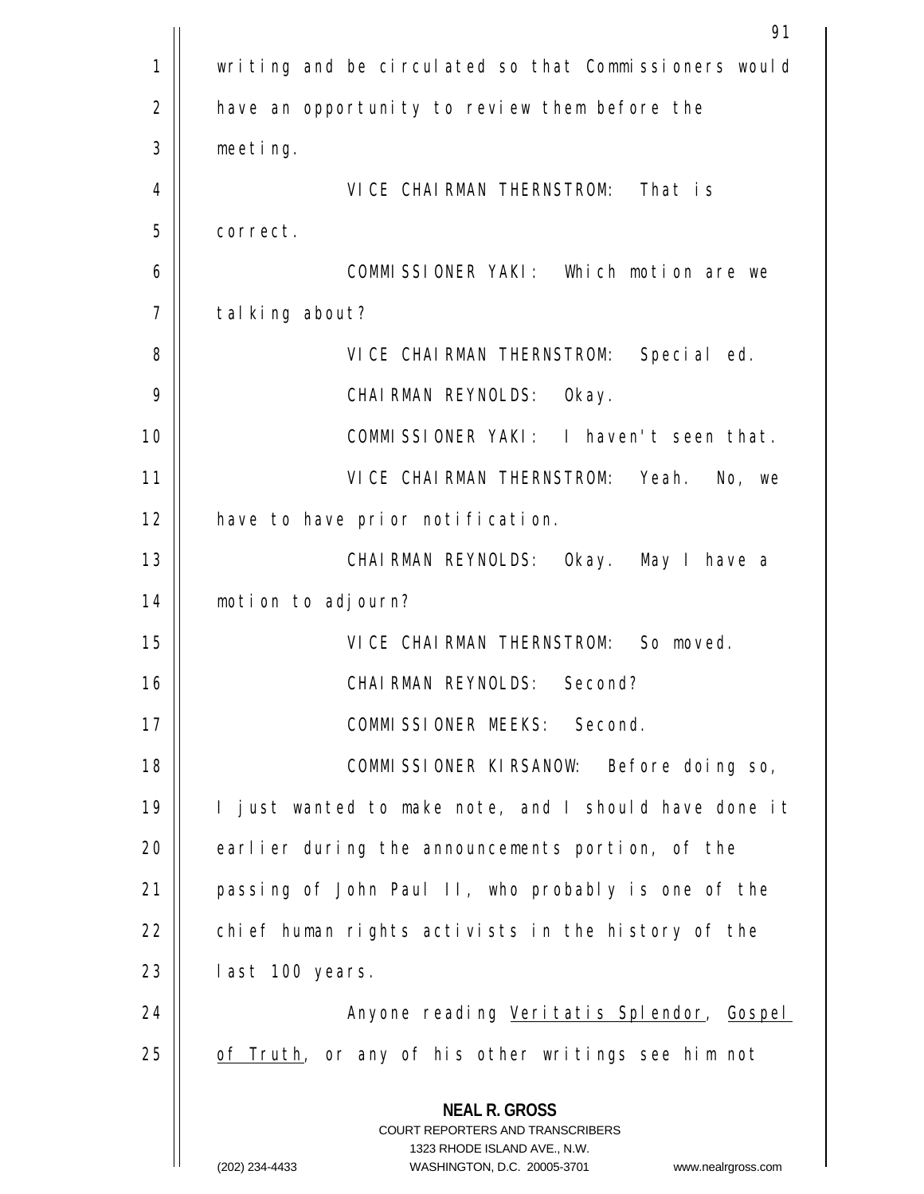writing and be circulated so that Commissioners would have an opportunity to review them before the meeting.

VICE CHAIRMAN THERNSTROM: That is correct.

COMMISSIONER YAKI: Which motion are we talking about?

VICE CHAIRMAN THERNSTROM: Special ed.

CHAIRMAN REYNOLDS: Okay.

COMMISSIONER YAKI: I haven't seen that.

VICE CHAIRMAN THERNSTROM: Yeah. No, we have to have prior notification.

CHAIRMAN REYNOLDS: Okay. May I have a motion to adjourn?

VICE CHAIRMAN THERNSTROM: So moved.

CHAIRMAN REYNOLDS: Second?

COMMISSIONER MEEKS: Second.

COMMISSIONER KIRSANOW: Before doing so, I just wanted to make note, and I should have done it earlier during the announcements portion, of the passing of John Paul II, who probably is one of the chief human rights activists in the history of the last 100 years.

Anyone reading _Veritatis Splendor_, _Gospel of Truth_, or any of his other writings see him not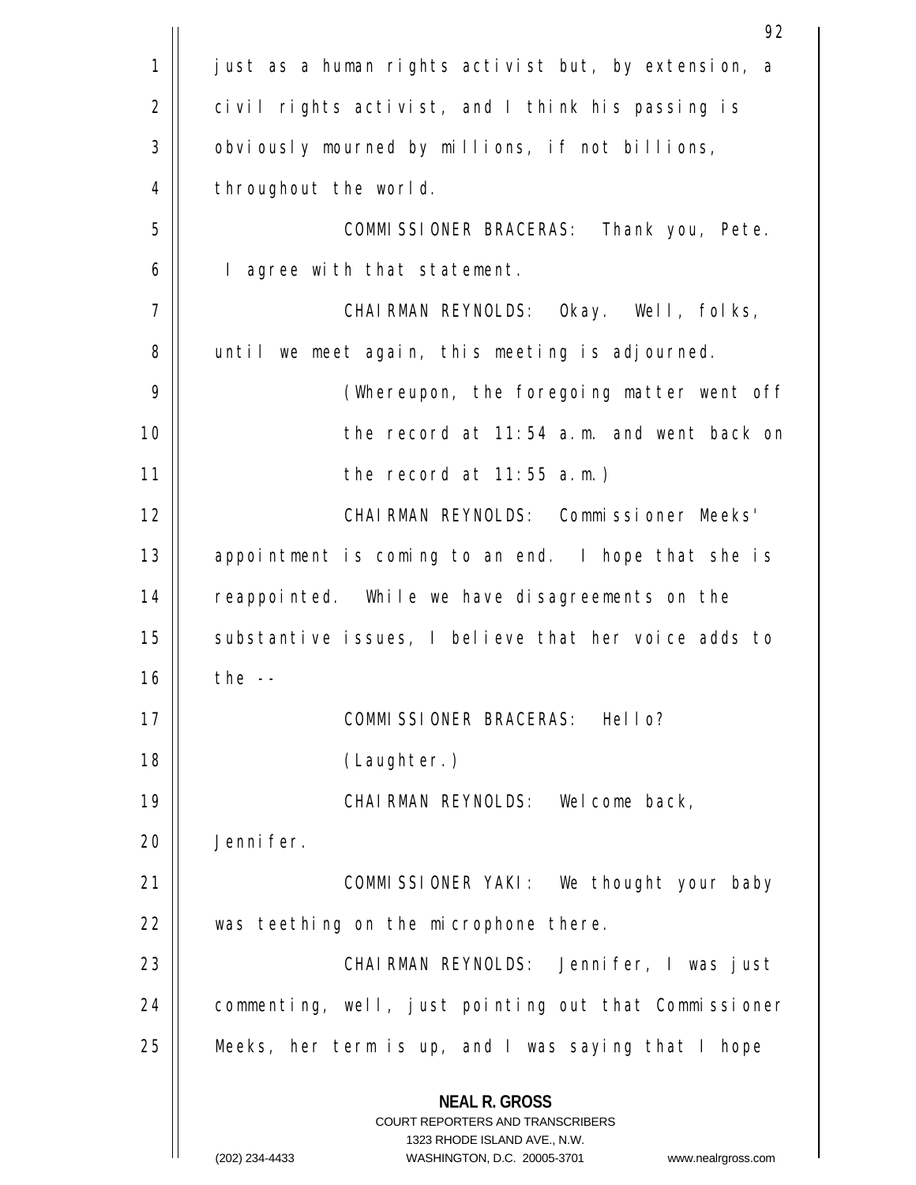just as a human rights activist but, by extension, a civil rights activist, and I think his passing is obviously mourned by millions, if not billions, throughout the world.

COMMISSIONER BRACERAS: Thank you, Pete. I agree with that statement.

CHAIRMAN REYNOLDS: Okay. Well, folks, until we meet again, this meeting is adjourned.

(Whereupon, the foregoing matter went off the record at 11:54 a.m. and went back on the record at 11:55 a.m.)

CHAIRMAN REYNOLDS: Commissioner Meeks' appointment is coming to an end. I hope that she is reappointed. While we have disagreements on the substantive issues, I believe that her voice adds to the --

COMMISSIONER BRACERAS: Hello?

(Laughter.)

CHAIRMAN REYNOLDS: Welcome back, Jennifer.

COMMISSIONER YAKI: We thought your baby was teething on the microphone there.

CHAIRMAN REYNOLDS: Jennifer, I was just commenting, well, just pointing out that Commissioner Meeks, her term is up, and I was saying that I hope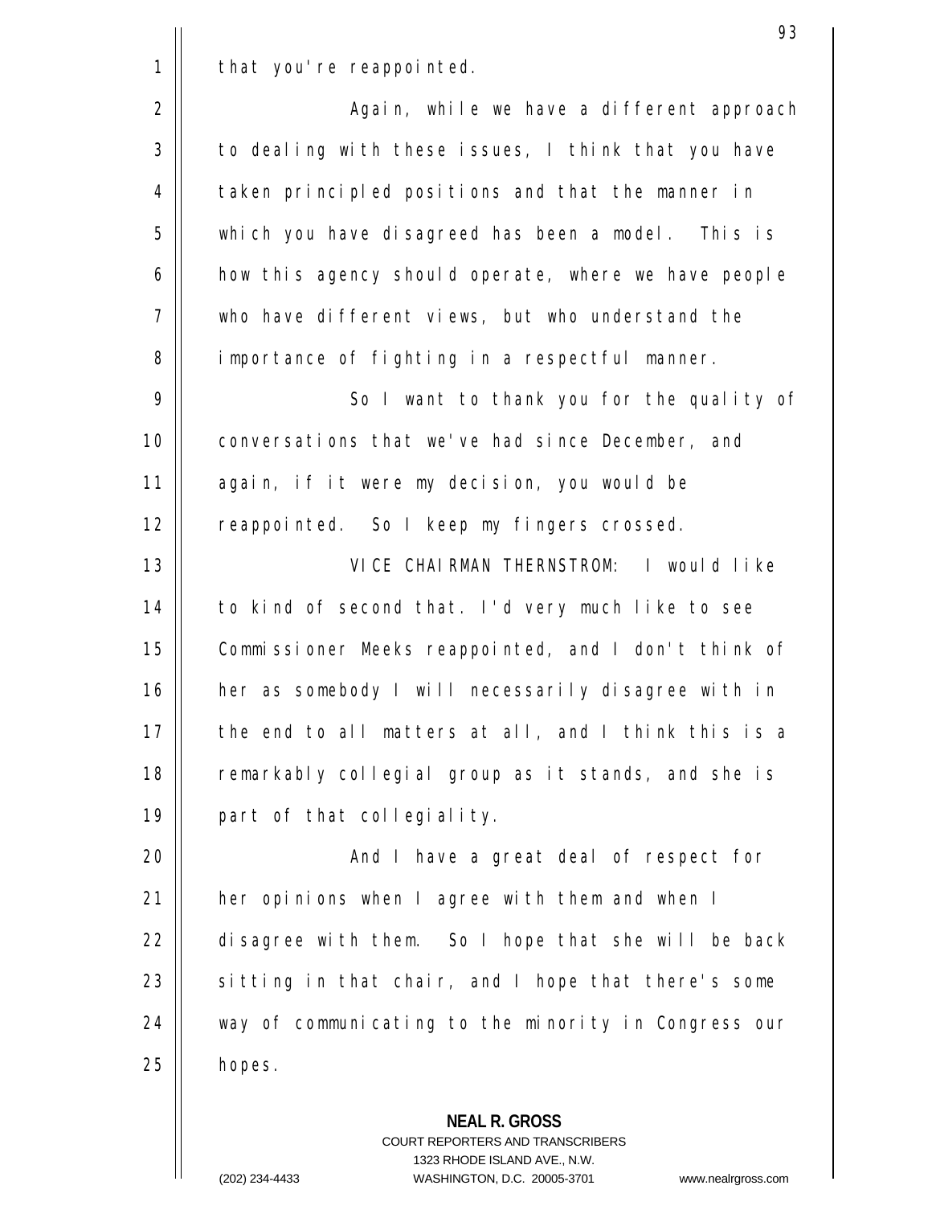that you're reappointed.

Again, while we have a different approach to dealing with these issues, I think that you have taken principled positions and that the manner in which you have disagreed has been a model. This is how this agency should operate, where we have people who have different views, but who understand the importance of fighting in a respectful manner.

So I want to thank you for the quality of conversations that we've had since December, and again, if it were my decision, you would be reappointed. So I keep my fingers crossed.

VICE CHAIRMAN THERNSTROM: I would like to kind of second that. I'd very much like to see Commissioner Meeks reappointed, and I don't think of her as somebody I will necessarily disagree with in the end to all matters at all, and I think this is a remarkably collegial group as it stands, and she is part of that collegiality.

And I have a great deal of respect for her opinions when I agree with them and when I disagree with them. So I hope that she will be back sitting in that chair, and I hope that there's some way of communicating to the minority in Congress our hopes.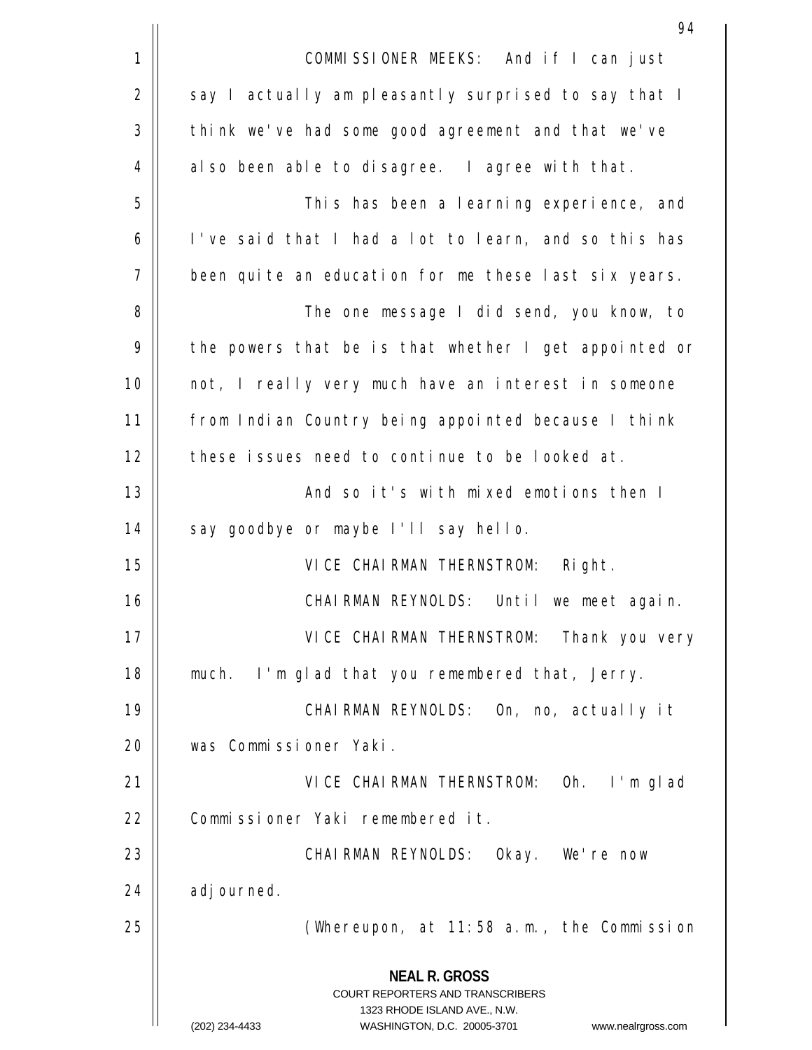COMMISSIONER MEEKS: And if I can just say I actually am pleasantly surprised to say that I think we've had some good agreement and that we've also been able to disagree. I agree with that.

This has been a learning experience, and I've said that I had a lot to learn, and so this has been quite an education for me these last six years.

The one message I did send, you know, to the powers that be is that whether I get appointed or not, I really very much have an interest in someone from Indian Country being appointed because I think these issues need to continue to be looked at.

And so it's with mixed emotions then I say goodbye or maybe I'll say hello.

VICE CHAIRMAN THERNSTROM: Right.

CHAIRMAN REYNOLDS: Until we meet again.

VICE CHAIRMAN THERNSTROM: Thank you very much. I'm glad that you remembered that, Jerry.

CHAIRMAN REYNOLDS: On, no, actually it was Commissioner Yaki.

VICE CHAIRMAN THERNSTROM: Oh. I'm glad Commissioner Yaki remembered it.

CHAIRMAN REYNOLDS: Okay. We're now adjourned.

(Whereupon, at 11:58 a.m., the Commission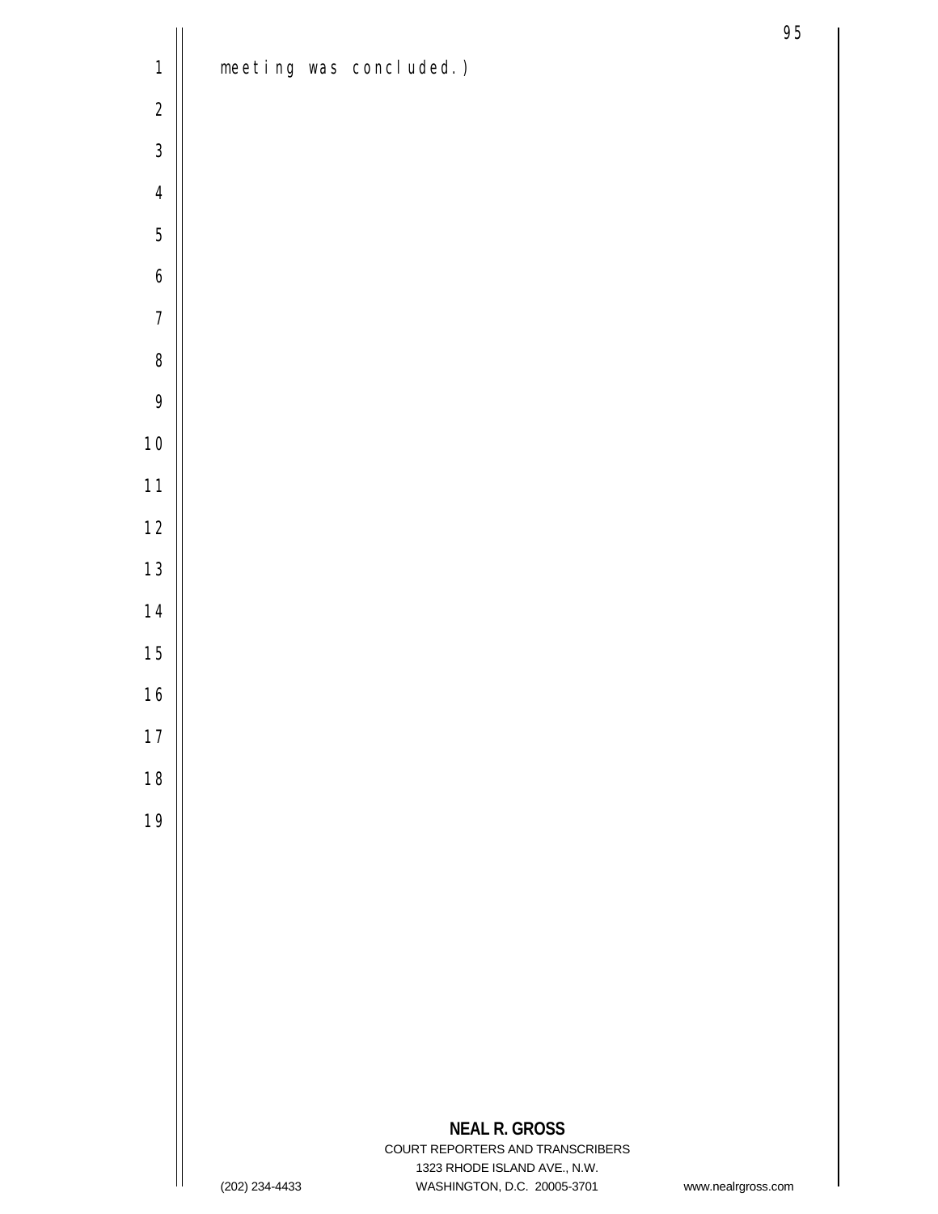meeting was concluded.)